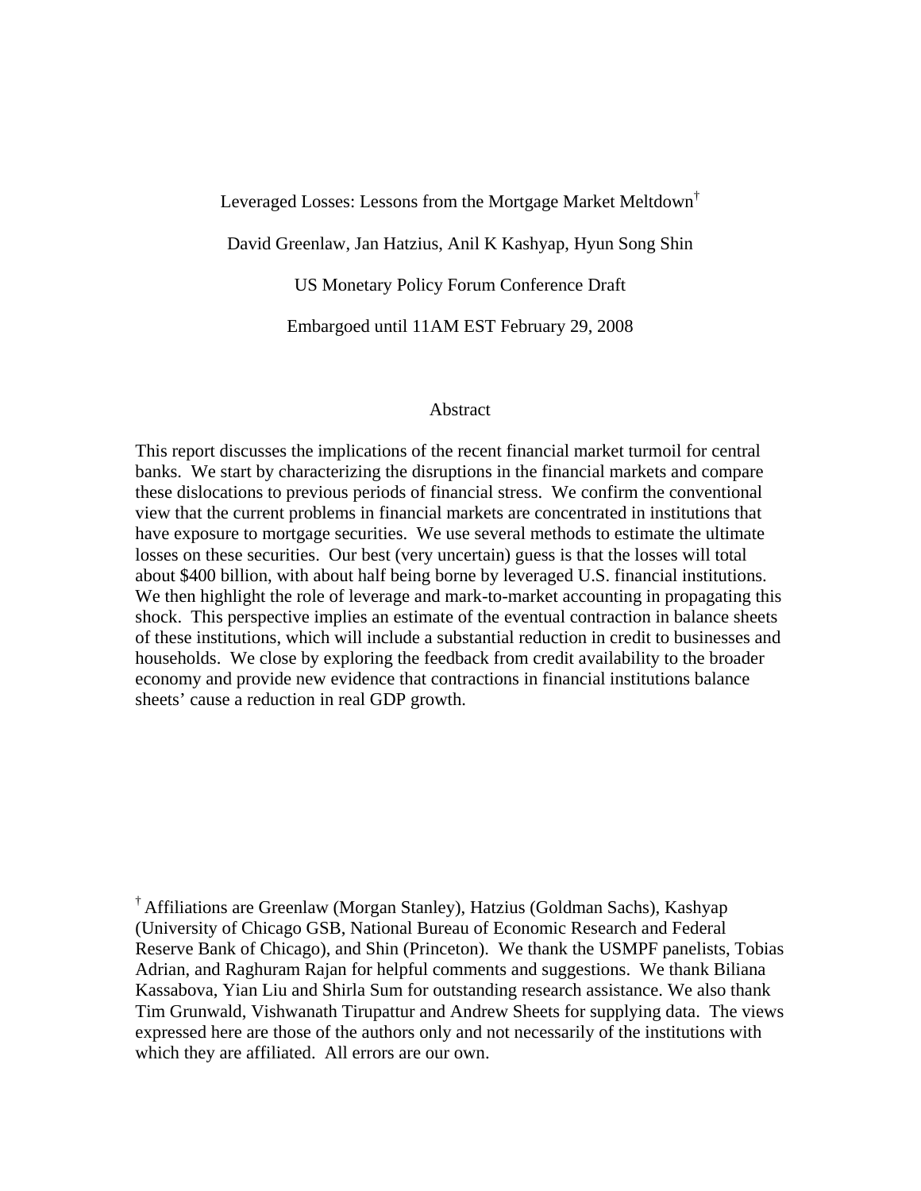# Leveraged Losses: Lessons from the Mortgage Market Meltdown[†]

David Greenlaw, Jan Hatzius, Anil K Kashyap, Hyun Song Shin

US Monetary Policy Forum Conference Draft

Embargoed until 11AM EST February 29, 2008

## Abstract

This report discusses the implications of the recent financial market turmoil for central banks. We start by characterizing the disruptions in the financial markets and compare these dislocations to previous periods of financial stress. We confirm the conventional view that the current problems in financial markets are concentrated in institutions that have exposure to mortgage securities. We use several methods to estimate the ultimate losses on these securities. Our best (very uncertain) guess is that the losses will total about $400 billion, with about half being borne by leveraged U.S. financial institutions. We then highlight the role of leverage and mark-to-market accounting in propagating this shock. This perspective implies an estimate of the eventual contraction in balance sheets of these institutions, which will include a substantial reduction in credit to businesses and households. We close by exploring the feedback from credit availability to the broader economy and provide new evidence that contractions in financial institutions balance sheets' cause a reduction in real GDP growth.

[†] Affiliations are Greenlaw (Morgan Stanley), Hatzius (Goldman Sachs), Kashyap (University of Chicago GSB, National Bureau of Economic Research and Federal Reserve Bank of Chicago), and Shin (Princeton). We thank the USMPF panelists, Tobias Adrian, and Raghuram Rajan for helpful comments and suggestions. We thank Biliana Kassabova, Yian Liu and Shirla Sum for outstanding research assistance. We also thank Tim Grunwald, Vishwanath Tirupattur and Andrew Sheets for supplying data. The views expressed here are those of the authors only and not necessarily of the institutions with which they are affiliated. All errors are our own.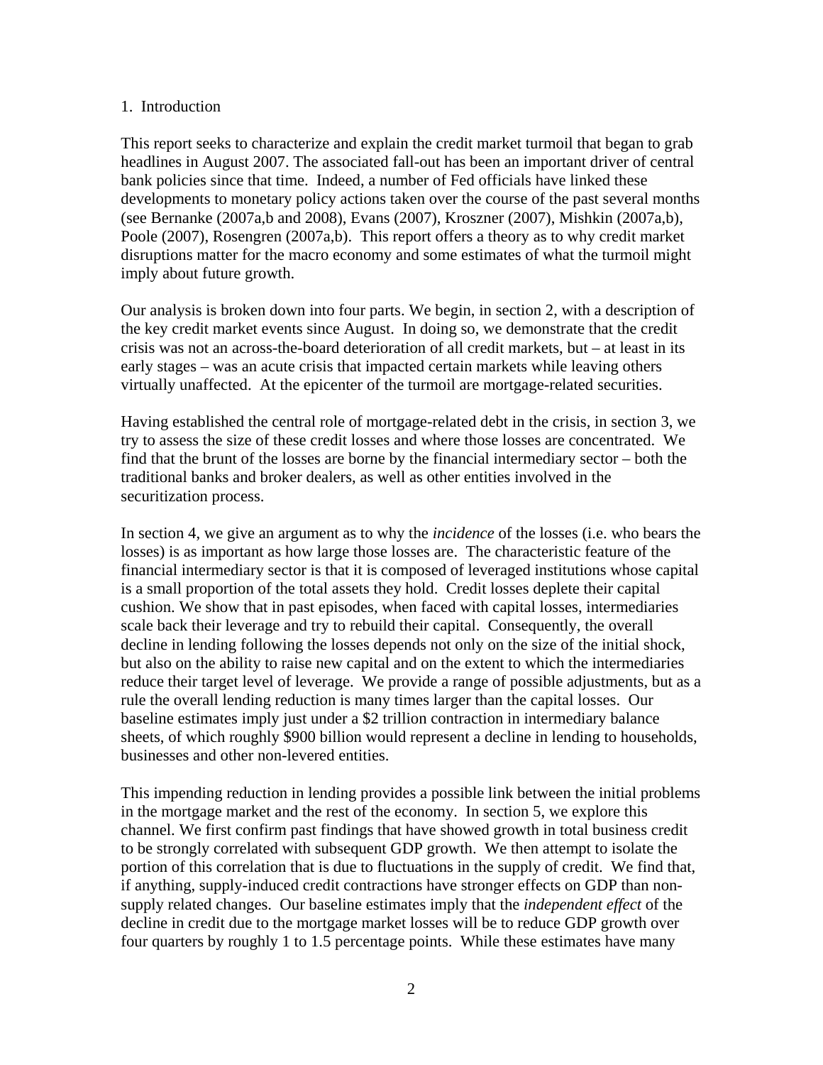## 1. Introduction

This report seeks to characterize and explain the credit market turmoil that began to grab headlines in August 2007. The associated fall-out has been an important driver of central bank policies since that time. Indeed, a number of Fed officials have linked these developments to monetary policy actions taken over the course of the past several months (see Bernanke (2007a,b and 2008), Evans (2007), Kroszner (2007), Mishkin (2007a,b), Poole (2007), Rosengren (2007a,b). This report offers a theory as to why credit market disruptions matter for the macro economy and some estimates of what the turmoil might imply about future growth.

Our analysis is broken down into four parts. We begin, in section 2, with a description of the key credit market events since August. In doing so, we demonstrate that the credit crisis was not an across-the-board deterioration of all credit markets, but – at least in its early stages – was an acute crisis that impacted certain markets while leaving others virtually unaffected. At the epicenter of the turmoil are mortgage-related securities.

Having established the central role of mortgage-related debt in the crisis, in section 3, we try to assess the size of these credit losses and where those losses are concentrated. We find that the brunt of the losses are borne by the financial intermediary sector – both the traditional banks and broker dealers, as well as other entities involved in the securitization process.

In section 4, we give an argument as to why the *incidence* of the losses (i.e. who bears the losses) is as important as how large those losses are. The characteristic feature of the financial intermediary sector is that it is composed of leveraged institutions whose capital is a small proportion of the total assets they hold. Credit losses deplete their capital cushion. We show that in past episodes, when faced with capital losses, intermediaries scale back their leverage and try to rebuild their capital. Consequently, the overall decline in lending following the losses depends not only on the size of the initial shock, but also on the ability to raise new capital and on the extent to which the intermediaries reduce their target level of leverage. We provide a range of possible adjustments, but as a rule the overall lending reduction is many times larger than the capital losses. Our baseline estimates imply just under a $2 trillion contraction in intermediary balance sheets, of which roughly $900 billion would represent a decline in lending to households, businesses and other non-levered entities.

This impending reduction in lending provides a possible link between the initial problems in the mortgage market and the rest of the economy. In section 5, we explore this channel. We first confirm past findings that have showed growth in total business credit to be strongly correlated with subsequent GDP growth. We then attempt to isolate the portion of this correlation that is due to fluctuations in the supply of credit. We find that, if anything, supply-induced credit contractions have stronger effects on GDP than non-supply related changes. Our baseline estimates imply that the *independent effect* of the decline in credit due to the mortgage market losses will be to reduce GDP growth over four quarters by roughly 1 to 1.5 percentage points. While these estimates have many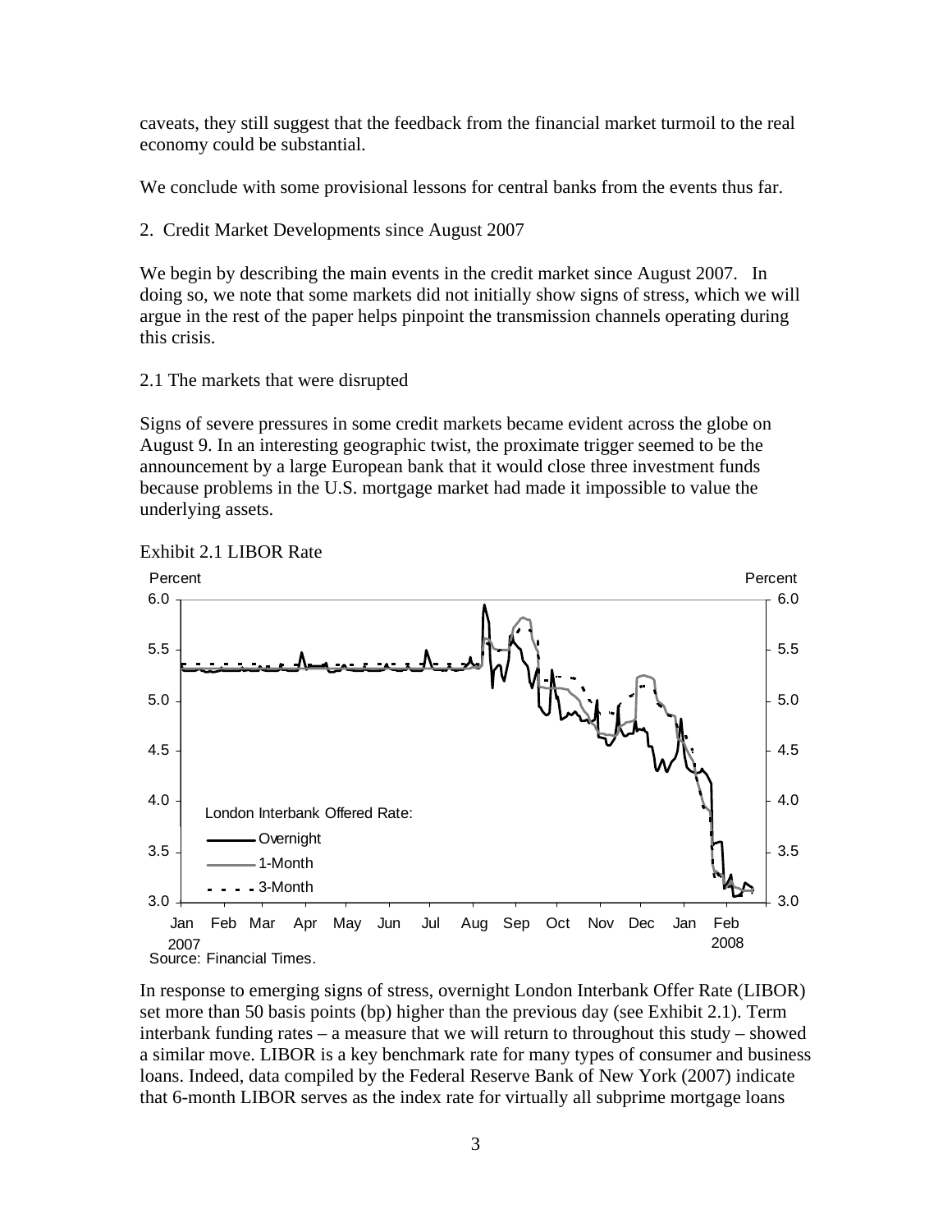caveats, they still suggest that the feedback from the financial market turmoil to the real economy could be substantial.

We conclude with some provisional lessons for central banks from the events thus far.

## 2. Credit Market Developments since August 2007

We begin by describing the main events in the credit market since August 2007. In doing so, we note that some markets did not initially show signs of stress, which we will argue in the rest of the paper helps pinpoint the transmission channels operating during this crisis.

### 2.1 The markets that were disrupted

Signs of severe pressures in some credit markets became evident across the globe on August 9. In an interesting geographic twist, the proximate trigger seemed to be the announcement by a large European bank that it would close three investment funds because problems in the U.S. mortgage market had made it impossible to value the underlying assets.

Exhibit 2.1 LIBOR Rate

Source: Financial Times.

In response to emerging signs of stress, overnight London Interbank Offer Rate (LIBOR) set more than 50 basis points (bp) higher than the previous day (see Exhibit 2.1). Term interbank funding rates – a measure that we will return to throughout this study – showed a similar move. LIBOR is a key benchmark rate for many types of consumer and business loans. Indeed, data compiled by the Federal Reserve Bank of New York (2007) indicate that 6-month LIBOR serves as the index rate for virtually all subprime mortgage loans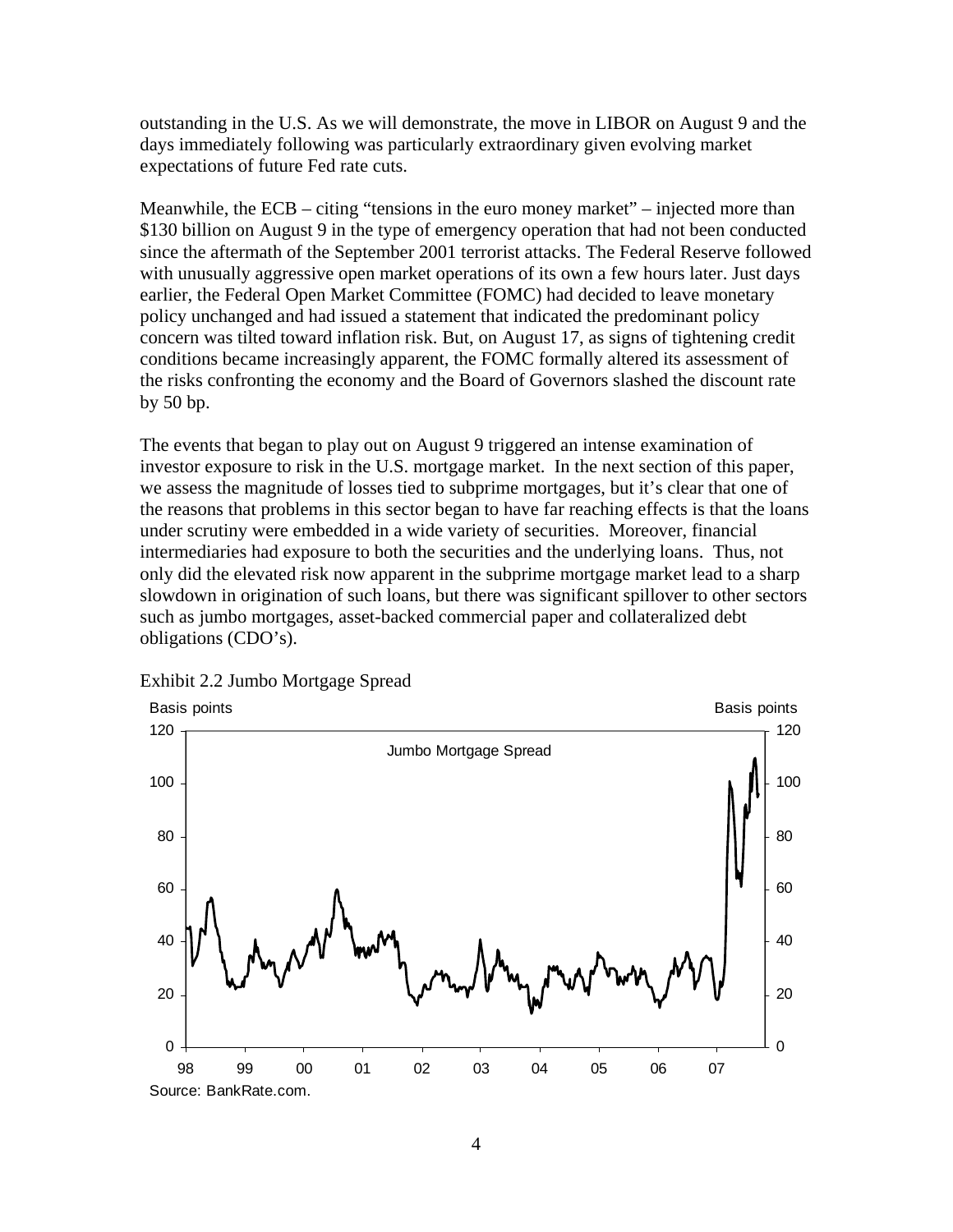outstanding in the U.S. As we will demonstrate, the move in LIBOR on August 9 and the days immediately following was particularly extraordinary given evolving market expectations of future Fed rate cuts.

Meanwhile, the ECB – citing "tensions in the euro money market" – injected more than $130 billion on August 9 in the type of emergency operation that had not been conducted since the aftermath of the September 2001 terrorist attacks. The Federal Reserve followed with unusually aggressive open market operations of its own a few hours later. Just days earlier, the Federal Open Market Committee (FOMC) had decided to leave monetary policy unchanged and had issued a statement that indicated the predominant policy concern was tilted toward inflation risk. But, on August 17, as signs of tightening credit conditions became increasingly apparent, the FOMC formally altered its assessment of the risks confronting the economy and the Board of Governors slashed the discount rate by 50 bp.

The events that began to play out on August 9 triggered an intense examination of investor exposure to risk in the U.S. mortgage market. In the next section of this paper, we assess the magnitude of losses tied to subprime mortgages, but it's clear that one of the reasons that problems in this sector began to have far reaching effects is that the loans under scrutiny were embedded in a wide variety of securities. Moreover, financial intermediaries had exposure to both the securities and the underlying loans. Thus, not only did the elevated risk now apparent in the subprime mortgage market lead to a sharp slowdown in origination of such loans, but there was significant spillover to other sectors such as jumbo mortgages, asset-backed commercial paper and collateralized debt obligations (CDO's).

Exhibit 2.2 Jumbo Mortgage Spread

Source: BankRate.com.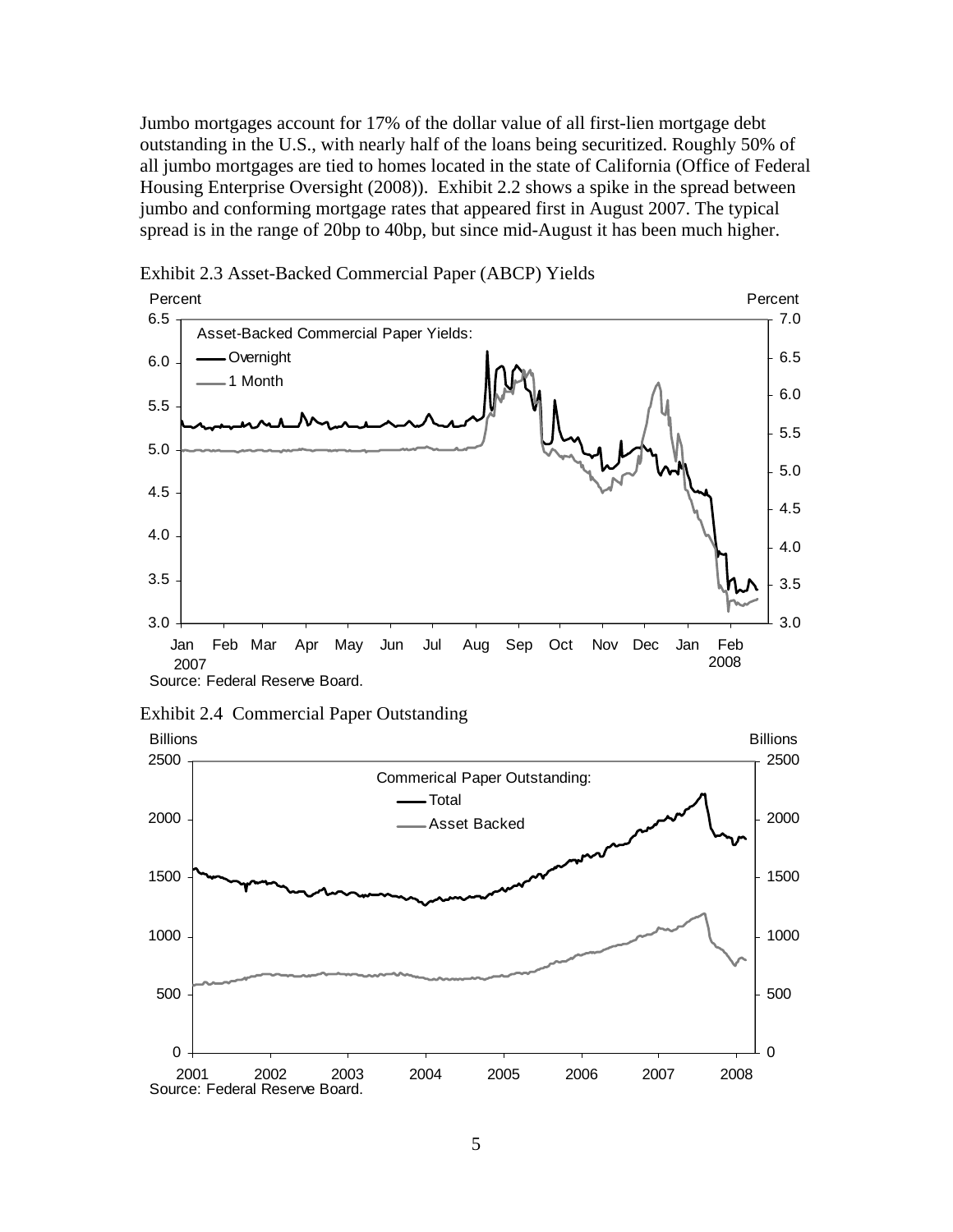Jumbo mortgages account for 17% of the dollar value of all first-lien mortgage debt outstanding in the U.S., with nearly half of the loans being securitized. Roughly 50% of all jumbo mortgages are tied to homes located in the state of California (Office of Federal Housing Enterprise Oversight (2008)). Exhibit 2.2 shows a spike in the spread between jumbo and conforming mortgage rates that appeared first in August 2007. The typical spread is in the range of 20bp to 40bp, but since mid-August it has been much higher.

Exhibit 2.3 Asset-Backed Commercial Paper (ABCP) Yields

Source: Federal Reserve Board.

Exhibit 2.4 Commercial Paper Outstanding

Source: Federal Reserve Board.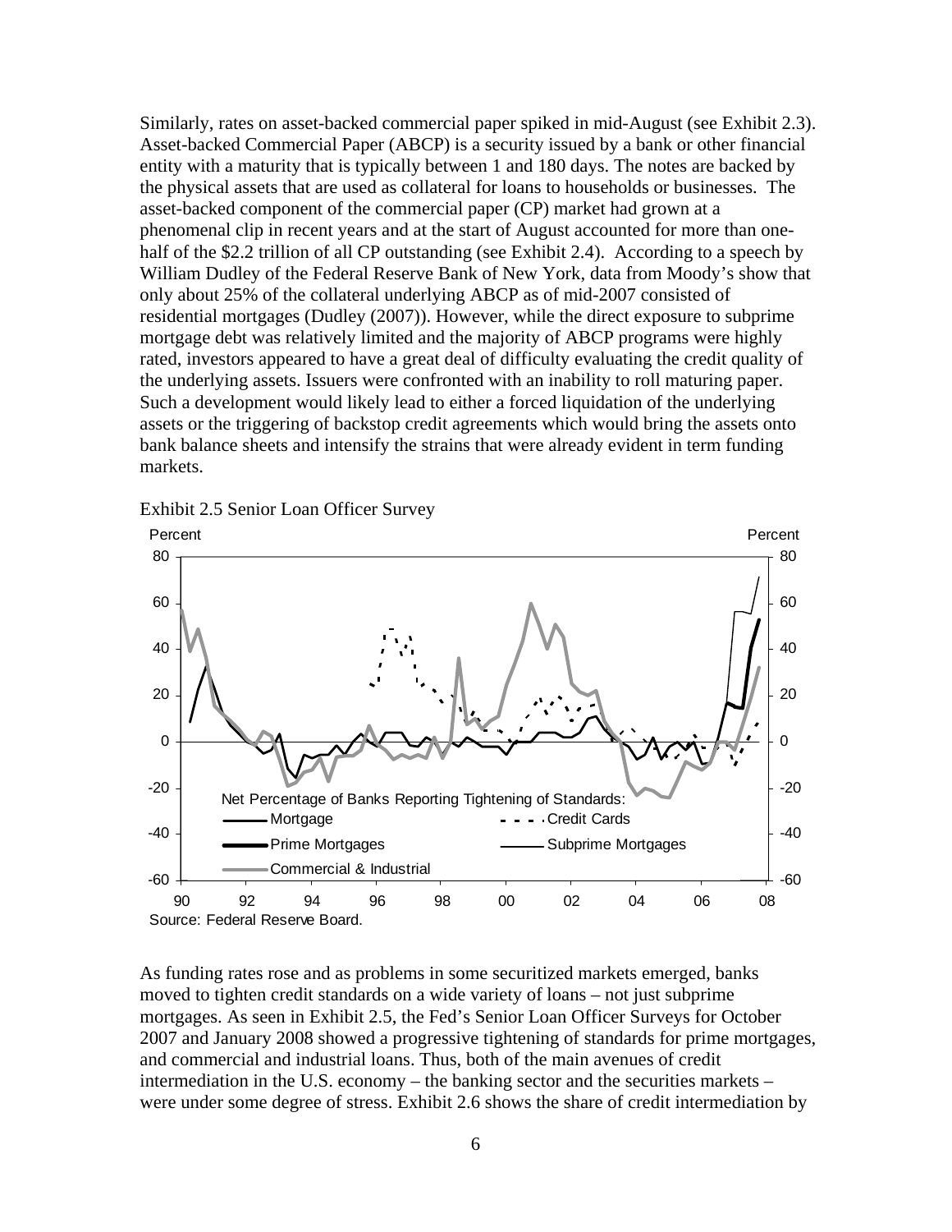Similarly, rates on asset-backed commercial paper spiked in mid-August (see Exhibit 2.3). Asset-backed Commercial Paper (ABCP) is a security issued by a bank or other financial entity with a maturity that is typically between 1 and 180 days. The notes are backed by the physical assets that are used as collateral for loans to households or businesses. The asset-backed component of the commercial paper (CP) market had grown at a phenomenal clip in recent years and at the start of August accounted for more than one-half of the $2.2 trillion of all CP outstanding (see Exhibit 2.4). According to a speech by William Dudley of the Federal Reserve Bank of New York, data from Moody's show that only about 25% of the collateral underlying ABCP as of mid-2007 consisted of residential mortgages (Dudley (2007)). However, while the direct exposure to subprime mortgage debt was relatively limited and the majority of ABCP programs were highly rated, investors appeared to have a great deal of difficulty evaluating the credit quality of the underlying assets. Issuers were confronted with an inability to roll maturing paper. Such a development would likely lead to either a forced liquidation of the underlying assets or the triggering of backstop credit agreements which would bring the assets onto bank balance sheets and intensify the strains that were already evident in term funding markets.

Exhibit 2.5 Senior Loan Officer Survey

Source: Federal Reserve Board.

As funding rates rose and as problems in some securitized markets emerged, banks moved to tighten credit standards on a wide variety of loans – not just subprime mortgages. As seen in Exhibit 2.5, the Fed's Senior Loan Officer Surveys for October 2007 and January 2008 showed a progressive tightening of standards for prime mortgages, and commercial and industrial loans. Thus, both of the main avenues of credit intermediation in the U.S. economy – the banking sector and the securities markets – were under some degree of stress. Exhibit 2.6 shows the share of credit intermediation by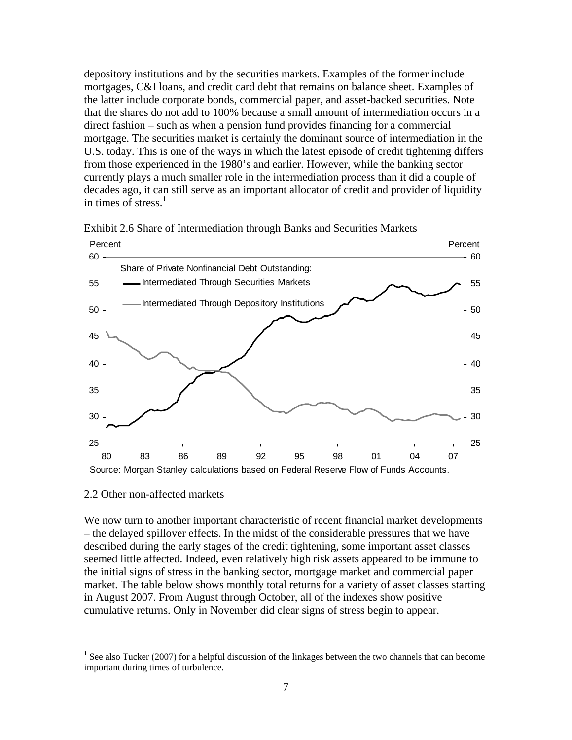depository institutions and by the securities markets. Examples of the former include mortgages, C&I loans, and credit card debt that remains on balance sheet. Examples of the latter include corporate bonds, commercial paper, and asset-backed securities. Note that the shares do not add to 100% because a small amount of intermediation occurs in a direct fashion – such as when a pension fund provides financing for a commercial mortgage. The securities market is certainly the dominant source of intermediation in the U.S. today. This is one of the ways in which the latest episode of credit tightening differs from those experienced in the 1980's and earlier. However, while the banking sector currently plays a much smaller role in the intermediation process than it did a couple of decades ago, it can still serve as an important allocator of credit and provider of liquidity in times of stress.[1]

Exhibit 2.6 Share of Intermediation through Banks and Securities Markets

Source: Morgan Stanley calculations based on Federal Reserve Flow of Funds Accounts.

## 2.2 Other non-affected markets

We now turn to another important characteristic of recent financial market developments – the delayed spillover effects. In the midst of the considerable pressures that we have described during the early stages of the credit tightening, some important asset classes seemed little affected. Indeed, even relatively high risk assets appeared to be immune to the initial signs of stress in the banking sector, mortgage market and commercial paper market. The table below shows monthly total returns for a variety of asset classes starting in August 2007. From August through October, all of the indexes show positive cumulative returns. Only in November did clear signs of stress begin to appear.

[1] See also Tucker (2007) for a helpful discussion of the linkages between the two channels that can become important during times of turbulence.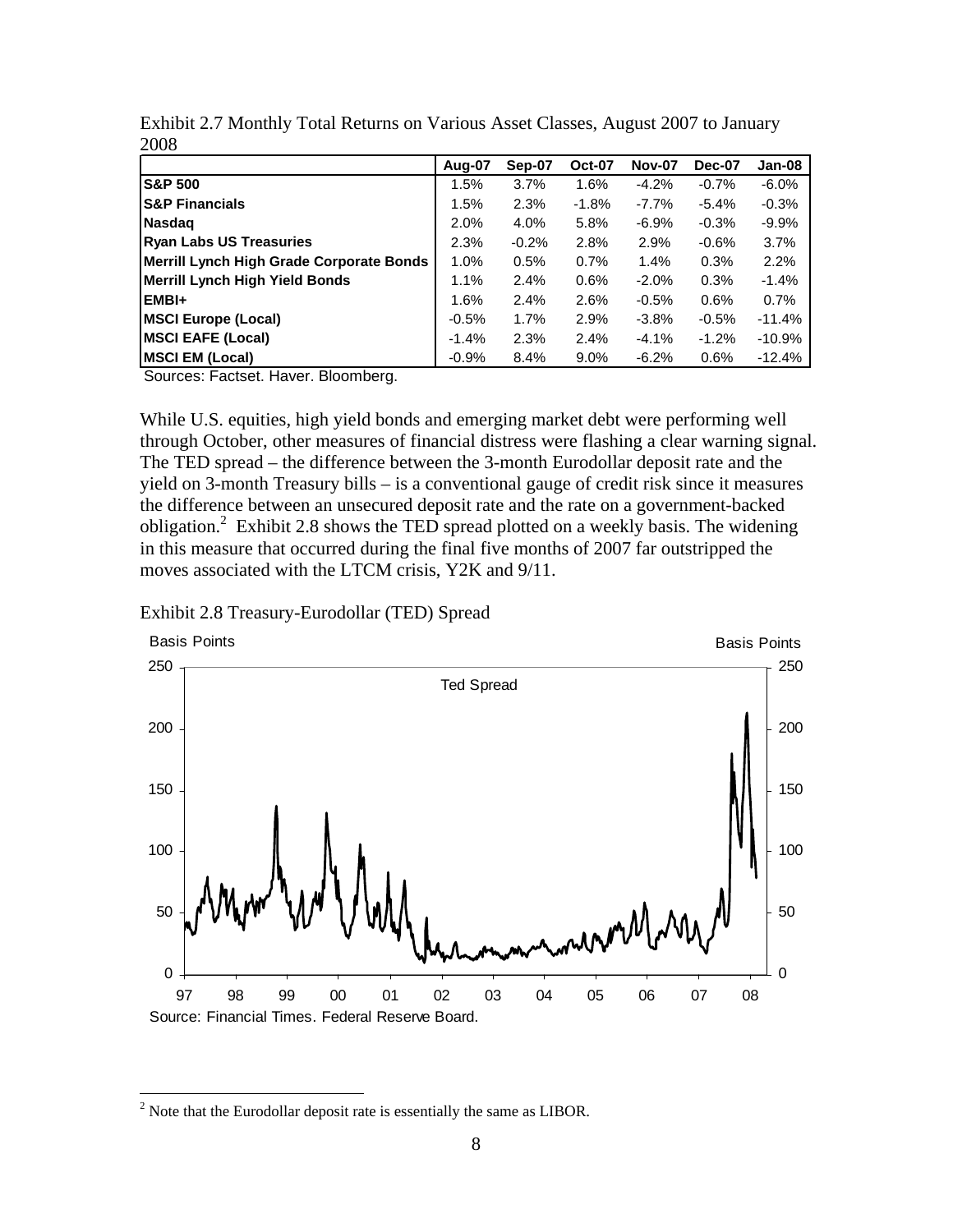Exhibit 2.7 Monthly Total Returns on Various Asset Classes, August 2007 to January 2008

| | Aug-07 | Sep-07 | Oct-07 | Nov-07 | Dec-07 | Jan-08 |
|---|---|---|---|---|---|---|
| **S&P 500** | 1.5% | 3.7% | 1.6% | -4.2% | -0.7% | -6.0% |
| **S&P Financials** | 1.5% | 2.3% | -1.8% | -7.7% | -5.4% | -0.3% |
| **Nasdaq** | 2.0% | 4.0% | 5.8% | -6.9% | -0.3% | -9.9% |
| **Ryan Labs US Treasuries** | 2.3% | -0.2% | 2.8% | 2.9% | -0.6% | 3.7% |
| **Merrill Lynch High Grade Corporate Bonds** | 1.0% | 0.5% | 0.7% | 1.4% | 0.3% | 2.2% |
| **Merrill Lynch High Yield Bonds** | 1.1% | 2.4% | 0.6% | -2.0% | 0.3% | -1.4% |
| **EMBI+** | 1.6% | 2.4% | 2.6% | -0.5% | 0.6% | 0.7% |
| **MSCI Europe (Local)** | -0.5% | 1.7% | 2.9% | -3.8% | -0.5% | -11.4% |
| **MSCI EAFE (Local)** | -1.4% | 2.3% | 2.4% | -4.1% | -1.2% | -10.9% |
| **MSCI EM (Local)** | -0.9% | 8.4% | 9.0% | -6.2% | 0.6% | -12.4% |

Sources: Factset. Haver. Bloomberg.

While U.S. equities, high yield bonds and emerging market debt were performing well through October, other measures of financial distress were flashing a clear warning signal. The TED spread – the difference between the 3-month Eurodollar deposit rate and the yield on 3-month Treasury bills – is a conventional gauge of credit risk since it measures the difference between an unsecured deposit rate and the rate on a government-backed obligation.[2] Exhibit 2.8 shows the TED spread plotted on a weekly basis. The widening in this measure that occurred during the final five months of 2007 far outstripped the moves associated with the LTCM crisis, Y2K and 9/11.

Exhibit 2.8 Treasury-Eurodollar (TED) Spread

Source: Financial Times. Federal Reserve Board.

[2] Note that the Eurodollar deposit rate is essentially the same as LIBOR.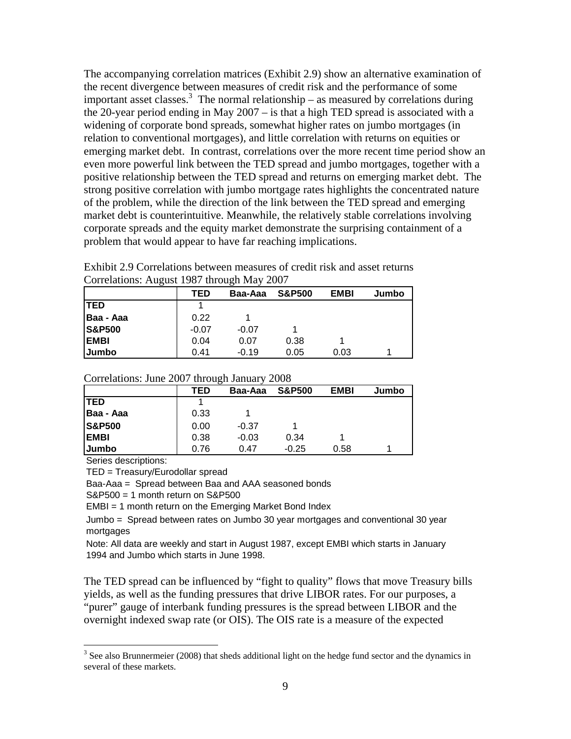The accompanying correlation matrices (Exhibit 2.9) show an alternative examination of the recent divergence between measures of credit risk and the performance of some important asset classes.[3] The normal relationship – as measured by correlations during the 20-year period ending in May 2007 – is that a high TED spread is associated with a widening of corporate bond spreads, somewhat higher rates on jumbo mortgages (in relation to conventional mortgages), and little correlation with returns on equities or emerging market debt. In contrast, correlations over the more recent time period show an even more powerful link between the TED spread and jumbo mortgages, together with a positive relationship between the TED spread and returns on emerging market debt. The strong positive correlation with jumbo mortgage rates highlights the concentrated nature of the problem, while the direction of the link between the TED spread and emerging market debt is counterintuitive. Meanwhile, the relatively stable correlations involving corporate spreads and the equity market demonstrate the surprising containment of a problem that would appear to have far reaching implications.

Exhibit 2.9 Correlations between measures of credit risk and asset returns

Correlations: August 1987 through May 2007

| | TED | Baa-Aaa | S&P500 | EMBI | Jumbo |
|---|---|---|---|---|---|
| **TED** | 1 | | | | |
| **Baa - Aaa** | 0.22 | 1 | | | |
| **S&P500** | -0.07 | -0.07 | 1 | | |
| **EMBI** | 0.04 | 0.07 | 0.38 | 1 | |
| **Jumbo** | 0.41 | -0.19 | 0.05 | 0.03 | 1 |

Correlations: June 2007 through January 2008

| | TED | Baa-Aaa | S&P500 | EMBI | Jumbo |
|---|---|---|---|---|---|
| **TED** | 1 | | | | |
| **Baa - Aaa** | 0.33 | 1 | | | |
| **S&P500** | 0.00 | -0.37 | 1 | | |
| **EMBI** | 0.38 | -0.03 | 0.34 | 1 | |
| **Jumbo** | 0.76 | 0.47 | -0.25 | 0.58 | 1 |

Series descriptions:

TED = Treasury/Eurodollar spread

Baa-Aaa = Spread between Baa and AAA seasoned bonds

S&P500 = 1 month return on S&P500

EMBI = 1 month return on the Emerging Market Bond Index

Jumbo = Spread between rates on Jumbo 30 year mortgages and conventional 30 year mortgages

Note: All data are weekly and start in August 1987, except EMBI which starts in January 1994 and Jumbo which starts in June 1998.

The TED spread can be influenced by "fight to quality" flows that move Treasury bills yields, as well as the funding pressures that drive LIBOR rates. For our purposes, a "purer" gauge of interbank funding pressures is the spread between LIBOR and the overnight indexed swap rate (or OIS). The OIS rate is a measure of the expected

[3] See also Brunnermeier (2008) that sheds additional light on the hedge fund sector and the dynamics in several of these markets.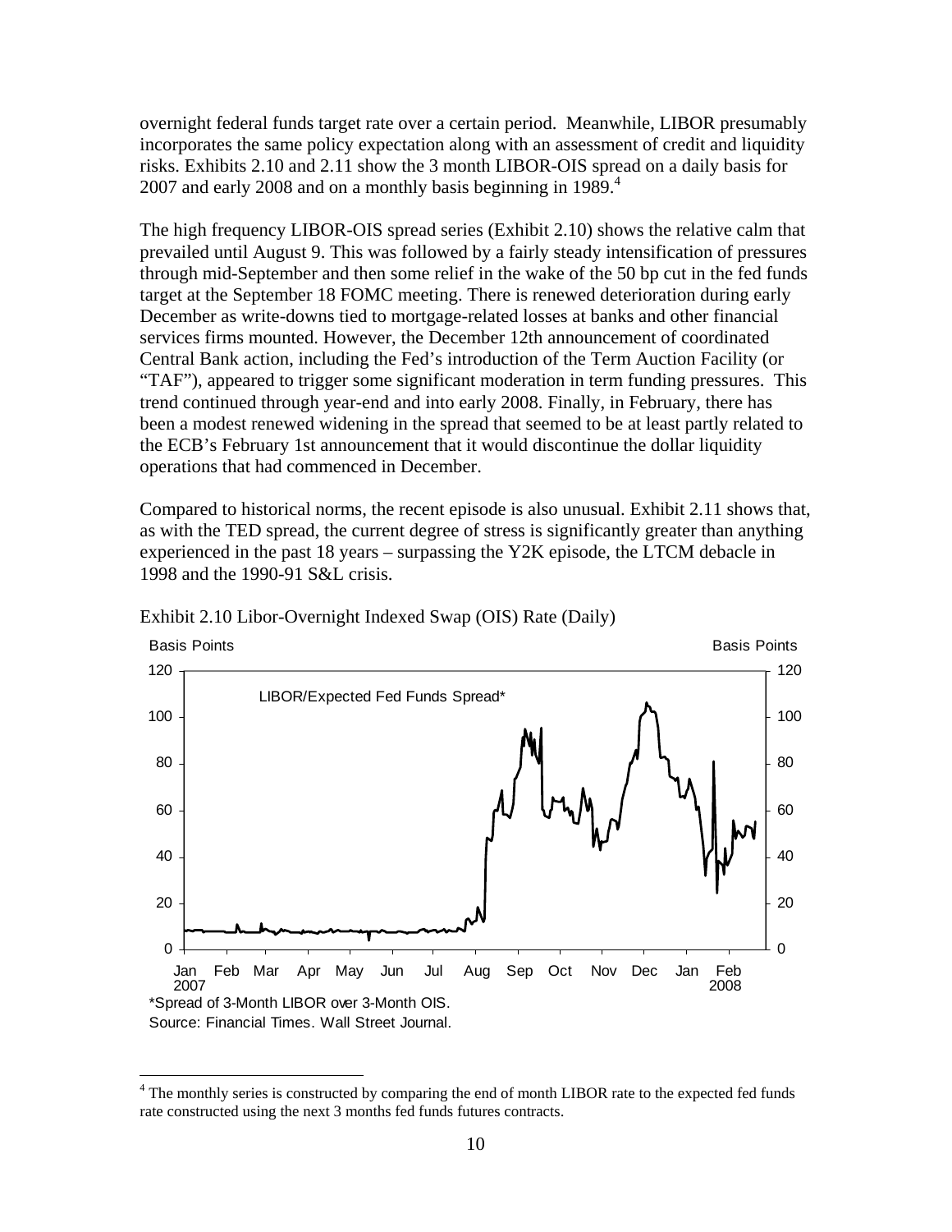overnight federal funds target rate over a certain period. Meanwhile, LIBOR presumably incorporates the same policy expectation along with an assessment of credit and liquidity risks. Exhibits 2.10 and 2.11 show the 3 month LIBOR-OIS spread on a daily basis for 2007 and early 2008 and on a monthly basis beginning in 1989.[4]

The high frequency LIBOR-OIS spread series (Exhibit 2.10) shows the relative calm that prevailed until August 9. This was followed by a fairly steady intensification of pressures through mid-September and then some relief in the wake of the 50 bp cut in the fed funds target at the September 18 FOMC meeting. There is renewed deterioration during early December as write-downs tied to mortgage-related losses at banks and other financial services firms mounted. However, the December 12th announcement of coordinated Central Bank action, including the Fed's introduction of the Term Auction Facility (or "TAF"), appeared to trigger some significant moderation in term funding pressures. This trend continued through year-end and into early 2008. Finally, in February, there has been a modest renewed widening in the spread that seemed to be at least partly related to the ECB's February 1st announcement that it would discontinue the dollar liquidity operations that had commenced in December.

Compared to historical norms, the recent episode is also unusual. Exhibit 2.11 shows that, as with the TED spread, the current degree of stress is significantly greater than anything experienced in the past 18 years – surpassing the Y2K episode, the LTCM debacle in 1998 and the 1990-91 S&L crisis.

Exhibit 2.10 Libor-Overnight Indexed Swap (OIS) Rate (Daily)

*Spread of 3-Month LIBOR over 3-Month OIS.
Source: Financial Times. Wall Street Journal.

[4] The monthly series is constructed by comparing the end of month LIBOR rate to the expected fed funds rate constructed using the next 3 months fed funds futures contracts.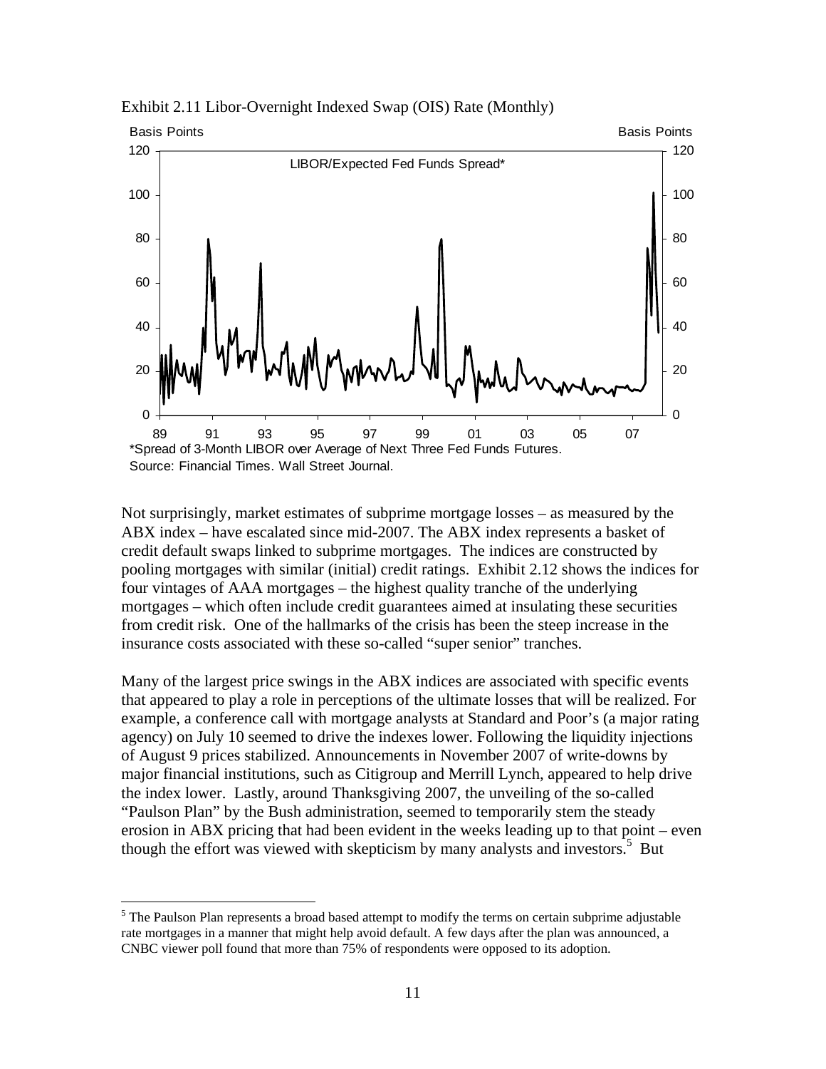Exhibit 2.11 Libor-Overnight Indexed Swap (OIS) Rate (Monthly)

*Spread of 3-Month LIBOR over Average of Next Three Fed Funds Futures.
Source: Financial Times. Wall Street Journal.

Not surprisingly, market estimates of subprime mortgage losses – as measured by the ABX index – have escalated since mid-2007. The ABX index represents a basket of credit default swaps linked to subprime mortgages. The indices are constructed by pooling mortgages with similar (initial) credit ratings. Exhibit 2.12 shows the indices for four vintages of AAA mortgages – the highest quality tranche of the underlying mortgages – which often include credit guarantees aimed at insulating these securities from credit risk. One of the hallmarks of the crisis has been the steep increase in the insurance costs associated with these so-called "super senior" tranches.

Many of the largest price swings in the ABX indices are associated with specific events that appeared to play a role in perceptions of the ultimate losses that will be realized. For example, a conference call with mortgage analysts at Standard and Poor's (a major rating agency) on July 10 seemed to drive the indexes lower. Following the liquidity injections of August 9 prices stabilized. Announcements in November 2007 of write-downs by major financial institutions, such as Citigroup and Merrill Lynch, appeared to help drive the index lower. Lastly, around Thanksgiving 2007, the unveiling of the so-called "Paulson Plan" by the Bush administration, seemed to temporarily stem the steady erosion in ABX pricing that had been evident in the weeks leading up to that point – even though the effort was viewed with skepticism by many analysts and investors.[5] But

[5] The Paulson Plan represents a broad based attempt to modify the terms on certain subprime adjustable rate mortgages in a manner that might help avoid default. A few days after the plan was announced, a CNBC viewer poll found that more than 75% of respondents were opposed to its adoption.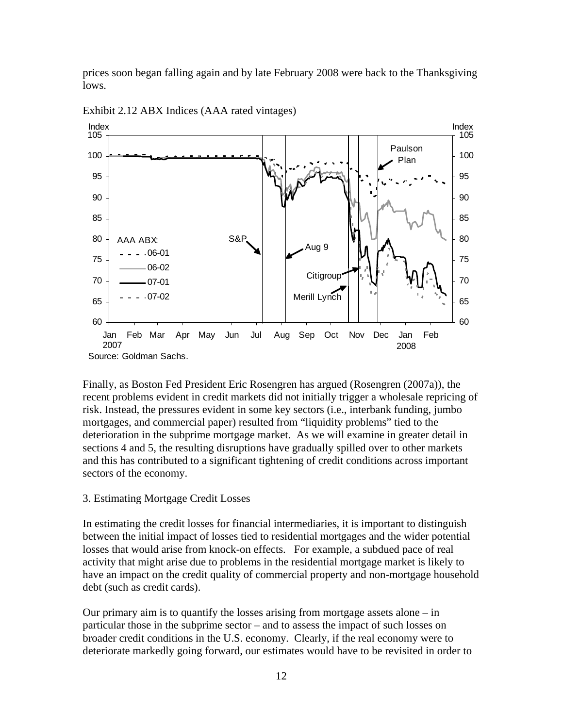prices soon began falling again and by late February 2008 were back to the Thanksgiving lows.

Exhibit 2.12 ABX Indices (AAA rated vintages)

Source: Goldman Sachs.

Finally, as Boston Fed President Eric Rosengren has argued (Rosengren (2007a)), the recent problems evident in credit markets did not initially trigger a wholesale repricing of risk. Instead, the pressures evident in some key sectors (i.e., interbank funding, jumbo mortgages, and commercial paper) resulted from "liquidity problems" tied to the deterioration in the subprime mortgage market. As we will examine in greater detail in sections 4 and 5, the resulting disruptions have gradually spilled over to other markets and this has contributed to a significant tightening of credit conditions across important sectors of the economy.

## 3. Estimating Mortgage Credit Losses

In estimating the credit losses for financial intermediaries, it is important to distinguish between the initial impact of losses tied to residential mortgages and the wider potential losses that would arise from knock-on effects. For example, a subdued pace of real activity that might arise due to problems in the residential mortgage market is likely to have an impact on the credit quality of commercial property and non-mortgage household debt (such as credit cards).

Our primary aim is to quantify the losses arising from mortgage assets alone – in particular those in the subprime sector – and to assess the impact of such losses on broader credit conditions in the U.S. economy. Clearly, if the real economy were to deteriorate markedly going forward, our estimates would have to be revisited in order to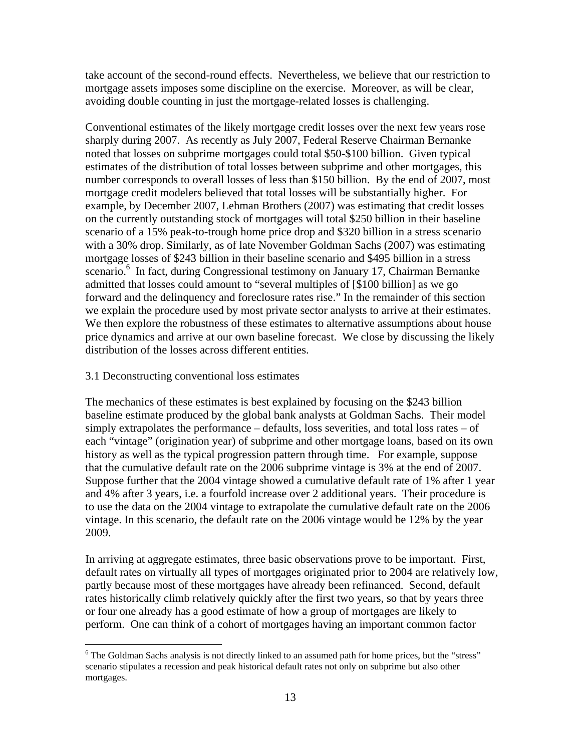take account of the second-round effects. Nevertheless, we believe that our restriction to mortgage assets imposes some discipline on the exercise. Moreover, as will be clear, avoiding double counting in just the mortgage-related losses is challenging.

Conventional estimates of the likely mortgage credit losses over the next few years rose sharply during 2007. As recently as July 2007, Federal Reserve Chairman Bernanke noted that losses on subprime mortgages could total \$50-\$100 billion. Given typical estimates of the distribution of total losses between subprime and other mortgages, this number corresponds to overall losses of less than \$150 billion. By the end of 2007, most mortgage credit modelers believed that total losses will be substantially higher. For example, by December 2007, Lehman Brothers (2007) was estimating that credit losses on the currently outstanding stock of mortgages will total \$250 billion in their baseline scenario of a 15% peak-to-trough home price drop and \$320 billion in a stress scenario with a 30% drop. Similarly, as of late November Goldman Sachs (2007) was estimating mortgage losses of \$243 billion in their baseline scenario and \$495 billion in a stress scenario.[6] In fact, during Congressional testimony on January 17, Chairman Bernanke admitted that losses could amount to "several multiples of [\$100 billion] as we go forward and the delinquency and foreclosure rates rise." In the remainder of this section we explain the procedure used by most private sector analysts to arrive at their estimates. We then explore the robustness of these estimates to alternative assumptions about house price dynamics and arrive at our own baseline forecast. We close by discussing the likely distribution of the losses across different entities.

### 3.1 Deconstructing conventional loss estimates

The mechanics of these estimates is best explained by focusing on the \$243 billion baseline estimate produced by the global bank analysts at Goldman Sachs. Their model simply extrapolates the performance – defaults, loss severities, and total loss rates – of each "vintage" (origination year) of subprime and other mortgage loans, based on its own history as well as the typical progression pattern through time. For example, suppose that the cumulative default rate on the 2006 subprime vintage is 3% at the end of 2007. Suppose further that the 2004 vintage showed a cumulative default rate of 1% after 1 year and 4% after 3 years, i.e. a fourfold increase over 2 additional years. Their procedure is to use the data on the 2004 vintage to extrapolate the cumulative default rate on the 2006 vintage. In this scenario, the default rate on the 2006 vintage would be 12% by the year 2009.

In arriving at aggregate estimates, three basic observations prove to be important. First, default rates on virtually all types of mortgages originated prior to 2004 are relatively low, partly because most of these mortgages have already been refinanced. Second, default rates historically climb relatively quickly after the first two years, so that by years three or four one already has a good estimate of how a group of mortgages are likely to perform. One can think of a cohort of mortgages having an important common factor

[6] The Goldman Sachs analysis is not directly linked to an assumed path for home prices, but the "stress" scenario stipulates a recession and peak historical default rates not only on subprime but also other mortgages.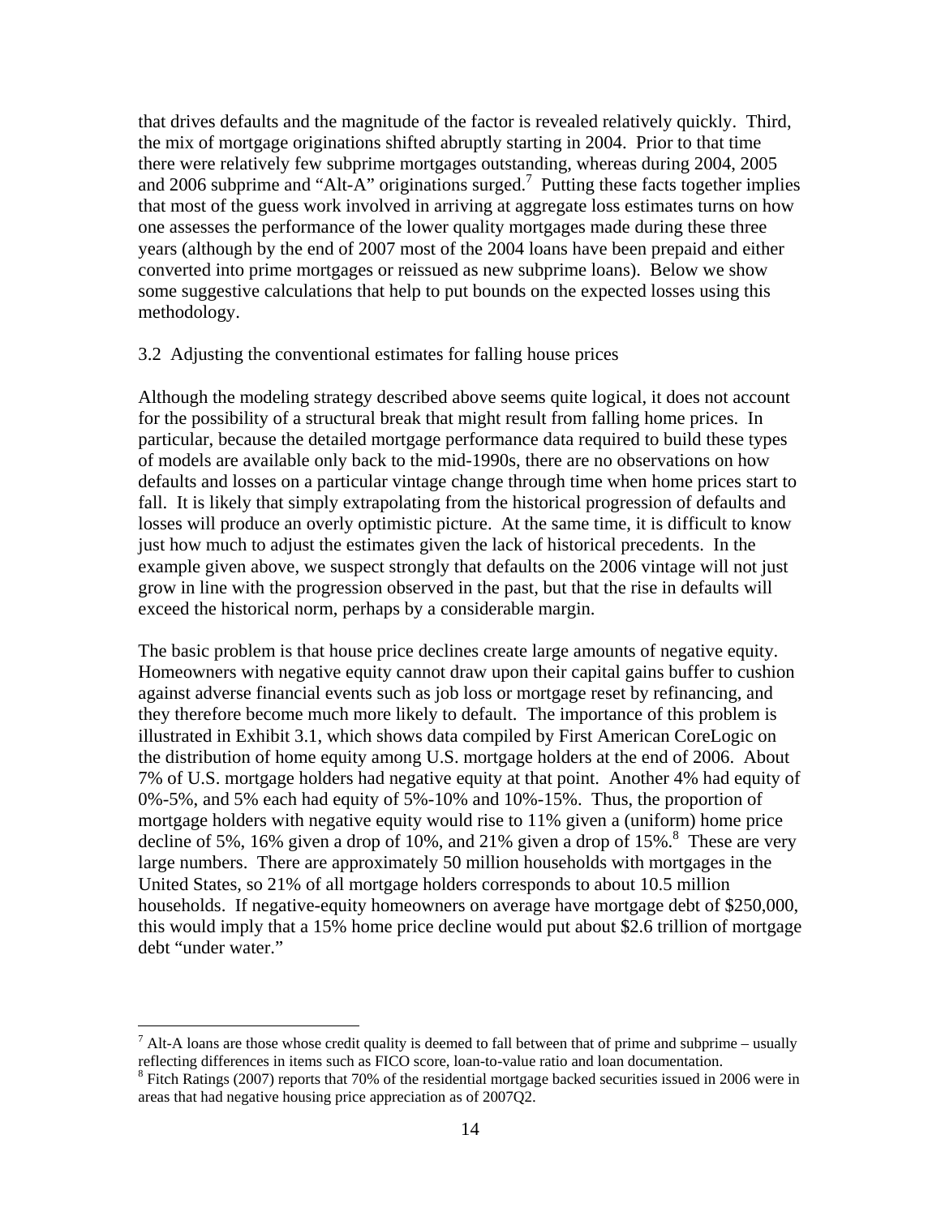that drives defaults and the magnitude of the factor is revealed relatively quickly. Third, the mix of mortgage originations shifted abruptly starting in 2004. Prior to that time there were relatively few subprime mortgages outstanding, whereas during 2004, 2005 and 2006 subprime and "Alt-A" originations surged.[7] Putting these facts together implies that most of the guess work involved in arriving at aggregate loss estimates turns on how one assesses the performance of the lower quality mortgages made during these three years (although by the end of 2007 most of the 2004 loans have been prepaid and either converted into prime mortgages or reissued as new subprime loans). Below we show some suggestive calculations that help to put bounds on the expected losses using this methodology.

### 3.2 Adjusting the conventional estimates for falling house prices

Although the modeling strategy described above seems quite logical, it does not account for the possibility of a structural break that might result from falling home prices. In particular, because the detailed mortgage performance data required to build these types of models are available only back to the mid-1990s, there are no observations on how defaults and losses on a particular vintage change through time when home prices start to fall. It is likely that simply extrapolating from the historical progression of defaults and losses will produce an overly optimistic picture. At the same time, it is difficult to know just how much to adjust the estimates given the lack of historical precedents. In the example given above, we suspect strongly that defaults on the 2006 vintage will not just grow in line with the progression observed in the past, but that the rise in defaults will exceed the historical norm, perhaps by a considerable margin.

The basic problem is that house price declines create large amounts of negative equity. Homeowners with negative equity cannot draw upon their capital gains buffer to cushion against adverse financial events such as job loss or mortgage reset by refinancing, and they therefore become much more likely to default. The importance of this problem is illustrated in Exhibit 3.1, which shows data compiled by First American CoreLogic on the distribution of home equity among U.S. mortgage holders at the end of 2006. About 7% of U.S. mortgage holders had negative equity at that point. Another 4% had equity of 0%-5%, and 5% each had equity of 5%-10% and 10%-15%. Thus, the proportion of mortgage holders with negative equity would rise to 11% given a (uniform) home price decline of 5%, 16% given a drop of 10%, and 21% given a drop of 15%.[8] These are very large numbers. There are approximately 50 million households with mortgages in the United States, so 21% of all mortgage holders corresponds to about 10.5 million households. If negative-equity homeowners on average have mortgage debt of $250,000, this would imply that a 15% home price decline would put about $2.6 trillion of mortgage debt "under water."

---

[7] Alt-A loans are those whose credit quality is deemed to fall between that of prime and subprime – usually reflecting differences in items such as FICO score, loan-to-value ratio and loan documentation.

[8] Fitch Ratings (2007) reports that 70% of the residential mortgage backed securities issued in 2006 were in areas that had negative housing price appreciation as of 2007Q2.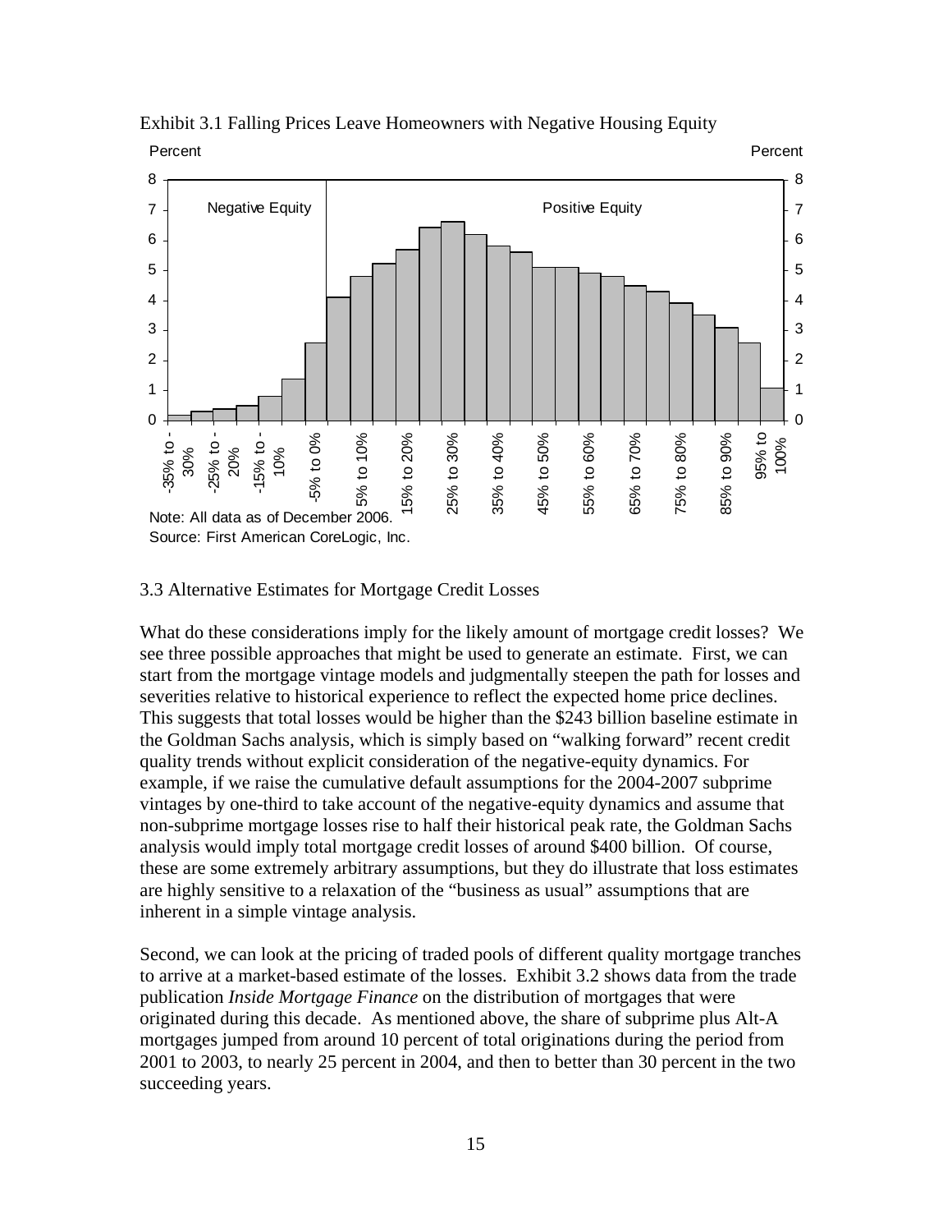Exhibit 3.1 Falling Prices Leave Homeowners with Negative Housing Equity

Note: All data as of December 2006.
Source: First American CoreLogic, Inc.

### 3.3 Alternative Estimates for Mortgage Credit Losses

What do these considerations imply for the likely amount of mortgage credit losses? We see three possible approaches that might be used to generate an estimate. First, we can start from the mortgage vintage models and judgmentally steepen the path for losses and severities relative to historical experience to reflect the expected home price declines. This suggests that total losses would be higher than the $243 billion baseline estimate in the Goldman Sachs analysis, which is simply based on "walking forward" recent credit quality trends without explicit consideration of the negative-equity dynamics. For example, if we raise the cumulative default assumptions for the 2004-2007 subprime vintages by one-third to take account of the negative-equity dynamics and assume that non-subprime mortgage losses rise to half their historical peak rate, the Goldman Sachs analysis would imply total mortgage credit losses of around $400 billion. Of course, these are some extremely arbitrary assumptions, but they do illustrate that loss estimates are highly sensitive to a relaxation of the "business as usual" assumptions that are inherent in a simple vintage analysis.

Second, we can look at the pricing of traded pools of different quality mortgage tranches to arrive at a market-based estimate of the losses. Exhibit 3.2 shows data from the trade publication *Inside Mortgage Finance* on the distribution of mortgages that were originated during this decade. As mentioned above, the share of subprime plus Alt-A mortgages jumped from around 10 percent of total originations during the period from 2001 to 2003, to nearly 25 percent in 2004, and then to better than 30 percent in the two succeeding years.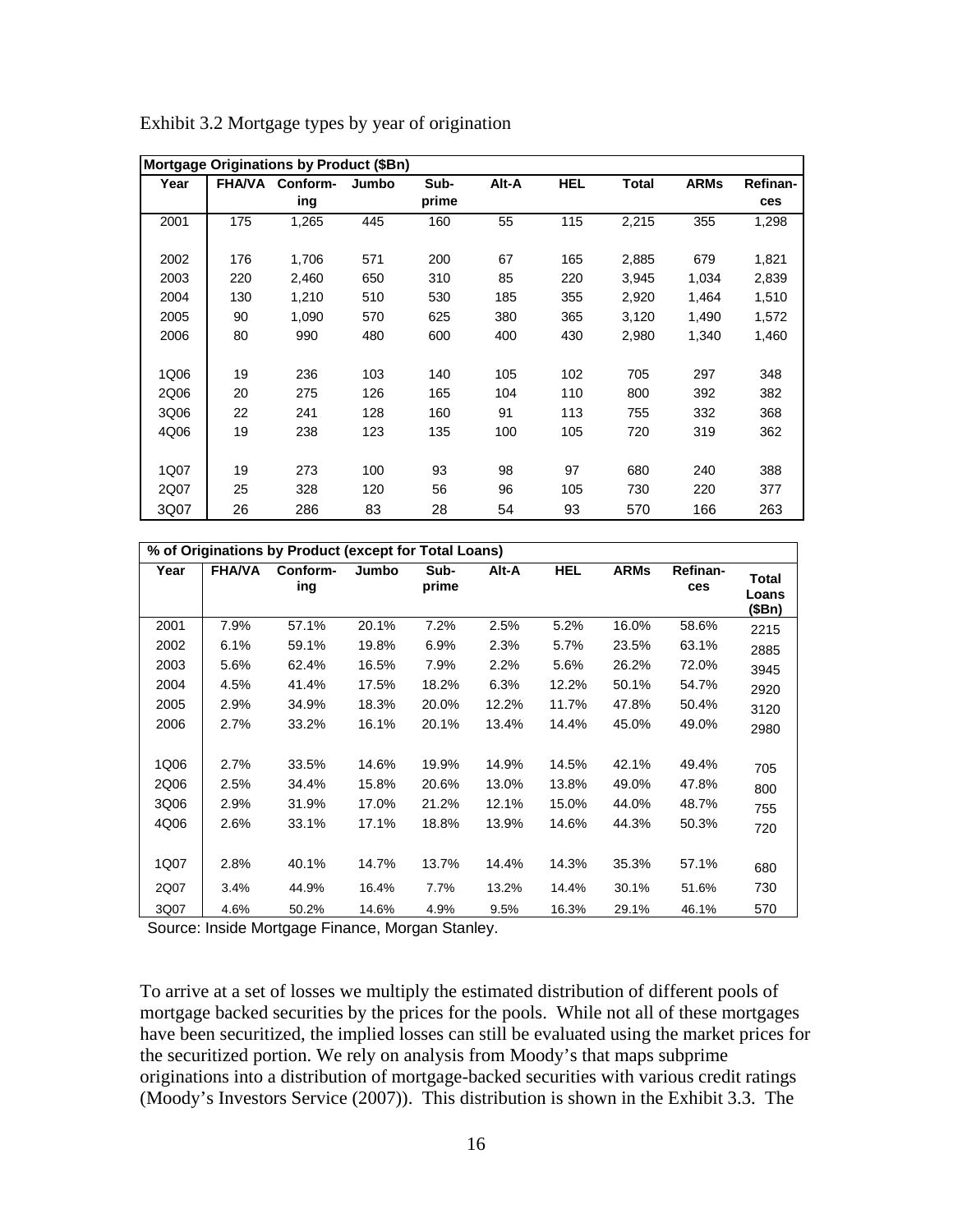Exhibit 3.2 Mortgage types by year of origination

| Mortgage Originations by Product ($Bn) | | | | | | | | | |
|---|---|---|---|---|---|---|---|---|---|
| Year | FHA/VA | Conforming | Jumbo | Sub-prime | Alt-A | HEL | Total | ARMs | Refinances |
| 2001 | 175 | 1,265 | 445 | 160 | 55 | 115 | 2,215 | 355 | 1,298 |
| 2002 | 176 | 1,706 | 571 | 200 | 67 | 165 | 2,885 | 679 | 1,821 |
| 2003 | 220 | 2,460 | 650 | 310 | 85 | 220 | 3,945 | 1,034 | 2,839 |
| 2004 | 130 | 1,210 | 510 | 530 | 185 | 355 | 2,920 | 1,464 | 1,510 |
| 2005 | 90 | 1,090 | 570 | 625 | 380 | 365 | 3,120 | 1,490 | 1,572 |
| 2006 | 80 | 990 | 480 | 600 | 400 | 430 | 2,980 | 1,340 | 1,460 |
| 1Q06 | 19 | 236 | 103 | 140 | 105 | 102 | 705 | 297 | 348 |
| 2Q06 | 20 | 275 | 126 | 165 | 104 | 110 | 800 | 392 | 382 |
| 3Q06 | 22 | 241 | 128 | 160 | 91 | 113 | 755 | 332 | 368 |
| 4Q06 | 19 | 238 | 123 | 135 | 100 | 105 | 720 | 319 | 362 |
| 1Q07 | 19 | 273 | 100 | 93 | 98 | 97 | 680 | 240 | 388 |
| 2Q07 | 25 | 328 | 120 | 56 | 96 | 105 | 730 | 220 | 377 |
| 3Q07 | 26 | 286 | 83 | 28 | 54 | 93 | 570 | 166 | 263 |

| % of Originations by Product (except for Total Loans) | | | | | | | | | |
|---|---|---|---|---|---|---|---|---|---|
| Year | FHA/VA | Conforming | Jumbo | Sub-prime | Alt-A | HEL | ARMs | Refinances | Total Loans ($Bn) |
| 2001 | 7.9% | 57.1% | 20.1% | 7.2% | 2.5% | 5.2% | 16.0% | 58.6% | 2215 |
| 2002 | 6.1% | 59.1% | 19.8% | 6.9% | 2.3% | 5.7% | 23.5% | 63.1% | 2885 |
| 2003 | 5.6% | 62.4% | 16.5% | 7.9% | 2.2% | 5.6% | 26.2% | 72.0% | 3945 |
| 2004 | 4.5% | 41.4% | 17.5% | 18.2% | 6.3% | 12.2% | 50.1% | 54.7% | 2920 |
| 2005 | 2.9% | 34.9% | 18.3% | 20.0% | 12.2% | 11.7% | 47.8% | 50.4% | 3120 |
| 2006 | 2.7% | 33.2% | 16.1% | 20.1% | 13.4% | 14.4% | 45.0% | 49.0% | 2980 |
| 1Q06 | 2.7% | 33.5% | 14.6% | 19.9% | 14.9% | 14.5% | 42.1% | 49.4% | 705 |
| 2Q06 | 2.5% | 34.4% | 15.8% | 20.6% | 13.0% | 13.8% | 49.0% | 47.8% | 800 |
| 3Q06 | 2.9% | 31.9% | 17.0% | 21.2% | 12.1% | 15.0% | 44.0% | 48.7% | 755 |
| 4Q06 | 2.6% | 33.1% | 17.1% | 18.8% | 13.9% | 14.6% | 44.3% | 50.3% | 720 |
| 1Q07 | 2.8% | 40.1% | 14.7% | 13.7% | 14.4% | 14.3% | 35.3% | 57.1% | 680 |
| 2Q07 | 3.4% | 44.9% | 16.4% | 7.7% | 13.2% | 14.4% | 30.1% | 51.6% | 730 |
| 3Q07 | 4.6% | 50.2% | 14.6% | 4.9% | 9.5% | 16.3% | 29.1% | 46.1% | 570 |

Source: Inside Mortgage Finance, Morgan Stanley.

To arrive at a set of losses we multiply the estimated distribution of different pools of mortgage backed securities by the prices for the pools. While not all of these mortgages have been securitized, the implied losses can still be evaluated using the market prices for the securitized portion. We rely on analysis from Moody's that maps subprime originations into a distribution of mortgage-backed securities with various credit ratings (Moody's Investors Service (2007)). This distribution is shown in the Exhibit 3.3. The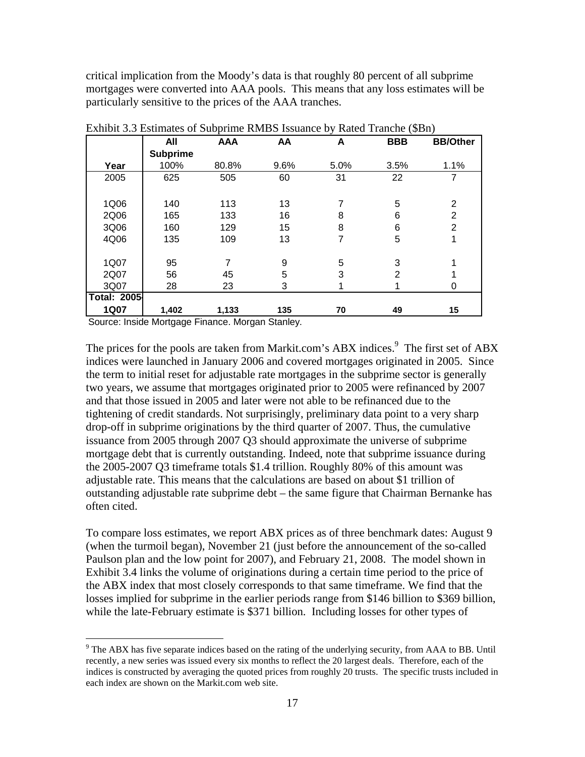critical implication from the Moody's data is that roughly 80 percent of all subprime mortgages were converted into AAA pools. This means that any loss estimates will be particularly sensitive to the prices of the AAA tranches.

Exhibit 3.3 Estimates of Subprime RMBS Issuance by Rated Tranche ($Bn)

| Year | All Subprime 100% | AAA 80.8% | AA 9.6% | A 5.0% | BBB 3.5% | BB/Other 1.1% |
|---|---|---|---|---|---|---|
| 2005 | 625 | 505 | 60 | 31 | 22 | 7 |
| 1Q06 | 140 | 113 | 13 | 7 | 5 | 2 |
| 2Q06 | 165 | 133 | 16 | 8 | 6 | 2 |
| 3Q06 | 160 | 129 | 15 | 8 | 6 | 2 |
| 4Q06 | 135 | 109 | 13 | 7 | 5 | 1 |
| 1Q07 | 95 | 7 | 9 | 5 | 3 | 1 |
| 2Q07 | 56 | 45 | 5 | 3 | 2 | 1 |
| 3Q07 | 28 | 23 | 3 | 1 | 1 | 0 |
| **Total: 2005-1Q07** | **1,402** | **1,133** | **135** | **70** | **49** | **15** |

Source: Inside Mortgage Finance. Morgan Stanley.

The prices for the pools are taken from Markit.com's ABX indices.[9] The first set of ABX indices were launched in January 2006 and covered mortgages originated in 2005. Since the term to initial reset for adjustable rate mortgages in the subprime sector is generally two years, we assume that mortgages originated prior to 2005 were refinanced by 2007 and that those issued in 2005 and later were not able to be refinanced due to the tightening of credit standards. Not surprisingly, preliminary data point to a very sharp drop-off in subprime originations by the third quarter of 2007. Thus, the cumulative issuance from 2005 through 2007 Q3 should approximate the universe of subprime mortgage debt that is currently outstanding. Indeed, note that subprime issuance during the 2005-2007 Q3 timeframe totals $1.4 trillion. Roughly 80% of this amount was adjustable rate. This means that the calculations are based on about $1 trillion of outstanding adjustable rate subprime debt – the same figure that Chairman Bernanke has often cited.

To compare loss estimates, we report ABX prices as of three benchmark dates: August 9 (when the turmoil began), November 21 (just before the announcement of the so-called Paulson plan and the low point for 2007), and February 21, 2008. The model shown in Exhibit 3.4 links the volume of originations during a certain time period to the price of the ABX index that most closely corresponds to that same timeframe. We find that the losses implied for subprime in the earlier periods range from $146 billion to $369 billion, while the late-February estimate is $371 billion. Including losses for other types of

[9] The ABX has five separate indices based on the rating of the underlying security, from AAA to BB. Until recently, a new series was issued every six months to reflect the 20 largest deals. Therefore, each of the indices is constructed by averaging the quoted prices from roughly 20 trusts. The specific trusts included in each index are shown on the Markit.com web site.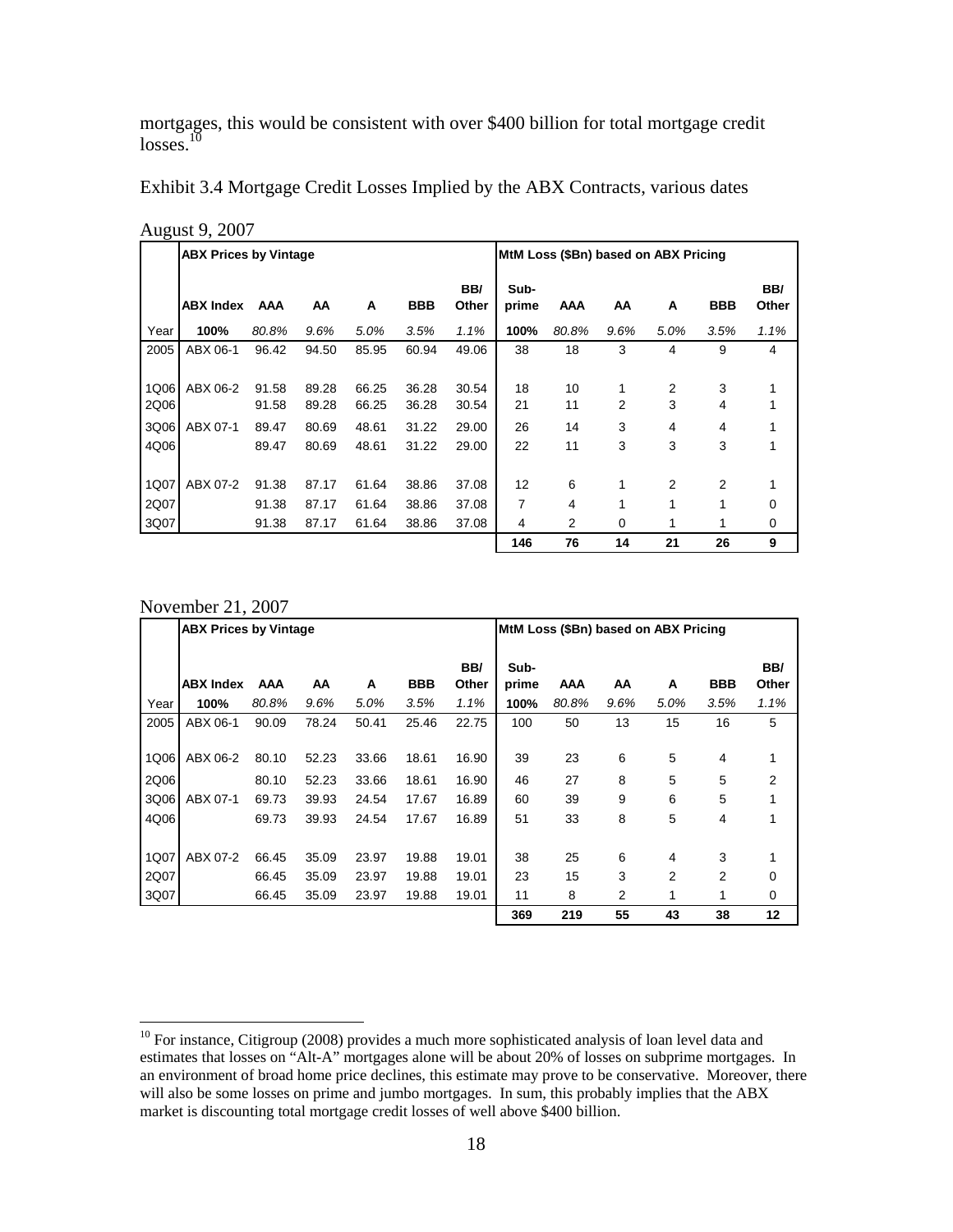mortgages, this would be consistent with over $400 billion for total mortgage credit losses.[10]

Exhibit 3.4 Mortgage Credit Losses Implied by the ABX Contracts, various dates

August 9, 2007

| | ABX Prices by Vintage | | | | | | MtM Loss ($Bn) based on ABX Pricing | | | | | |
|---|---|---|---|---|---|---|---|---|---|---|---|---|
| | ABX Index | AAA | AA | A | BBB | BB/ Other | Sub-prime | AAA | AA | A | BBB | BB/ Other |
| Year | 100% | 80.8% | 9.6% | 5.0% | 3.5% | 1.1% | 100% | 80.8% | 9.6% | 5.0% | 3.5% | 1.1% |
| 2005 | ABX 06-1 | 96.42 | 94.50 | 85.95 | 60.94 | 49.06 | 38 | 18 | 3 | 4 | 9 | 4 |
| 1Q06 | ABX 06-2 | 91.58 | 89.28 | 66.25 | 36.28 | 30.54 | 18 | 10 | 1 | 2 | 3 | 1 |
| 2Q06 | | 91.58 | 89.28 | 66.25 | 36.28 | 30.54 | 21 | 11 | 2 | 3 | 4 | 1 |
| 3Q06 | ABX 07-1 | 89.47 | 80.69 | 48.61 | 31.22 | 29.00 | 26 | 14 | 3 | 4 | 4 | 1 |
| 4Q06 | | 89.47 | 80.69 | 48.61 | 31.22 | 29.00 | 22 | 11 | 3 | 3 | 3 | 1 |
| 1Q07 | ABX 07-2 | 91.38 | 87.17 | 61.64 | 38.86 | 37.08 | 12 | 6 | 1 | 2 | 2 | 1 |
| 2Q07 | | 91.38 | 87.17 | 61.64 | 38.86 | 37.08 | 7 | 4 | 1 | 1 | 1 | 0 |
| 3Q07 | | 91.38 | 87.17 | 61.64 | 38.86 | 37.08 | 4 | 2 | 0 | 1 | 1 | 0 |
| | | | | | | | 146 | 76 | 14 | 21 | 26 | 9 |

November 21, 2007

| | ABX Prices by Vintage | | | | | | MtM Loss ($Bn) based on ABX Pricing | | | | | |
|---|---|---|---|---|---|---|---|---|---|---|---|---|
| | ABX Index | AAA | AA | A | BBB | BB/ Other | Sub-prime | AAA | AA | A | BBB | BB/ Other |
| Year | 100% | 80.8% | 9.6% | 5.0% | 3.5% | 1.1% | 100% | 80.8% | 9.6% | 5.0% | 3.5% | 1.1% |
| 2005 | ABX 06-1 | 90.09 | 78.24 | 50.41 | 25.46 | 22.75 | 100 | 50 | 13 | 15 | 16 | 5 |
| 1Q06 | ABX 06-2 | 80.10 | 52.23 | 33.66 | 18.61 | 16.90 | 39 | 23 | 6 | 5 | 4 | 1 |
| 2Q06 | | 80.10 | 52.23 | 33.66 | 18.61 | 16.90 | 46 | 27 | 8 | 5 | 5 | 2 |
| 3Q06 | ABX 07-1 | 69.73 | 39.93 | 24.54 | 17.67 | 16.89 | 60 | 39 | 9 | 6 | 5 | 1 |
| 4Q06 | | 69.73 | 39.93 | 24.54 | 17.67 | 16.89 | 51 | 33 | 8 | 5 | 4 | 1 |
| 1Q07 | ABX 07-2 | 66.45 | 35.09 | 23.97 | 19.88 | 19.01 | 38 | 25 | 6 | 4 | 3 | 1 |
| 2Q07 | | 66.45 | 35.09 | 23.97 | 19.88 | 19.01 | 23 | 15 | 3 | 2 | 2 | 0 |
| 3Q07 | | 66.45 | 35.09 | 23.97 | 19.88 | 19.01 | 11 | 8 | 2 | 1 | 1 | 0 |
| | | | | | | | 369 | 219 | 55 | 43 | 38 | 12 |

[10] For instance, Citigroup (2008) provides a much more sophisticated analysis of loan level data and estimates that losses on "Alt-A" mortgages alone will be about 20% of losses on subprime mortgages. In an environment of broad home price declines, this estimate may prove to be conservative. Moreover, there will also be some losses on prime and jumbo mortgages. In sum, this probably implies that the ABX market is discounting total mortgage credit losses of well above $400 billion.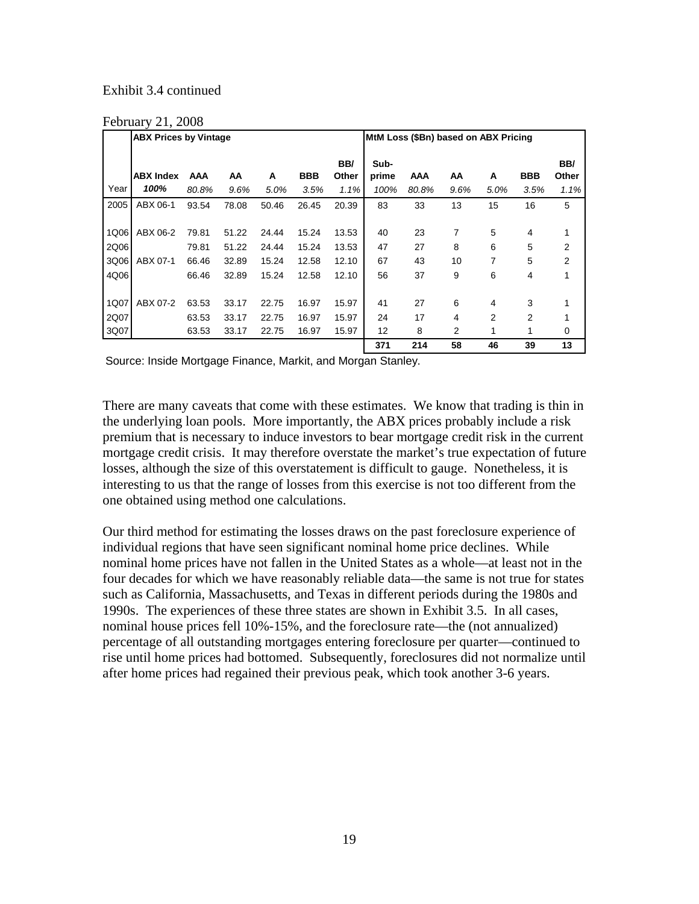Exhibit 3.4 continued

February 21, 2008

| | ABX Prices by Vintage | | | | | | MtM Loss ($Bn) based on ABX Pricing | | | | | |
|---|---|---|---|---|---|---|---|---|---|---|---|---|
| | ABX Index | AAA | AA | A | BBB | BB/ Other | Sub-prime | AAA | AA | A | BBB | BB/ Other |
| Year | *100%* | *80.8%* | *9.6%* | *5.0%* | *3.5%* | *1.1%* | *100%* | *80.8%* | *9.6%* | *5.0%* | *3.5%* | *1.1%* |
| 2005 | ABX 06-1 | 93.54 | 78.08 | 50.46 | 26.45 | 20.39 | 83 | 33 | 13 | 15 | 16 | 5 |
| 1Q06 | ABX 06-2 | 79.81 | 51.22 | 24.44 | 15.24 | 13.53 | 40 | 23 | 7 | 5 | 4 | 1 |
| 2Q06 | | 79.81 | 51.22 | 24.44 | 15.24 | 13.53 | 47 | 27 | 8 | 6 | 5 | 2 |
| 3Q06 | ABX 07-1 | 66.46 | 32.89 | 15.24 | 12.58 | 12.10 | 67 | 43 | 10 | 7 | 5 | 2 |
| 4Q06 | | 66.46 | 32.89 | 15.24 | 12.58 | 12.10 | 56 | 37 | 9 | 6 | 4 | 1 |
| 1Q07 | ABX 07-2 | 63.53 | 33.17 | 22.75 | 16.97 | 15.97 | 41 | 27 | 6 | 4 | 3 | 1 |
| 2Q07 | | 63.53 | 33.17 | 22.75 | 16.97 | 15.97 | 24 | 17 | 4 | 2 | 2 | 1 |
| 3Q07 | | 63.53 | 33.17 | 22.75 | 16.97 | 15.97 | 12 | 8 | 2 | 1 | 1 | 0 |
| | | | | | | | **371** | **214** | **58** | **46** | **39** | **13** |

Source: Inside Mortgage Finance, Markit, and Morgan Stanley.

There are many caveats that come with these estimates. We know that trading is thin in the underlying loan pools. More importantly, the ABX prices probably include a risk premium that is necessary to induce investors to bear mortgage credit risk in the current mortgage credit crisis. It may therefore overstate the market's true expectation of future losses, although the size of this overstatement is difficult to gauge. Nonetheless, it is interesting to us that the range of losses from this exercise is not too different from the one obtained using method one calculations.

Our third method for estimating the losses draws on the past foreclosure experience of individual regions that have seen significant nominal home price declines. While nominal home prices have not fallen in the United States as a whole—at least not in the four decades for which we have reasonably reliable data—the same is not true for states such as California, Massachusetts, and Texas in different periods during the 1980s and 1990s. The experiences of these three states are shown in Exhibit 3.5. In all cases, nominal house prices fell 10%-15%, and the foreclosure rate—the (not annualized) percentage of all outstanding mortgages entering foreclosure per quarter—continued to rise until home prices had bottomed. Subsequently, foreclosures did not normalize until after home prices had regained their previous peak, which took another 3-6 years.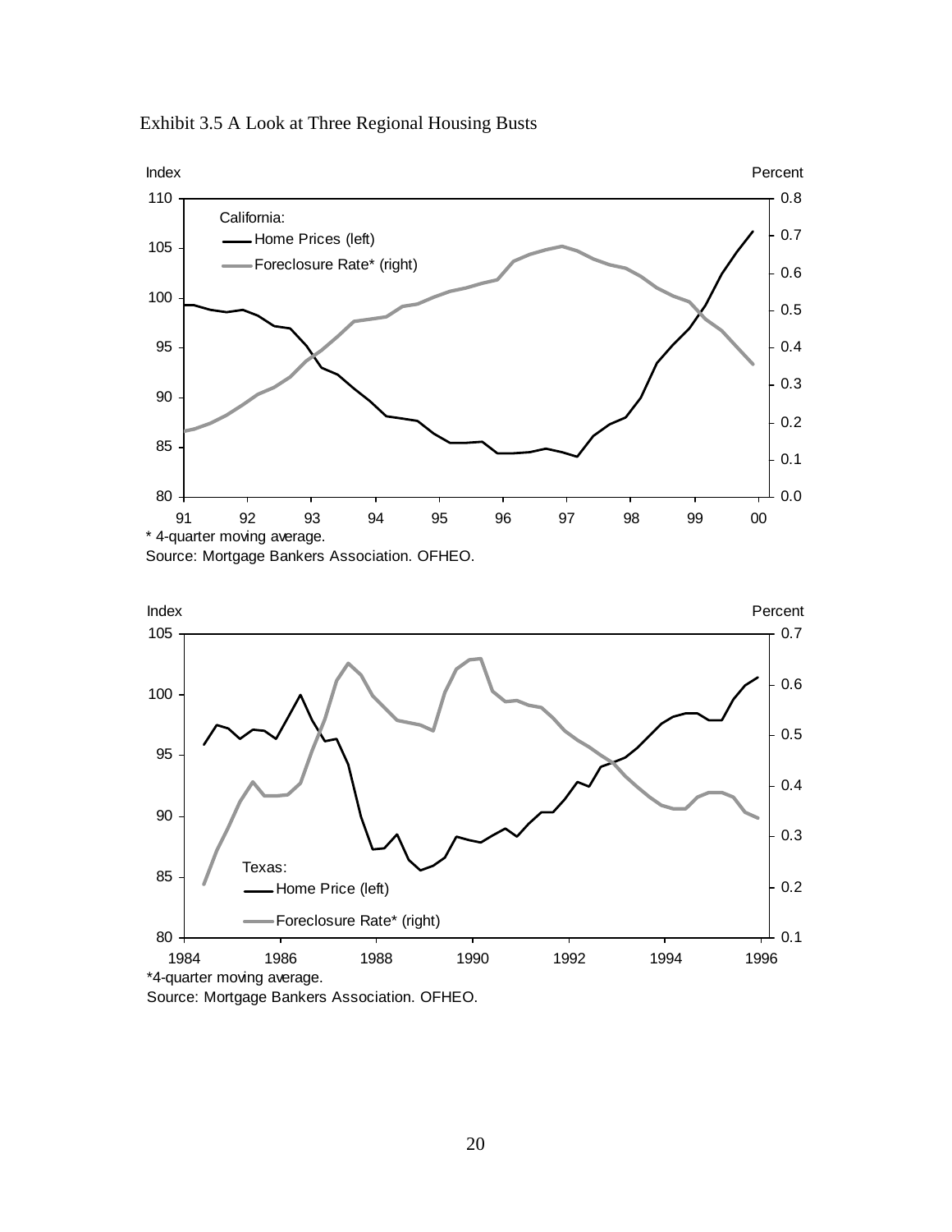Exhibit 3.5 A Look at Three Regional Housing Busts

Index

Percent

California:

Home Prices (left)

Foreclosure Rate* (right)

\* 4-quarter moving average.

Source: Mortgage Bankers Association. OFHEO.

Index

Percent

Texas:

Home Price (left)

Foreclosure Rate* (right)

\*4-quarter moving average.

Source: Mortgage Bankers Association. OFHEO.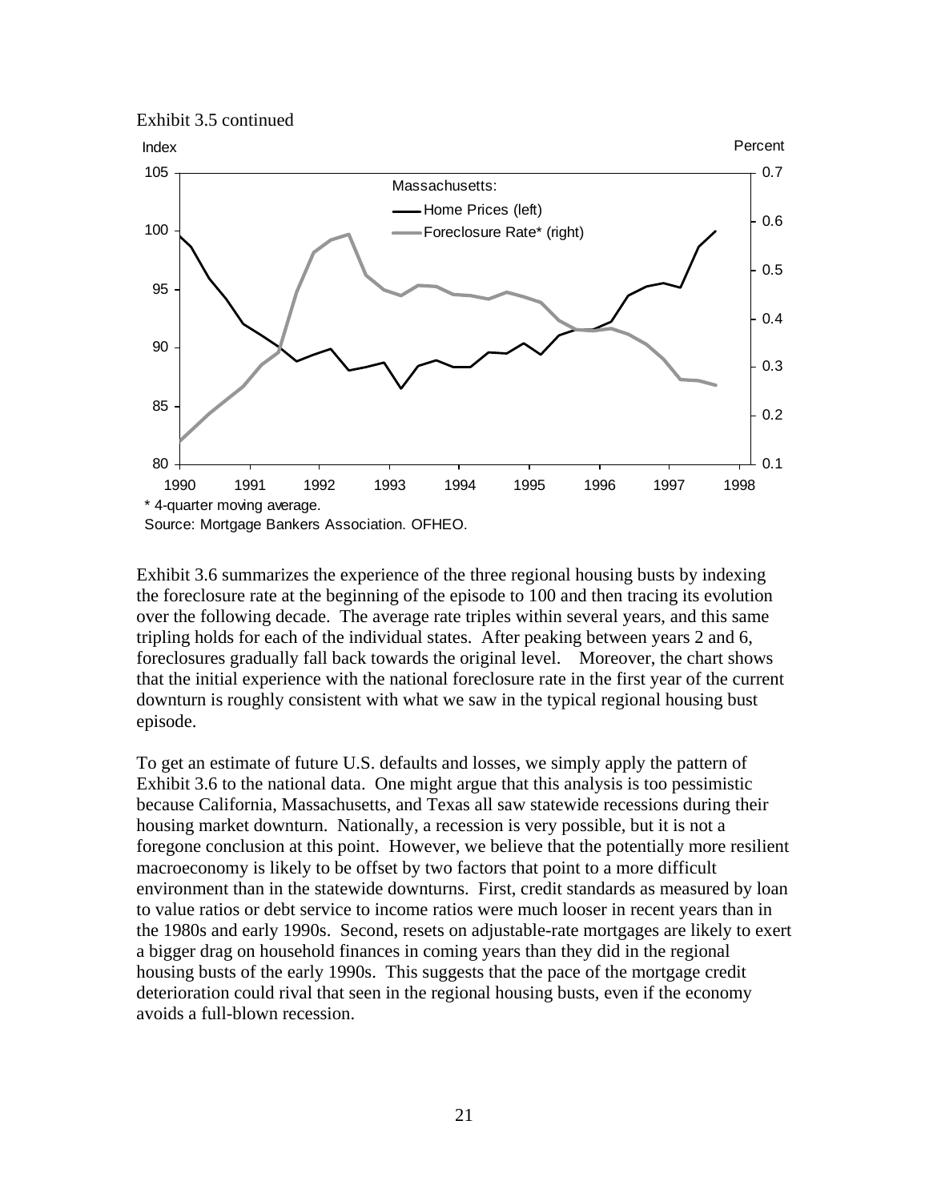Exhibit 3.5 continued

Massachusetts: Home Prices (left), Foreclosure Rate* (right)

\* 4-quarter moving average.

Source: Mortgage Bankers Association. OFHEO.

Exhibit 3.6 summarizes the experience of the three regional housing busts by indexing the foreclosure rate at the beginning of the episode to 100 and then tracing its evolution over the following decade. The average rate triples within several years, and this same tripling holds for each of the individual states. After peaking between years 2 and 6, foreclosures gradually fall back towards the original level. Moreover, the chart shows that the initial experience with the national foreclosure rate in the first year of the current downturn is roughly consistent with what we saw in the typical regional housing bust episode.

To get an estimate of future U.S. defaults and losses, we simply apply the pattern of Exhibit 3.6 to the national data. One might argue that this analysis is too pessimistic because California, Massachusetts, and Texas all saw statewide recessions during their housing market downturn. Nationally, a recession is very possible, but it is not a foregone conclusion at this point. However, we believe that the potentially more resilient macroeconomy is likely to be offset by two factors that point to a more difficult environment than in the statewide downturns. First, credit standards as measured by loan to value ratios or debt service to income ratios were much looser in recent years than in the 1980s and early 1990s. Second, resets on adjustable-rate mortgages are likely to exert a bigger drag on household finances in coming years than they did in the regional housing busts of the early 1990s. This suggests that the pace of the mortgage credit deterioration could rival that seen in the regional housing busts, even if the economy avoids a full-blown recession.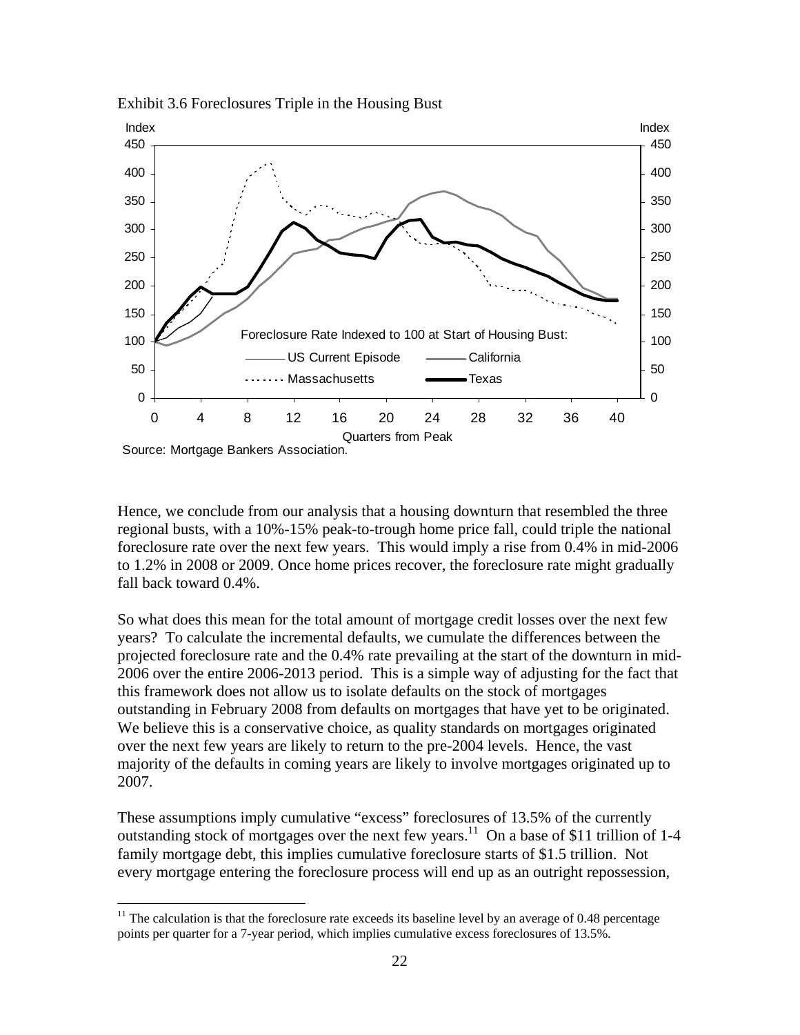Exhibit 3.6 Foreclosures Triple in the Housing Bust

Source: Mortgage Bankers Association.

Hence, we conclude from our analysis that a housing downturn that resembled the three regional busts, with a 10%-15% peak-to-trough home price fall, could triple the national foreclosure rate over the next few years. This would imply a rise from 0.4% in mid-2006 to 1.2% in 2008 or 2009. Once home prices recover, the foreclosure rate might gradually fall back toward 0.4%.

So what does this mean for the total amount of mortgage credit losses over the next few years? To calculate the incremental defaults, we cumulate the differences between the projected foreclosure rate and the 0.4% rate prevailing at the start of the downturn in mid-2006 over the entire 2006-2013 period. This is a simple way of adjusting for the fact that this framework does not allow us to isolate defaults on the stock of mortgages outstanding in February 2008 from defaults on mortgages that have yet to be originated. We believe this is a conservative choice, as quality standards on mortgages originated over the next few years are likely to return to the pre-2004 levels. Hence, the vast majority of the defaults in coming years are likely to involve mortgages originated up to 2007.

These assumptions imply cumulative "excess" foreclosures of 13.5% of the currently outstanding stock of mortgages over the next few years.[11] On a base of $11 trillion of 1-4 family mortgage debt, this implies cumulative foreclosure starts of $1.5 trillion. Not every mortgage entering the foreclosure process will end up as an outright repossession,

[11] The calculation is that the foreclosure rate exceeds its baseline level by an average of 0.48 percentage points per quarter for a 7-year period, which implies cumulative excess foreclosures of 13.5%.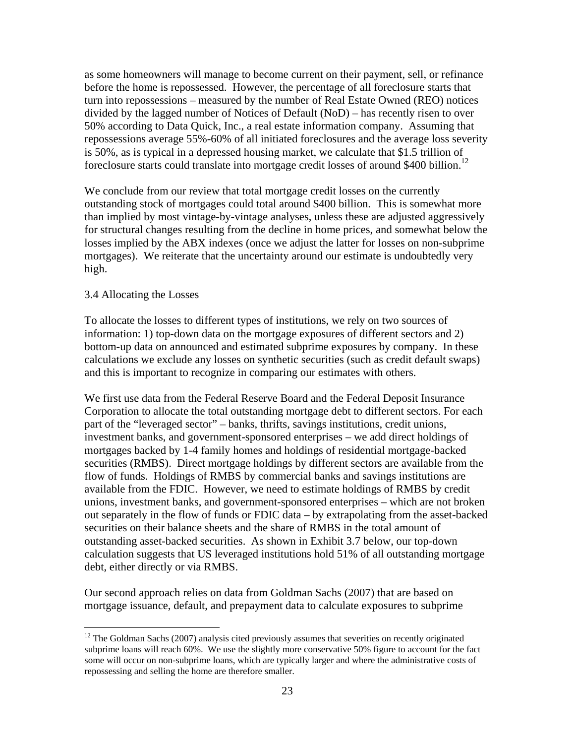as some homeowners will manage to become current on their payment, sell, or refinance before the home is repossessed. However, the percentage of all foreclosure starts that turn into repossessions – measured by the number of Real Estate Owned (REO) notices divided by the lagged number of Notices of Default (NoD) – has recently risen to over 50% according to Data Quick, Inc., a real estate information company. Assuming that repossessions average 55%-60% of all initiated foreclosures and the average loss severity is 50%, as is typical in a depressed housing market, we calculate that \$1.5 trillion of foreclosure starts could translate into mortgage credit losses of around \$400 billion.[12]

We conclude from our review that total mortgage credit losses on the currently outstanding stock of mortgages could total around \$400 billion. This is somewhat more than implied by most vintage-by-vintage analyses, unless these are adjusted aggressively for structural changes resulting from the decline in home prices, and somewhat below the losses implied by the ABX indexes (once we adjust the latter for losses on non-subprime mortgages). We reiterate that the uncertainty around our estimate is undoubtedly very high.

### 3.4 Allocating the Losses

To allocate the losses to different types of institutions, we rely on two sources of information: 1) top-down data on the mortgage exposures of different sectors and 2) bottom-up data on announced and estimated subprime exposures by company. In these calculations we exclude any losses on synthetic securities (such as credit default swaps) and this is important to recognize in comparing our estimates with others.

We first use data from the Federal Reserve Board and the Federal Deposit Insurance Corporation to allocate the total outstanding mortgage debt to different sectors. For each part of the "leveraged sector" – banks, thrifts, savings institutions, credit unions, investment banks, and government-sponsored enterprises – we add direct holdings of mortgages backed by 1-4 family homes and holdings of residential mortgage-backed securities (RMBS). Direct mortgage holdings by different sectors are available from the flow of funds. Holdings of RMBS by commercial banks and savings institutions are available from the FDIC. However, we need to estimate holdings of RMBS by credit unions, investment banks, and government-sponsored enterprises – which are not broken out separately in the flow of funds or FDIC data – by extrapolating from the asset-backed securities on their balance sheets and the share of RMBS in the total amount of outstanding asset-backed securities. As shown in Exhibit 3.7 below, our top-down calculation suggests that US leveraged institutions hold 51% of all outstanding mortgage debt, either directly or via RMBS.

Our second approach relies on data from Goldman Sachs (2007) that are based on mortgage issuance, default, and prepayment data to calculate exposures to subprime

---

[12] The Goldman Sachs (2007) analysis cited previously assumes that severities on recently originated subprime loans will reach 60%. We use the slightly more conservative 50% figure to account for the fact some will occur on non-subprime loans, which are typically larger and where the administrative costs of repossessing and selling the home are therefore smaller.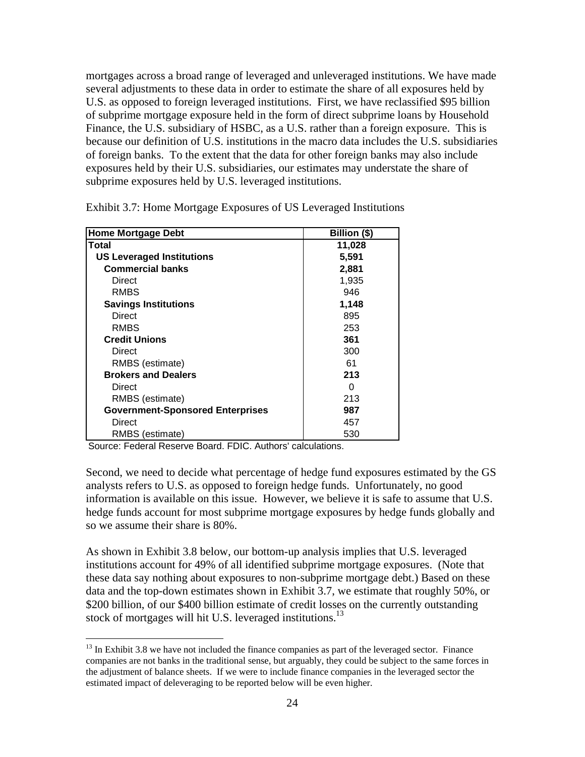mortgages across a broad range of leveraged and unleveraged institutions. We have made several adjustments to these data in order to estimate the share of all exposures held by U.S. as opposed to foreign leveraged institutions. First, we have reclassified \$95 billion of subprime mortgage exposure held in the form of direct subprime loans by Household Finance, the U.S. subsidiary of HSBC, as a U.S. rather than a foreign exposure. This is because our definition of U.S. institutions in the macro data includes the U.S. subsidiaries of foreign banks. To the extent that the data for other foreign banks may also include exposures held by their U.S. subsidiaries, our estimates may understate the share of subprime exposures held by U.S. leveraged institutions.

Exhibit 3.7: Home Mortgage Exposures of US Leveraged Institutions

| **Home Mortgage Debt** | **Billion ($)** |
|---|---|
| **Total** | **11,028** |
| **US Leveraged Institutions** | **5,591** |
| **Commercial banks** | **2,881** |
| Direct | 1,935 |
| RMBS | 946 |
| **Savings Institutions** | **1,148** |
| Direct | 895 |
| RMBS | 253 |
| **Credit Unions** | **361** |
| Direct | 300 |
| RMBS (estimate) | 61 |
| **Brokers and Dealers** | **213** |
| Direct | 0 |
| RMBS (estimate) | 213 |
| **Government-Sponsored Enterprises** | **987** |
| Direct | 457 |
| RMBS (estimate) | 530 |

Source: Federal Reserve Board. FDIC. Authors' calculations.

Second, we need to decide what percentage of hedge fund exposures estimated by the GS analysts refers to U.S. as opposed to foreign hedge funds. Unfortunately, no good information is available on this issue. However, we believe it is safe to assume that U.S. hedge funds account for most subprime mortgage exposures by hedge funds globally and so we assume their share is 80%.

As shown in Exhibit 3.8 below, our bottom-up analysis implies that U.S. leveraged institutions account for 49% of all identified subprime mortgage exposures. (Note that these data say nothing about exposures to non-subprime mortgage debt.) Based on these data and the top-down estimates shown in Exhibit 3.7, we estimate that roughly 50%, or \$200 billion, of our \$400 billion estimate of credit losses on the currently outstanding stock of mortgages will hit U.S. leveraged institutions.[13]

[13] In Exhibit 3.8 we have not included the finance companies as part of the leveraged sector. Finance companies are not banks in the traditional sense, but arguably, they could be subject to the same forces in the adjustment of balance sheets. If we were to include finance companies in the leveraged sector the estimated impact of deleveraging to be reported below will be even higher.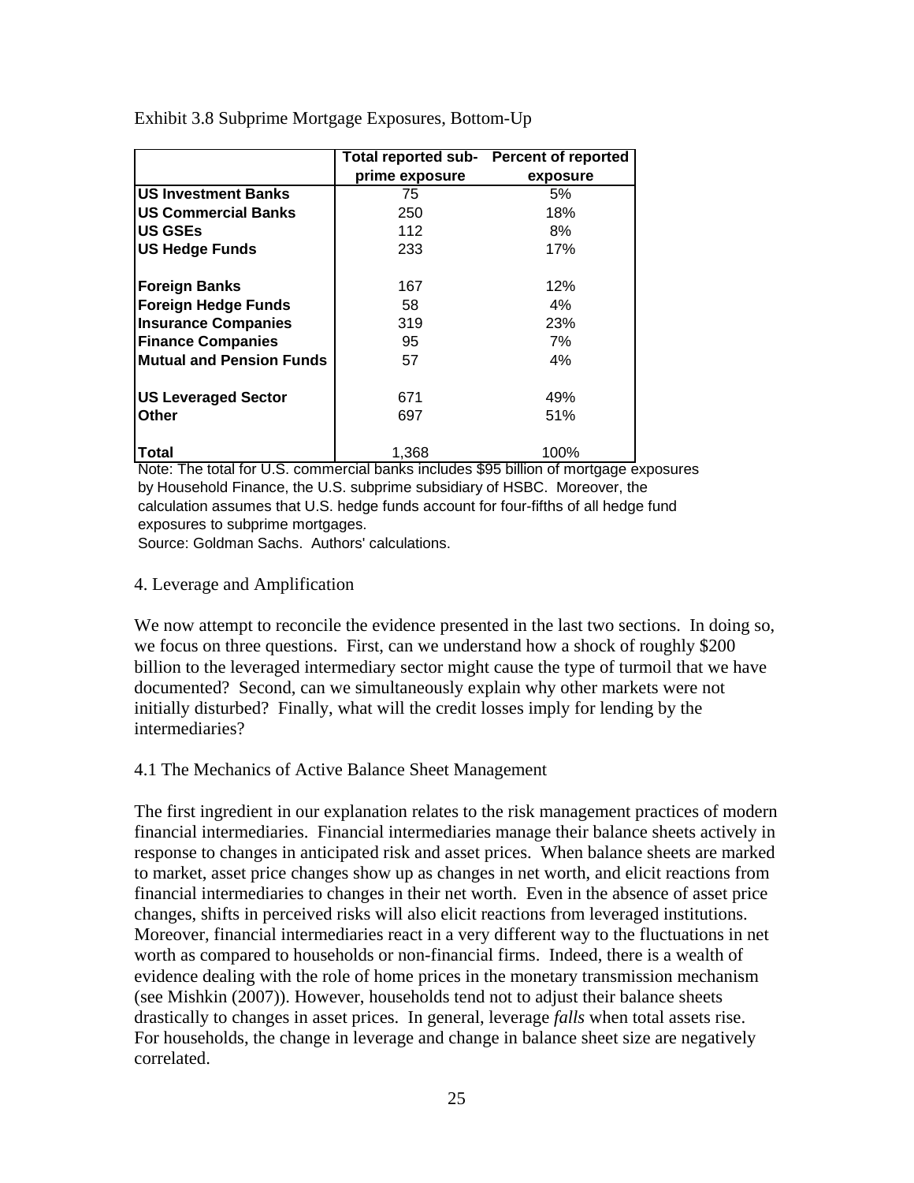Exhibit 3.8 Subprime Mortgage Exposures, Bottom-Up

| | Total reported sub-prime exposure | Percent of reported exposure |
|---|---|---|
| **US Investment Banks** | 75 | 5% |
| **US Commercial Banks** | 250 | 18% |
| **US GSEs** | 112 | 8% |
| **US Hedge Funds** | 233 | 17% |
| | | |
| **Foreign Banks** | 167 | 12% |
| **Foreign Hedge Funds** | 58 | 4% |
| **Insurance Companies** | 319 | 23% |
| **Finance Companies** | 95 | 7% |
| **Mutual and Pension Funds** | 57 | 4% |
| | | |
| **US Leveraged Sector** | 671 | 49% |
| **Other** | 697 | 51% |
| | | |
| **Total** | 1,368 | 100% |

Note: The total for U.S. commercial banks includes $95 billion of mortgage exposures by Household Finance, the U.S. subprime subsidiary of HSBC. Moreover, the calculation assumes that U.S. hedge funds account for four-fifths of all hedge fund exposures to subprime mortgages.

Source: Goldman Sachs. Authors' calculations.

## 4. Leverage and Amplification

We now attempt to reconcile the evidence presented in the last two sections. In doing so, we focus on three questions. First, can we understand how a shock of roughly $200 billion to the leveraged intermediary sector might cause the type of turmoil that we have documented? Second, can we simultaneously explain why other markets were not initially disturbed? Finally, what will the credit losses imply for lending by the intermediaries?

### 4.1 The Mechanics of Active Balance Sheet Management

The first ingredient in our explanation relates to the risk management practices of modern financial intermediaries. Financial intermediaries manage their balance sheets actively in response to changes in anticipated risk and asset prices. When balance sheets are marked to market, asset price changes show up as changes in net worth, and elicit reactions from financial intermediaries to changes in their net worth. Even in the absence of asset price changes, shifts in perceived risks will also elicit reactions from leveraged institutions. Moreover, financial intermediaries react in a very different way to the fluctuations in net worth as compared to households or non-financial firms. Indeed, there is a wealth of evidence dealing with the role of home prices in the monetary transmission mechanism (see Mishkin (2007)). However, households tend not to adjust their balance sheets drastically to changes in asset prices. In general, leverage *falls* when total assets rise. For households, the change in leverage and change in balance sheet size are negatively correlated.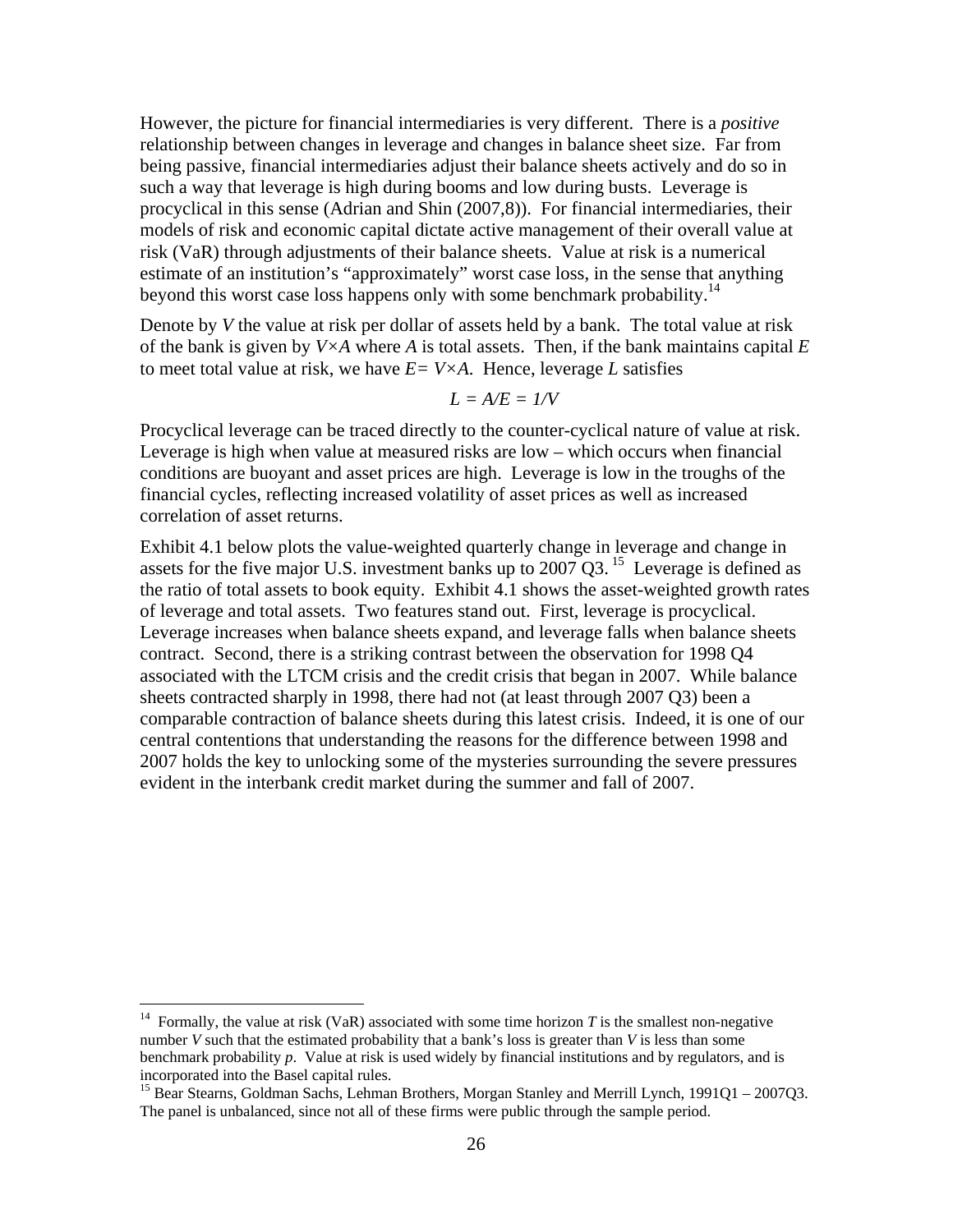However, the picture for financial intermediaries is very different. There is a *positive* relationship between changes in leverage and changes in balance sheet size. Far from being passive, financial intermediaries adjust their balance sheets actively and do so in such a way that leverage is high during booms and low during busts. Leverage is procyclical in this sense (Adrian and Shin (2007,8)). For financial intermediaries, their models of risk and economic capital dictate active management of their overall value at risk (VaR) through adjustments of their balance sheets. Value at risk is a numerical estimate of an institution's "approximately" worst case loss, in the sense that anything beyond this worst case loss happens only with some benchmark probability.[14]

Denote by $V$ the value at risk per dollar of assets held by a bank. The total value at risk of the bank is given by $V \times A$ where $A$ is total assets. Then, if the bank maintains capital $E$ to meet total value at risk, we have $E = V \times A$. Hence, leverage $L$ satisfies

$$L = A/E = 1/V$$

Procyclical leverage can be traced directly to the counter-cyclical nature of value at risk. Leverage is high when value at measured risks are low – which occurs when financial conditions are buoyant and asset prices are high. Leverage is low in the troughs of the financial cycles, reflecting increased volatility of asset prices as well as increased correlation of asset returns.

Exhibit 4.1 below plots the value-weighted quarterly change in leverage and change in assets for the five major U.S. investment banks up to 2007 Q3.[15] Leverage is defined as the ratio of total assets to book equity. Exhibit 4.1 shows the asset-weighted growth rates of leverage and total assets. Two features stand out. First, leverage is procyclical. Leverage increases when balance sheets expand, and leverage falls when balance sheets contract. Second, there is a striking contrast between the observation for 1998 Q4 associated with the LTCM crisis and the credit crisis that began in 2007. While balance sheets contracted sharply in 1998, there had not (at least through 2007 Q3) been a comparable contraction of balance sheets during this latest crisis. Indeed, it is one of our central contentions that understanding the reasons for the difference between 1998 and 2007 holds the key to unlocking some of the mysteries surrounding the severe pressures evident in the interbank credit market during the summer and fall of 2007.

---

[14] Formally, the value at risk (VaR) associated with some time horizon $T$ is the smallest non-negative number $V$ such that the estimated probability that a bank's loss is greater than $V$ is less than some benchmark probability $p$. Value at risk is used widely by financial institutions and by regulators, and is incorporated into the Basel capital rules.

[15] Bear Stearns, Goldman Sachs, Lehman Brothers, Morgan Stanley and Merrill Lynch, 1991Q1 – 2007Q3. The panel is unbalanced, since not all of these firms were public through the sample period.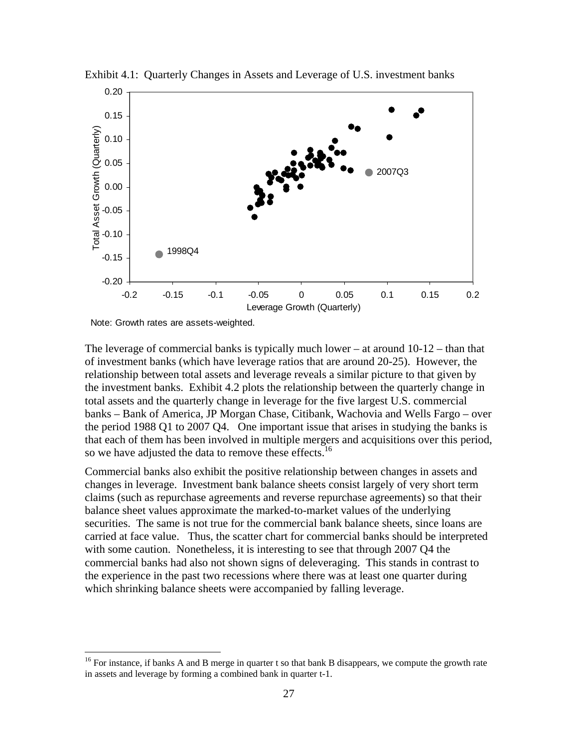Exhibit 4.1: Quarterly Changes in Assets and Leverage of U.S. investment banks

Note: Growth rates are assets-weighted.

The leverage of commercial banks is typically much lower – at around 10-12 – than that of investment banks (which have leverage ratios that are around 20-25). However, the relationship between total assets and leverage reveals a similar picture to that given by the investment banks. Exhibit 4.2 plots the relationship between the quarterly change in total assets and the quarterly change in leverage for the five largest U.S. commercial banks – Bank of America, JP Morgan Chase, Citibank, Wachovia and Wells Fargo – over the period 1988 Q1 to 2007 Q4. One important issue that arises in studying the banks is that each of them has been involved in multiple mergers and acquisitions over this period, so we have adjusted the data to remove these effects.[16]

Commercial banks also exhibit the positive relationship between changes in assets and changes in leverage. Investment bank balance sheets consist largely of very short term claims (such as repurchase agreements and reverse repurchase agreements) so that their balance sheet values approximate the marked-to-market values of the underlying securities. The same is not true for the commercial bank balance sheets, since loans are carried at face value. Thus, the scatter chart for commercial banks should be interpreted with some caution. Nonetheless, it is interesting to see that through 2007 Q4 the commercial banks had also not shown signs of deleveraging. This stands in contrast to the experience in the past two recessions where there was at least one quarter during which shrinking balance sheets were accompanied by falling leverage.

[16] For instance, if banks A and B merge in quarter t so that bank B disappears, we compute the growth rate in assets and leverage by forming a combined bank in quarter t-1.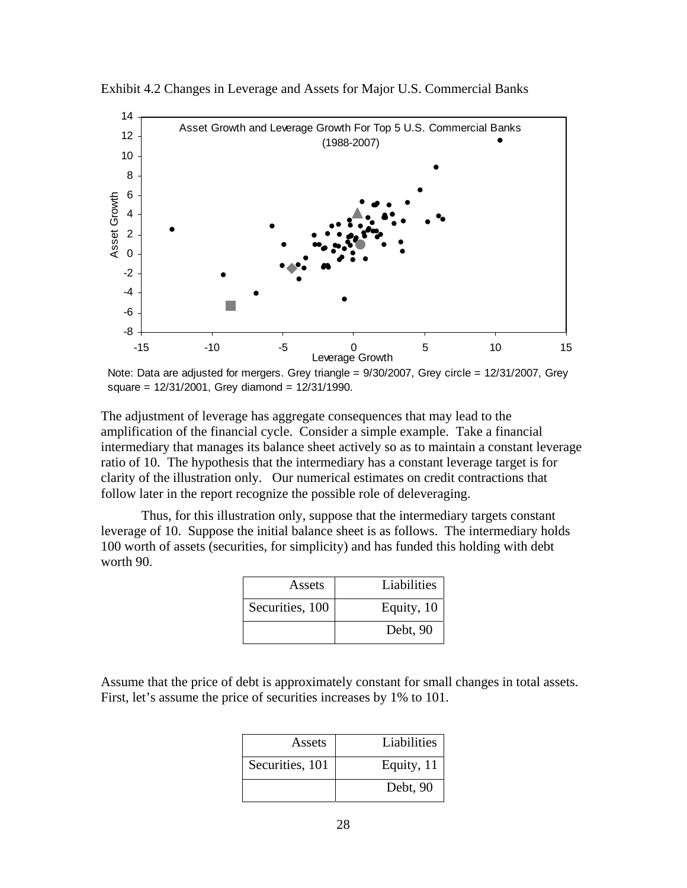Exhibit 4.2 Changes in Leverage and Assets for Major U.S. Commercial Banks

Note: Data are adjusted for mergers. Grey triangle = 9/30/2007, Grey circle = 12/31/2007, Grey square = 12/31/2001, Grey diamond = 12/31/1990.

The adjustment of leverage has aggregate consequences that may lead to the amplification of the financial cycle. Consider a simple example. Take a financial intermediary that manages its balance sheet actively so as to maintain a constant leverage ratio of 10. The hypothesis that the intermediary has a constant leverage target is for clarity of the illustration only. Our numerical estimates on credit contractions that follow later in the report recognize the possible role of deleveraging.

Thus, for this illustration only, suppose that the intermediary targets constant leverage of 10. Suppose the initial balance sheet is as follows. The intermediary holds 100 worth of assets (securities, for simplicity) and has funded this holding with debt worth 90.

| Assets | Liabilities |
|---|---|
| Securities, 100 | Equity, 10 |
| | Debt, 90 |

Assume that the price of debt is approximately constant for small changes in total assets. First, let's assume the price of securities increases by 1% to 101.

| Assets | Liabilities |
|---|---|
| Securities, 101 | Equity, 11 |
| | Debt, 90 |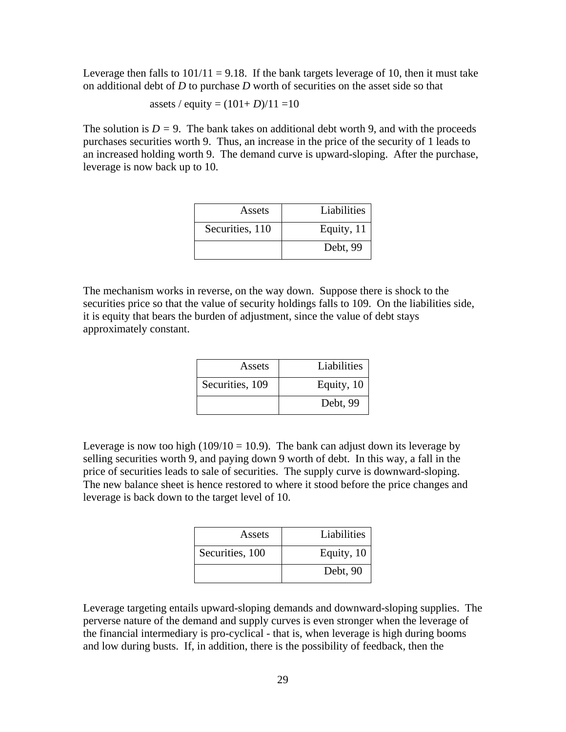Leverage then falls to 101/11 = 9.18. If the bank targets leverage of 10, then it must take on additional debt of $D$ to purchase $D$ worth of securities on the asset side so that

$$\text{assets / equity} = (101 + D)/11 = 10$$

The solution is $D = 9$. The bank takes on additional debt worth 9, and with the proceeds purchases securities worth 9. Thus, an increase in the price of the security of 1 leads to an increased holding worth 9. The demand curve is upward-sloping. After the purchase, leverage is now back up to 10.

| Assets | Liabilities |
|---|---|
| Securities, 110 | Equity, 11 |
| | Debt, 99 |

The mechanism works in reverse, on the way down. Suppose there is shock to the securities price so that the value of security holdings falls to 109. On the liabilities side, it is equity that bears the burden of adjustment, since the value of debt stays approximately constant.

| Assets | Liabilities |
|---|---|
| Securities, 109 | Equity, 10 |
| | Debt, 99 |

Leverage is now too high (109/10 = 10.9). The bank can adjust down its leverage by selling securities worth 9, and paying down 9 worth of debt. In this way, a fall in the price of securities leads to sale of securities. The supply curve is downward-sloping. The new balance sheet is hence restored to where it stood before the price changes and leverage is back down to the target level of 10.

| Assets | Liabilities |
|---|---|
| Securities, 100 | Equity, 10 |
| | Debt, 90 |

Leverage targeting entails upward-sloping demands and downward-sloping supplies. The perverse nature of the demand and supply curves is even stronger when the leverage of the financial intermediary is pro-cyclical - that is, when leverage is high during booms and low during busts. If, in addition, there is the possibility of feedback, then the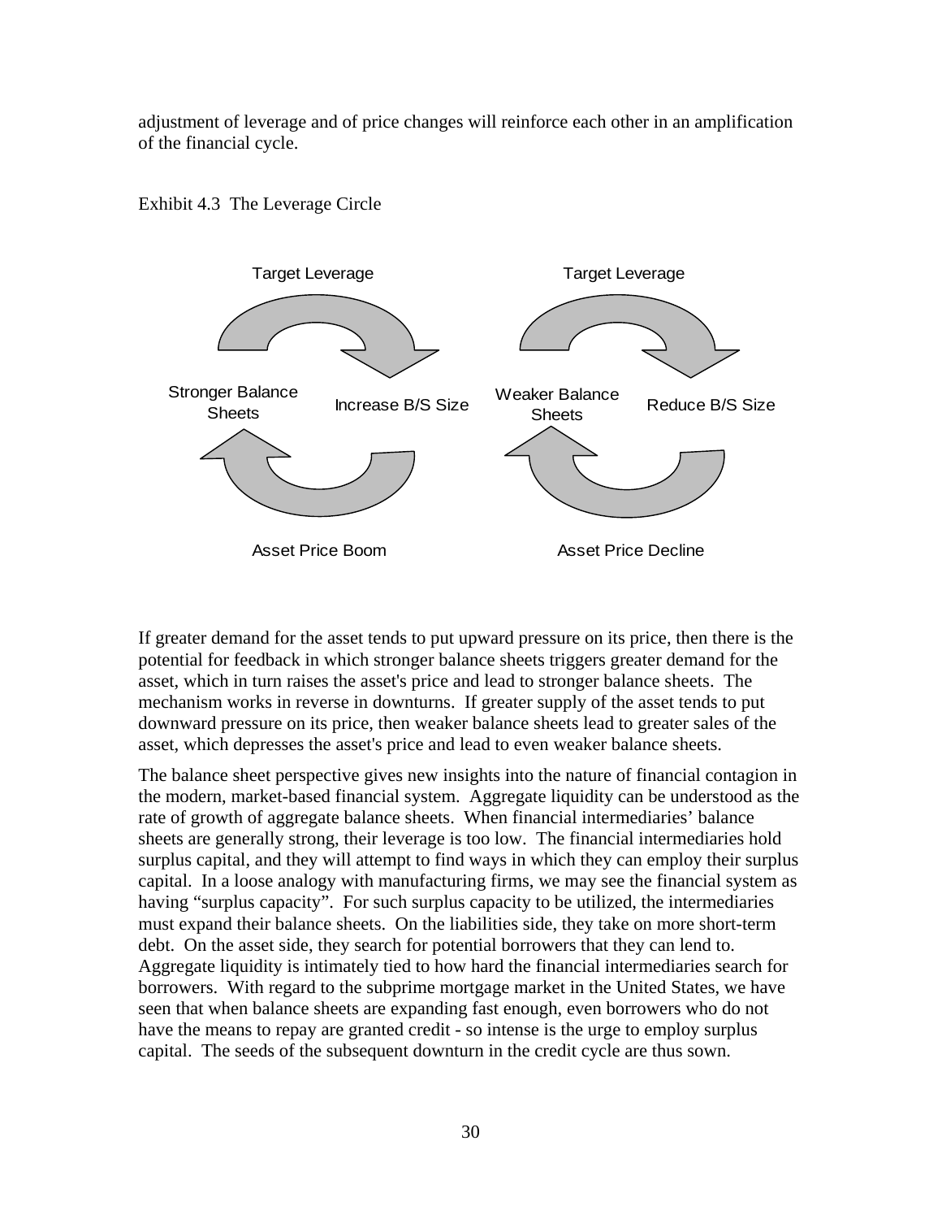adjustment of leverage and of price changes will reinforce each other in an amplification of the financial cycle.

Exhibit 4.3 The Leverage Circle

Target Leverage

Stronger Balance Sheets

Increase B/S Size

Asset Price Boom

Target Leverage

Weaker Balance Sheets

Reduce B/S Size

Asset Price Decline

If greater demand for the asset tends to put upward pressure on its price, then there is the potential for feedback in which stronger balance sheets triggers greater demand for the asset, which in turn raises the asset's price and lead to stronger balance sheets. The mechanism works in reverse in downturns. If greater supply of the asset tends to put downward pressure on its price, then weaker balance sheets lead to greater sales of the asset, which depresses the asset's price and lead to even weaker balance sheets.

The balance sheet perspective gives new insights into the nature of financial contagion in the modern, market-based financial system. Aggregate liquidity can be understood as the rate of growth of aggregate balance sheets. When financial intermediaries' balance sheets are generally strong, their leverage is too low. The financial intermediaries hold surplus capital, and they will attempt to find ways in which they can employ their surplus capital. In a loose analogy with manufacturing firms, we may see the financial system as having "surplus capacity". For such surplus capacity to be utilized, the intermediaries must expand their balance sheets. On the liabilities side, they take on more short-term debt. On the asset side, they search for potential borrowers that they can lend to. Aggregate liquidity is intimately tied to how hard the financial intermediaries search for borrowers. With regard to the subprime mortgage market in the United States, we have seen that when balance sheets are expanding fast enough, even borrowers who do not have the means to repay are granted credit - so intense is the urge to employ surplus capital. The seeds of the subsequent downturn in the credit cycle are thus sown.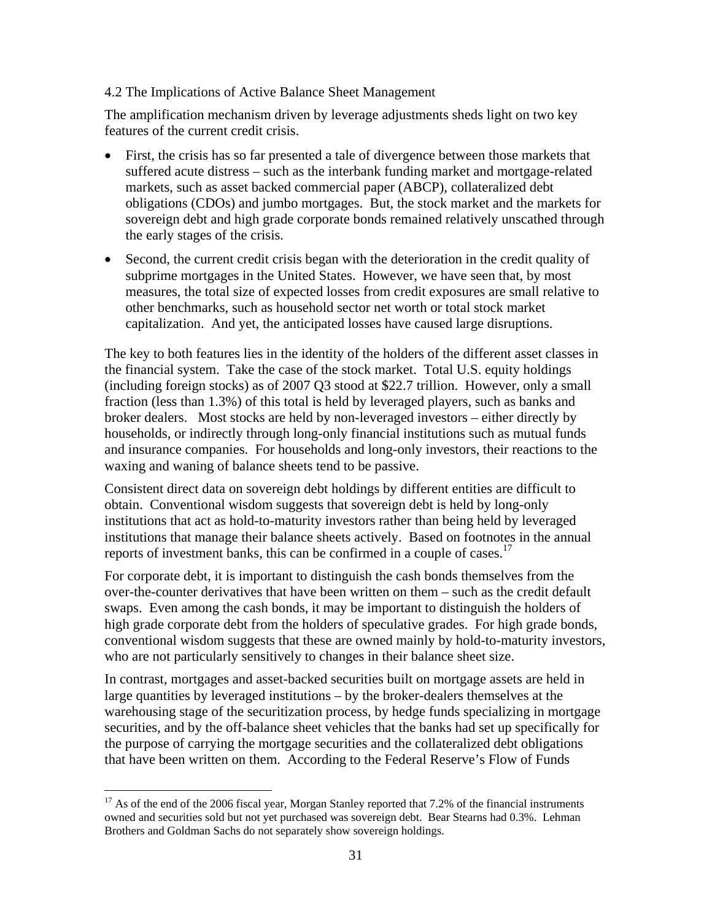### 4.2 The Implications of Active Balance Sheet Management

The amplification mechanism driven by leverage adjustments sheds light on two key features of the current credit crisis.

- First, the crisis has so far presented a tale of divergence between those markets that suffered acute distress – such as the interbank funding market and mortgage-related markets, such as asset backed commercial paper (ABCP), collateralized debt obligations (CDOs) and jumbo mortgages. But, the stock market and the markets for sovereign debt and high grade corporate bonds remained relatively unscathed through the early stages of the crisis.
- Second, the current credit crisis began with the deterioration in the credit quality of subprime mortgages in the United States. However, we have seen that, by most measures, the total size of expected losses from credit exposures are small relative to other benchmarks, such as household sector net worth or total stock market capitalization. And yet, the anticipated losses have caused large disruptions.

The key to both features lies in the identity of the holders of the different asset classes in the financial system. Take the case of the stock market. Total U.S. equity holdings (including foreign stocks) as of 2007 Q3 stood at \$22.7 trillion. However, only a small fraction (less than 1.3%) of this total is held by leveraged players, such as banks and broker dealers. Most stocks are held by non-leveraged investors – either directly by households, or indirectly through long-only financial institutions such as mutual funds and insurance companies. For households and long-only investors, their reactions to the waxing and waning of balance sheets tend to be passive.

Consistent direct data on sovereign debt holdings by different entities are difficult to obtain. Conventional wisdom suggests that sovereign debt is held by long-only institutions that act as hold-to-maturity investors rather than being held by leveraged institutions that manage their balance sheets actively. Based on footnotes in the annual reports of investment banks, this can be confirmed in a couple of cases.[17]

For corporate debt, it is important to distinguish the cash bonds themselves from the over-the-counter derivatives that have been written on them – such as the credit default swaps. Even among the cash bonds, it may be important to distinguish the holders of high grade corporate debt from the holders of speculative grades. For high grade bonds, conventional wisdom suggests that these are owned mainly by hold-to-maturity investors, who are not particularly sensitively to changes in their balance sheet size.

In contrast, mortgages and asset-backed securities built on mortgage assets are held in large quantities by leveraged institutions – by the broker-dealers themselves at the warehousing stage of the securitization process, by hedge funds specializing in mortgage securities, and by the off-balance sheet vehicles that the banks had set up specifically for the purpose of carrying the mortgage securities and the collateralized debt obligations that have been written on them. According to the Federal Reserve's Flow of Funds

[17] As of the end of the 2006 fiscal year, Morgan Stanley reported that 7.2% of the financial instruments owned and securities sold but not yet purchased was sovereign debt. Bear Stearns had 0.3%. Lehman Brothers and Goldman Sachs do not separately show sovereign holdings.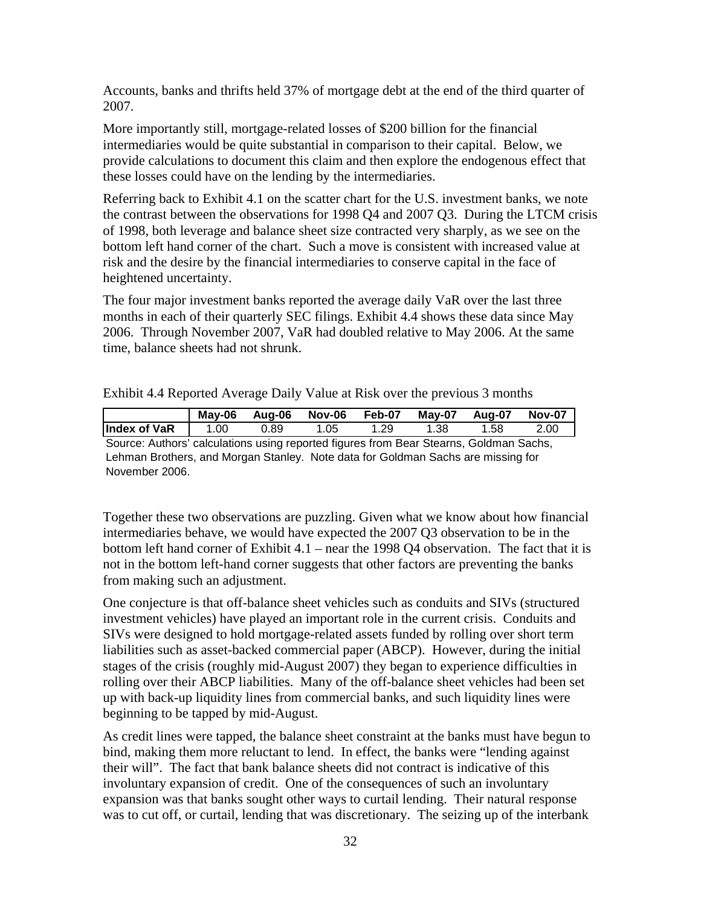Accounts, banks and thrifts held 37% of mortgage debt at the end of the third quarter of 2007.

More importantly still, mortgage-related losses of $200 billion for the financial intermediaries would be quite substantial in comparison to their capital. Below, we provide calculations to document this claim and then explore the endogenous effect that these losses could have on the lending by the intermediaries.

Referring back to Exhibit 4.1 on the scatter chart for the U.S. investment banks, we note the contrast between the observations for 1998 Q4 and 2007 Q3. During the LTCM crisis of 1998, both leverage and balance sheet size contracted very sharply, as we see on the bottom left hand corner of the chart. Such a move is consistent with increased value at risk and the desire by the financial intermediaries to conserve capital in the face of heightened uncertainty.

The four major investment banks reported the average daily VaR over the last three months in each of their quarterly SEC filings. Exhibit 4.4 shows these data since May 2006. Through November 2007, VaR had doubled relative to May 2006. At the same time, balance sheets had not shrunk.

Exhibit 4.4 Reported Average Daily Value at Risk over the previous 3 months

| | May-06 | Aug-06 | Nov-06 | Feb-07 | May-07 | Aug-07 | Nov-07 |
|---|---|---|---|---|---|---|---|
| **Index of VaR** | 1.00 | 0.89 | 1.05 | 1.29 | 1.38 | 1.58 | 2.00 |

Source: Authors' calculations using reported figures from Bear Stearns, Goldman Sachs, Lehman Brothers, and Morgan Stanley. Note data for Goldman Sachs are missing for November 2006.

Together these two observations are puzzling. Given what we know about how financial intermediaries behave, we would have expected the 2007 Q3 observation to be in the bottom left hand corner of Exhibit 4.1 – near the 1998 Q4 observation. The fact that it is not in the bottom left-hand corner suggests that other factors are preventing the banks from making such an adjustment.

One conjecture is that off-balance sheet vehicles such as conduits and SIVs (structured investment vehicles) have played an important role in the current crisis. Conduits and SIVs were designed to hold mortgage-related assets funded by rolling over short term liabilities such as asset-backed commercial paper (ABCP). However, during the initial stages of the crisis (roughly mid-August 2007) they began to experience difficulties in rolling over their ABCP liabilities. Many of the off-balance sheet vehicles had been set up with back-up liquidity lines from commercial banks, and such liquidity lines were beginning to be tapped by mid-August.

As credit lines were tapped, the balance sheet constraint at the banks must have begun to bind, making them more reluctant to lend. In effect, the banks were "lending against their will". The fact that bank balance sheets did not contract is indicative of this involuntary expansion of credit. One of the consequences of such an involuntary expansion was that banks sought other ways to curtail lending. Their natural response was to cut off, or curtail, lending that was discretionary. The seizing up of the interbank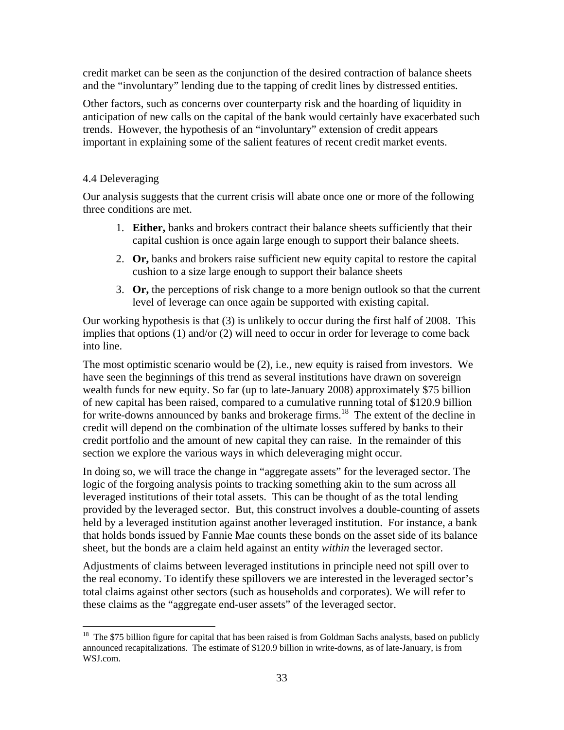credit market can be seen as the conjunction of the desired contraction of balance sheets and the "involuntary" lending due to the tapping of credit lines by distressed entities.

Other factors, such as concerns over counterparty risk and the hoarding of liquidity in anticipation of new calls on the capital of the bank would certainly have exacerbated such trends. However, the hypothesis of an "involuntary" extension of credit appears important in explaining some of the salient features of recent credit market events.

### 4.4 Deleveraging

Our analysis suggests that the current crisis will abate once one or more of the following three conditions are met.

1. **Either,** banks and brokers contract their balance sheets sufficiently that their capital cushion is once again large enough to support their balance sheets.
2. **Or,** banks and brokers raise sufficient new equity capital to restore the capital cushion to a size large enough to support their balance sheets
3. **Or,** the perceptions of risk change to a more benign outlook so that the current level of leverage can once again be supported with existing capital.

Our working hypothesis is that (3) is unlikely to occur during the first half of 2008. This implies that options (1) and/or (2) will need to occur in order for leverage to come back into line.

The most optimistic scenario would be (2), i.e., new equity is raised from investors. We have seen the beginnings of this trend as several institutions have drawn on sovereign wealth funds for new equity. So far (up to late-January 2008) approximately $75 billion of new capital has been raised, compared to a cumulative running total of $120.9 billion for write-downs announced by banks and brokerage firms.[18] The extent of the decline in credit will depend on the combination of the ultimate losses suffered by banks to their credit portfolio and the amount of new capital they can raise. In the remainder of this section we explore the various ways in which deleveraging might occur.

In doing so, we will trace the change in "aggregate assets" for the leveraged sector. The logic of the forgoing analysis points to tracking something akin to the sum across all leveraged institutions of their total assets. This can be thought of as the total lending provided by the leveraged sector. But, this construct involves a double-counting of assets held by a leveraged institution against another leveraged institution. For instance, a bank that holds bonds issued by Fannie Mae counts these bonds on the asset side of its balance sheet, but the bonds are a claim held against an entity *within* the leveraged sector.

Adjustments of claims between leveraged institutions in principle need not spill over to the real economy. To identify these spillovers we are interested in the leveraged sector's total claims against other sectors (such as households and corporates). We will refer to these claims as the "aggregate end-user assets" of the leveraged sector.

[18] The $75 billion figure for capital that has been raised is from Goldman Sachs analysts, based on publicly announced recapitalizations. The estimate of $120.9 billion in write-downs, as of late-January, is from WSJ.com.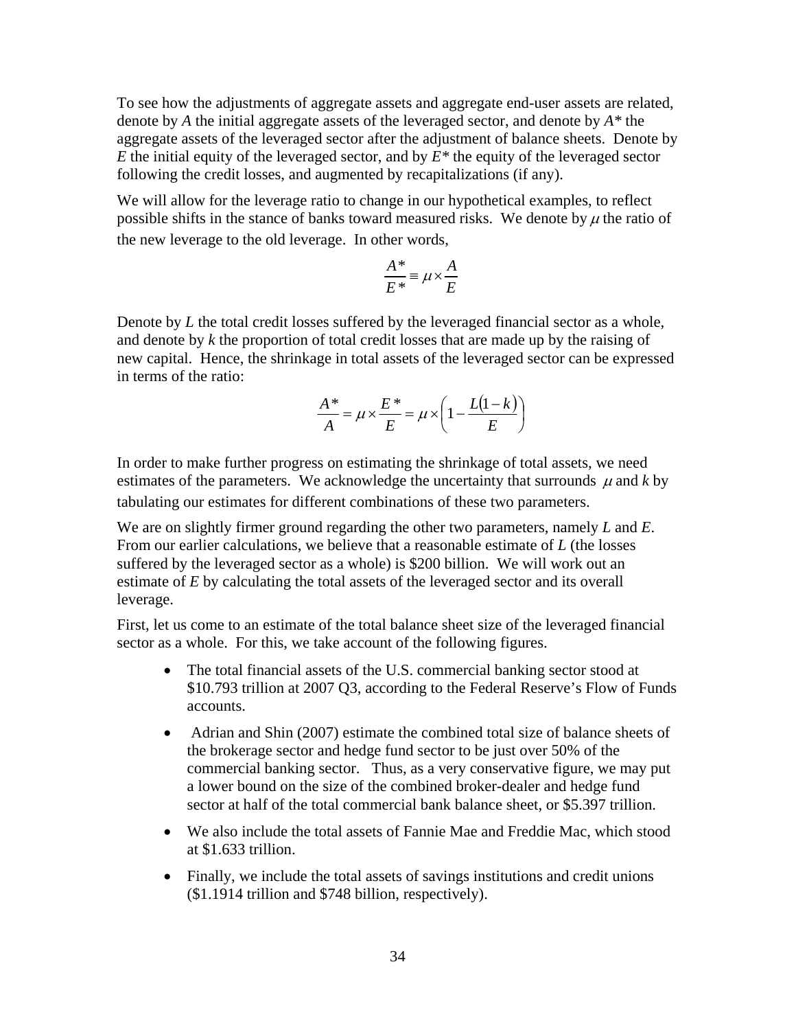To see how the adjustments of aggregate assets and aggregate end-user assets are related, denote by $A$ the initial aggregate assets of the leveraged sector, and denote by $A^*$ the aggregate assets of the leveraged sector after the adjustment of balance sheets. Denote by $E$ the initial equity of the leveraged sector, and by $E^*$ the equity of the leveraged sector following the credit losses, and augmented by recapitalizations (if any).

We will allow for the leverage ratio to change in our hypothetical examples, to reflect possible shifts in the stance of banks toward measured risks. We denote by $\mu$ the ratio of the new leverage to the old leverage. In other words,

$$\frac{A^*}{E^*} \equiv \mu \times \frac{A}{E}$$

Denote by $L$ the total credit losses suffered by the leveraged financial sector as a whole, and denote by $k$ the proportion of total credit losses that are made up by the raising of new capital. Hence, the shrinkage in total assets of the leveraged sector can be expressed in terms of the ratio:

$$\frac{A^*}{A} = \mu \times \frac{E^*}{E} = \mu \times \left(1 - \frac{L(1-k)}{E}\right)$$

In order to make further progress on estimating the shrinkage of total assets, we need estimates of the parameters. We acknowledge the uncertainty that surrounds $\mu$ and $k$ by tabulating our estimates for different combinations of these two parameters.

We are on slightly firmer ground regarding the other two parameters, namely $L$ and $E$. From our earlier calculations, we believe that a reasonable estimate of $L$ (the losses suffered by the leveraged sector as a whole) is \$200 billion. We will work out an estimate of $E$ by calculating the total assets of the leveraged sector and its overall leverage.

First, let us come to an estimate of the total balance sheet size of the leveraged financial sector as a whole. For this, we take account of the following figures.

- The total financial assets of the U.S. commercial banking sector stood at \$10.793 trillion at 2007 Q3, according to the Federal Reserve's Flow of Funds accounts.
- Adrian and Shin (2007) estimate the combined total size of balance sheets of the brokerage sector and hedge fund sector to be just over 50% of the commercial banking sector. Thus, as a very conservative figure, we may put a lower bound on the size of the combined broker-dealer and hedge fund sector at half of the total commercial bank balance sheet, or \$5.397 trillion.
- We also include the total assets of Fannie Mae and Freddie Mac, which stood at \$1.633 trillion.
- Finally, we include the total assets of savings institutions and credit unions (\$1.1914 trillion and \$748 billion, respectively).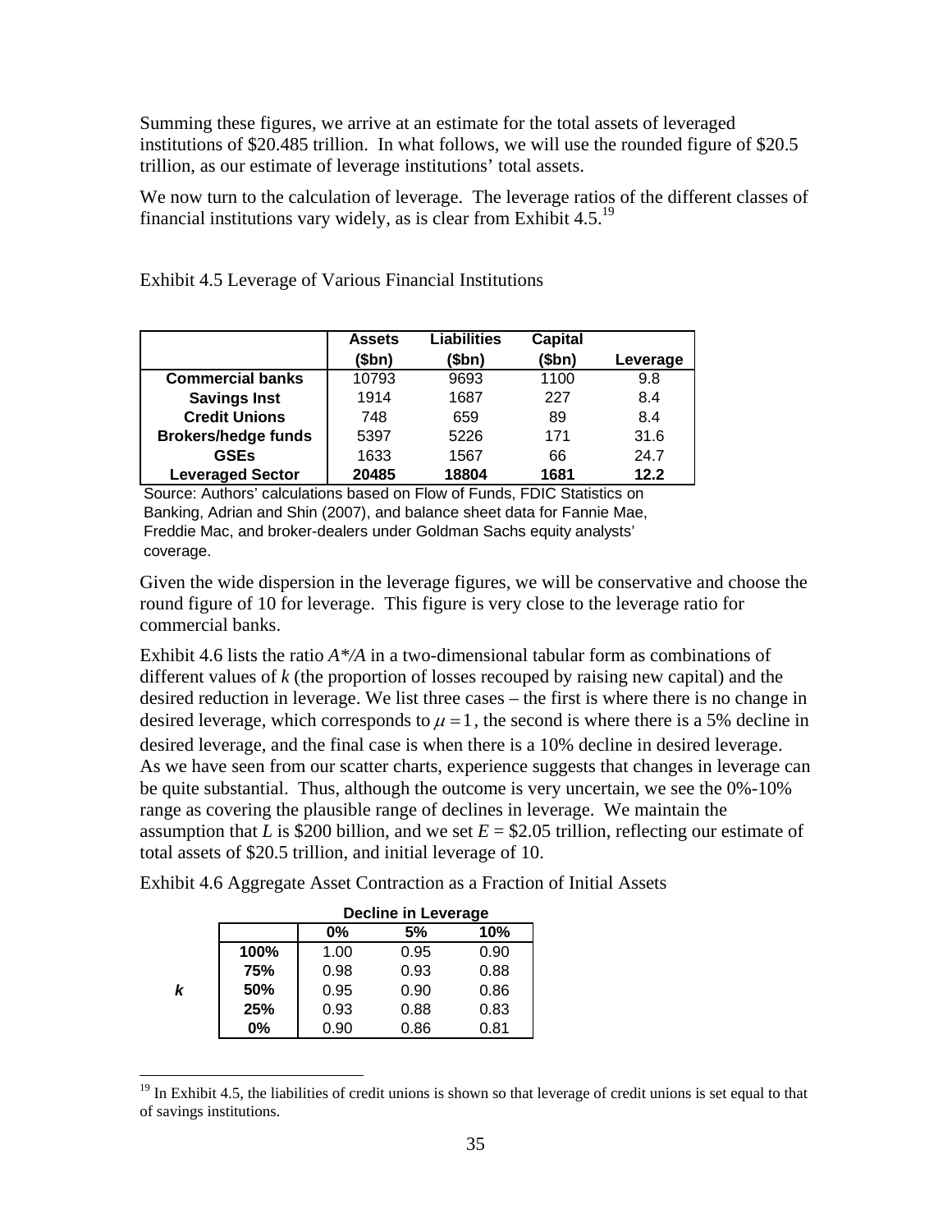Summing these figures, we arrive at an estimate for the total assets of leveraged institutions of \$20.485 trillion. In what follows, we will use the rounded figure of \$20.5 trillion, as our estimate of leverage institutions' total assets.

We now turn to the calculation of leverage. The leverage ratios of the different classes of financial institutions vary widely, as is clear from Exhibit 4.5.[19]

Exhibit 4.5 Leverage of Various Financial Institutions

| | Assets (\$bn) | Liabilities (\$bn) | Capital (\$bn) | Leverage |
|---|---|---|---|---|
| **Commercial banks** | 10793 | 9693 | 1100 | 9.8 |
| **Savings Inst** | 1914 | 1687 | 227 | 8.4 |
| **Credit Unions** | 748 | 659 | 89 | 8.4 |
| **Brokers/hedge funds** | 5397 | 5226 | 171 | 31.6 |
| **GSEs** | 1633 | 1567 | 66 | 24.7 |
| **Leveraged Sector** | **20485** | **18804** | **1681** | **12.2** |

Source: Authors' calculations based on Flow of Funds, FDIC Statistics on Banking, Adrian and Shin (2007), and balance sheet data for Fannie Mae, Freddie Mac, and broker-dealers under Goldman Sachs equity analysts' coverage.

Given the wide dispersion in the leverage figures, we will be conservative and choose the round figure of 10 for leverage. This figure is very close to the leverage ratio for commercial banks.

Exhibit 4.6 lists the ratio $A^*/A$ in a two-dimensional tabular form as combinations of different values of $k$ (the proportion of losses recouped by raising new capital) and the desired reduction in leverage. We list three cases – the first is where there is no change in desired leverage, which corresponds to $\mu = 1$, the second is where there is a 5% decline in desired leverage, and the final case is when there is a 10% decline in desired leverage. As we have seen from our scatter charts, experience suggests that changes in leverage can be quite substantial. Thus, although the outcome is very uncertain, we see the 0%-10% range as covering the plausible range of declines in leverage. We maintain the assumption that $L$ is \$200 billion, and we set $E$ = \$2.05 trillion, reflecting our estimate of total assets of \$20.5 trillion, and initial leverage of 10.

Exhibit 4.6 Aggregate Asset Contraction as a Fraction of Initial Assets

| | | Decline in Leverage | | |
|---|---|---|---|---|
| | | **0%** | **5%** | **10%** |
| ***k*** | **100%** | 1.00 | 0.95 | 0.90 |
| | **75%** | 0.98 | 0.93 | 0.88 |
| | **50%** | 0.95 | 0.90 | 0.86 |
| | **25%** | 0.93 | 0.88 | 0.83 |
| | **0%** | 0.90 | 0.86 | 0.81 |

[19] In Exhibit 4.5, the liabilities of credit unions is shown so that leverage of credit unions is set equal to that of savings institutions.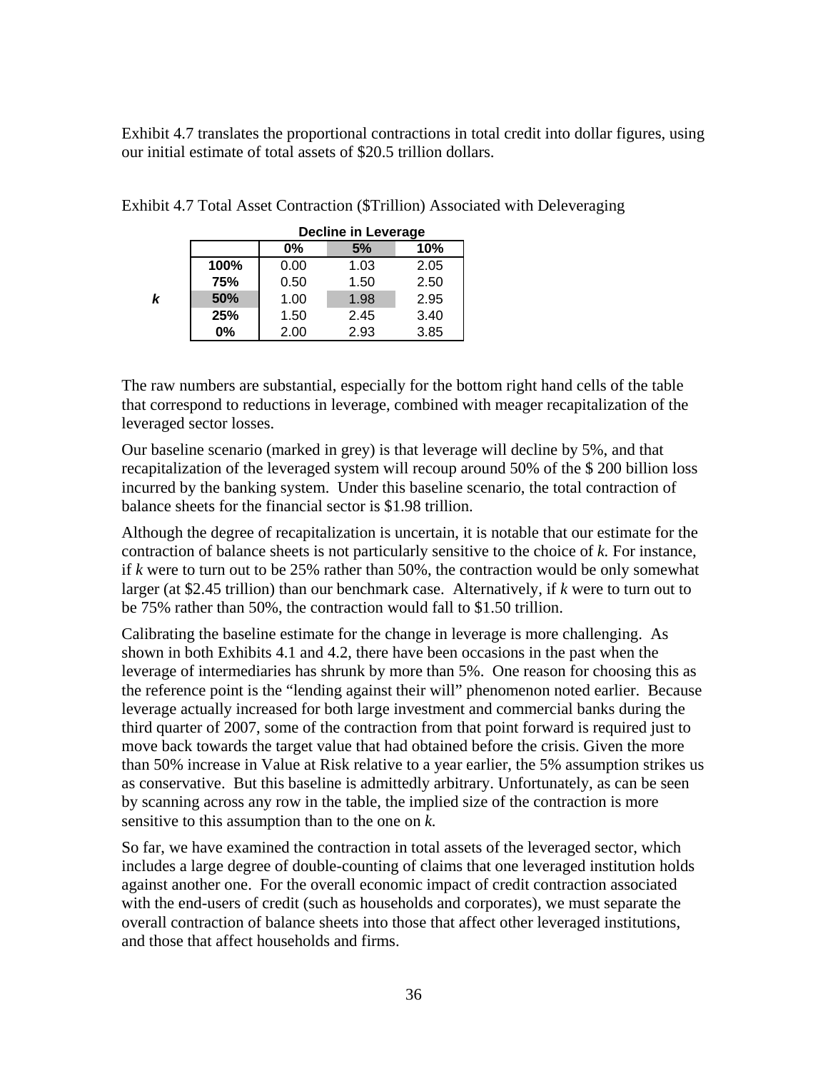Exhibit 4.7 translates the proportional contractions in total credit into dollar figures, using our initial estimate of total assets of $20.5 trillion dollars.

Exhibit 4.7 Total Asset Contraction ($Trillion) Associated with Deleveraging

| | | **Decline in Leverage** | | |
|---|---|---|---|---|
| | | **0%** | **5%** | **10%** |
| | **100%** | 0.00 | 1.03 | 2.05 |
| | **75%** | 0.50 | 1.50 | 2.50 |
| ***k*** | **50%** | 1.00 | 1.98 | 2.95 |
| | **25%** | 1.50 | 2.45 | 3.40 |
| | **0%** | 2.00 | 2.93 | 3.85 |

The raw numbers are substantial, especially for the bottom right hand cells of the table that correspond to reductions in leverage, combined with meager recapitalization of the leveraged sector losses.

Our baseline scenario (marked in grey) is that leverage will decline by 5%, and that recapitalization of the leveraged system will recoup around 50% of the $ 200 billion loss incurred by the banking system. Under this baseline scenario, the total contraction of balance sheets for the financial sector is $1.98 trillion.

Although the degree of recapitalization is uncertain, it is notable that our estimate for the contraction of balance sheets is not particularly sensitive to the choice of *k.* For instance, if *k* were to turn out to be 25% rather than 50%, the contraction would be only somewhat larger (at $2.45 trillion) than our benchmark case. Alternatively, if *k* were to turn out to be 75% rather than 50%, the contraction would fall to $1.50 trillion.

Calibrating the baseline estimate for the change in leverage is more challenging. As shown in both Exhibits 4.1 and 4.2, there have been occasions in the past when the leverage of intermediaries has shrunk by more than 5%. One reason for choosing this as the reference point is the "lending against their will" phenomenon noted earlier. Because leverage actually increased for both large investment and commercial banks during the third quarter of 2007, some of the contraction from that point forward is required just to move back towards the target value that had obtained before the crisis. Given the more than 50% increase in Value at Risk relative to a year earlier, the 5% assumption strikes us as conservative. But this baseline is admittedly arbitrary. Unfortunately, as can be seen by scanning across any row in the table, the implied size of the contraction is more sensitive to this assumption than to the one on *k.*

So far, we have examined the contraction in total assets of the leveraged sector, which includes a large degree of double-counting of claims that one leveraged institution holds against another one. For the overall economic impact of credit contraction associated with the end-users of credit (such as households and corporates), we must separate the overall contraction of balance sheets into those that affect other leveraged institutions, and those that affect households and firms.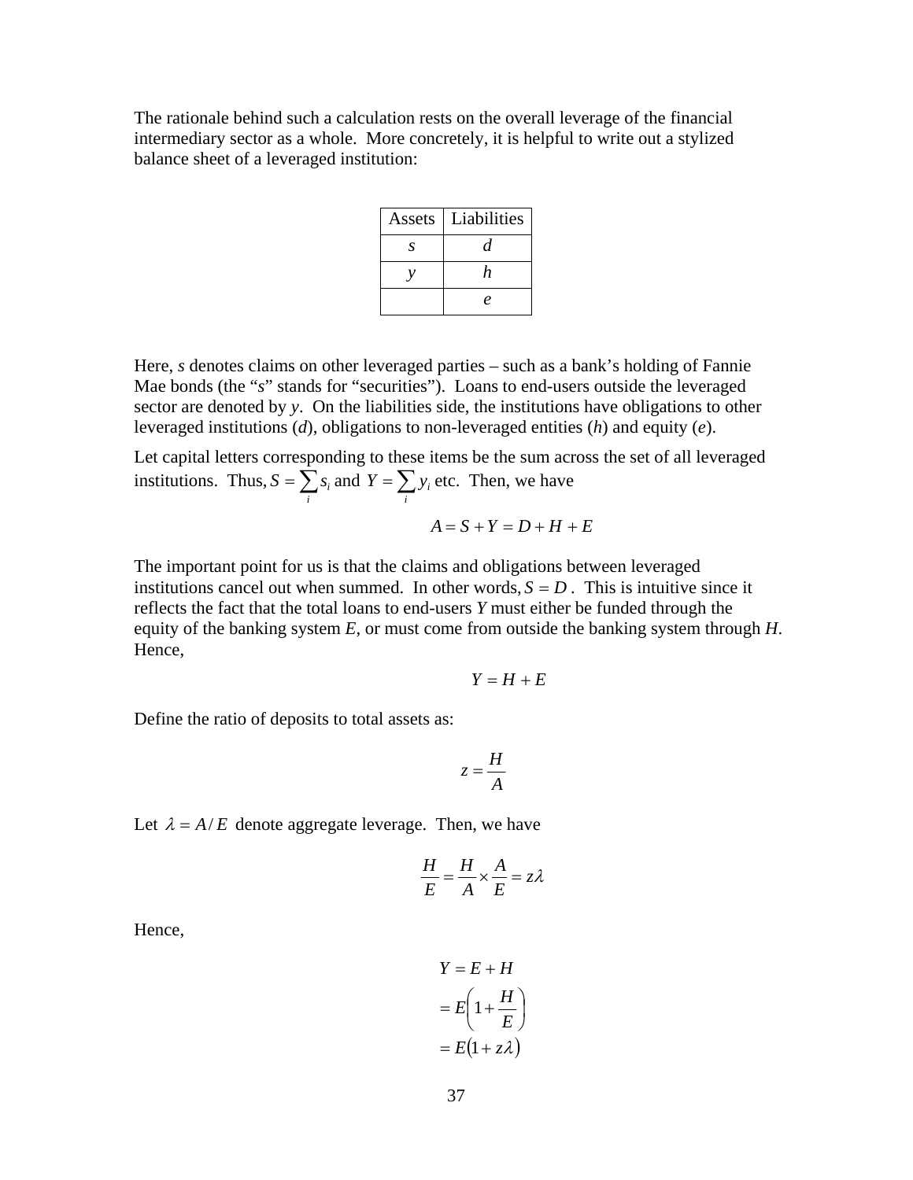The rationale behind such a calculation rests on the overall leverage of the financial intermediary sector as a whole. More concretely, it is helpful to write out a stylized balance sheet of a leveraged institution:

| Assets | Liabilities |
|---|---|
| $s$ | $d$ |
| $y$ | $h$ |
| | $e$ |

Here, $s$ denotes claims on other leveraged parties – such as a bank's holding of Fannie Mae bonds (the "$s$" stands for "securities"). Loans to end-users outside the leveraged sector are denoted by $y$. On the liabilities side, the institutions have obligations to other leveraged institutions ($d$), obligations to non-leveraged entities ($h$) and equity ($e$).

Let capital letters corresponding to these items be the sum across the set of all leveraged institutions. Thus, $S = \sum_i s_i$ and $Y = \sum_i y_i$ etc. Then, we have

$$A = S + Y = D + H + E$$

The important point for us is that the claims and obligations between leveraged institutions cancel out when summed. In other words, $S = D$. This is intuitive since it reflects the fact that the total loans to end-users $Y$ must either be funded through the equity of the banking system $E$, or must come from outside the banking system through $H$. Hence,

$$Y = H + E$$

Define the ratio of deposits to total assets as:

$$z = \frac{H}{A}$$

Let $\lambda = A/E$ denote aggregate leverage. Then, we have

$$\frac{H}{E} = \frac{H}{A} \times \frac{A}{E} = z\lambda$$

Hence,

$$\begin{aligned}
Y &= E + H \\
&= E\left(1 + \frac{H}{E}\right) \\
&= E(1 + z\lambda)
\end{aligned}$$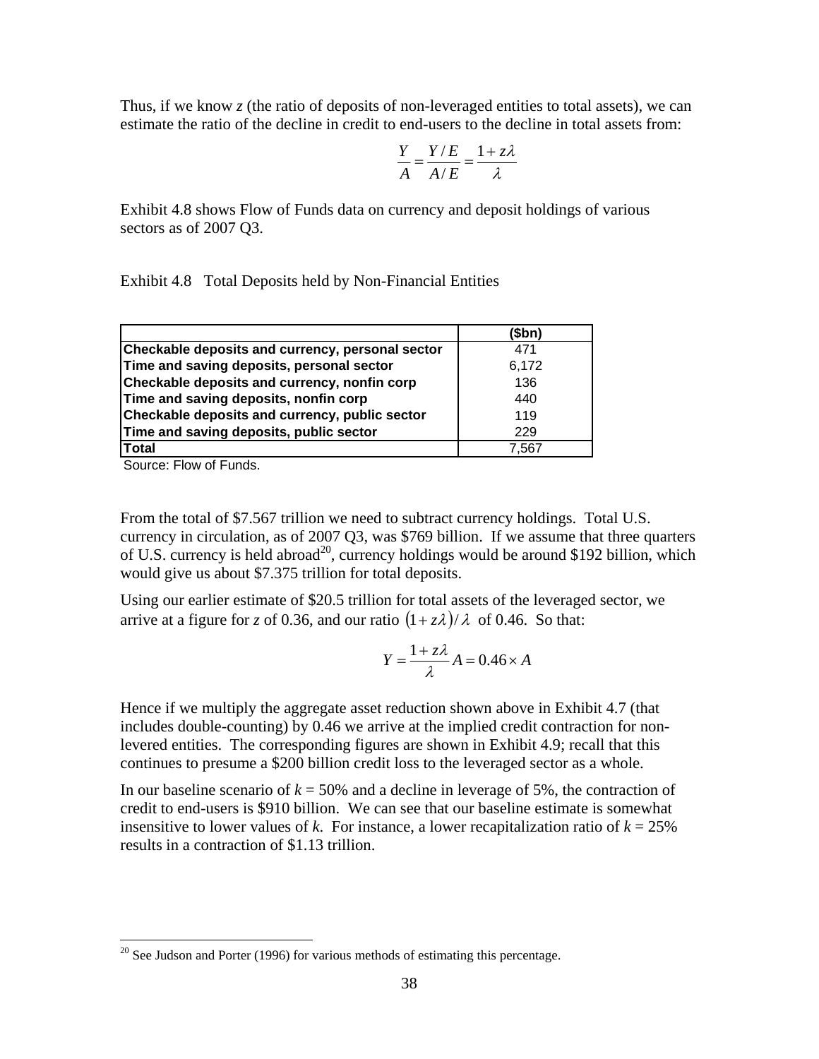Thus, if we know *z* (the ratio of deposits of non-leveraged entities to total assets), we can estimate the ratio of the decline in credit to end-users to the decline in total assets from:

$$\frac{Y}{A} = \frac{Y/E}{A/E} = \frac{1+z\lambda}{\lambda}$$

Exhibit 4.8 shows Flow of Funds data on currency and deposit holdings of various sectors as of 2007 Q3.

Exhibit 4.8 Total Deposits held by Non-Financial Entities

| | **(\$bn)** |
|---|---|
| **Checkable deposits and currency, personal sector** | 471 |
| **Time and saving deposits, personal sector** | 6,172 |
| **Checkable deposits and currency, nonfin corp** | 136 |
| **Time and saving deposits, nonfin corp** | 440 |
| **Checkable deposits and currency, public sector** | 119 |
| **Time and saving deposits, public sector** | 229 |
| **Total** | 7,567 |

Source: Flow of Funds.

From the total of \$7.567 trillion we need to subtract currency holdings. Total U.S. currency in circulation, as of 2007 Q3, was \$769 billion. If we assume that three quarters of U.S. currency is held abroad[20], currency holdings would be around \$192 billion, which would give us about \$7.375 trillion for total deposits.

Using our earlier estimate of \$20.5 trillion for total assets of the leveraged sector, we arrive at a figure for *z* of 0.36, and our ratio $(1+z\lambda)/\lambda$ of 0.46. So that:

$$Y = \frac{1+z\lambda}{\lambda} A = 0.46 \times A$$

Hence if we multiply the aggregate asset reduction shown above in Exhibit 4.7 (that includes double-counting) by 0.46 we arrive at the implied credit contraction for non-levered entities. The corresponding figures are shown in Exhibit 4.9; recall that this continues to presume a \$200 billion credit loss to the leveraged sector as a whole.

In our baseline scenario of $k = 50\%$ and a decline in leverage of 5%, the contraction of credit to end-users is \$910 billion. We can see that our baseline estimate is somewhat insensitive to lower values of *k*. For instance, a lower recapitalization ratio of $k = 25\%$ results in a contraction of \$1.13 trillion.

[20] See Judson and Porter (1996) for various methods of estimating this percentage.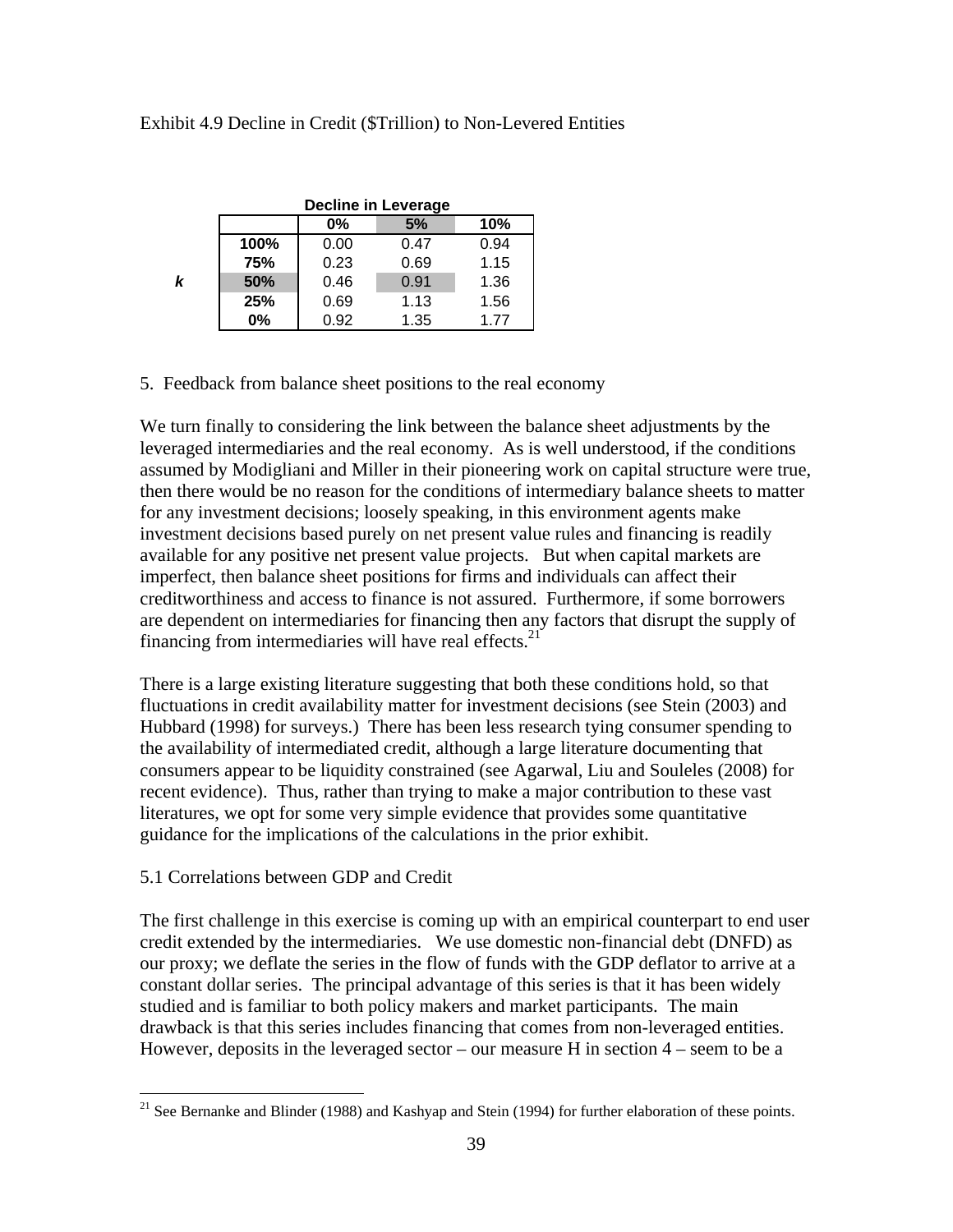Exhibit 4.9 Decline in Credit ($Trillion) to Non-Levered Entities

| | | Decline in Leverage | | |
|---|---|---|---|---|
| | | **0%** | **5%** | **10%** |
| ***k*** | **100%** | 0.00 | 0.47 | 0.94 |
| | **75%** | 0.23 | 0.69 | 1.15 |
| | **50%** | 0.46 | 0.91 | 1.36 |
| | **25%** | 0.69 | 1.13 | 1.56 |
| | **0%** | 0.92 | 1.35 | 1.77 |

5. Feedback from balance sheet positions to the real economy

We turn finally to considering the link between the balance sheet adjustments by the leveraged intermediaries and the real economy. As is well understood, if the conditions assumed by Modigliani and Miller in their pioneering work on capital structure were true, then there would be no reason for the conditions of intermediary balance sheets to matter for any investment decisions; loosely speaking, in this environment agents make investment decisions based purely on net present value rules and financing is readily available for any positive net present value projects. But when capital markets are imperfect, then balance sheet positions for firms and individuals can affect their creditworthiness and access to finance is not assured. Furthermore, if some borrowers are dependent on intermediaries for financing then any factors that disrupt the supply of financing from intermediaries will have real effects.[21]

There is a large existing literature suggesting that both these conditions hold, so that fluctuations in credit availability matter for investment decisions (see Stein (2003) and Hubbard (1998) for surveys.) There has been less research tying consumer spending to the availability of intermediated credit, although a large literature documenting that consumers appear to be liquidity constrained (see Agarwal, Liu and Souleles (2008) for recent evidence). Thus, rather than trying to make a major contribution to these vast literatures, we opt for some very simple evidence that provides some quantitative guidance for the implications of the calculations in the prior exhibit.

5.1 Correlations between GDP and Credit

The first challenge in this exercise is coming up with an empirical counterpart to end user credit extended by the intermediaries. We use domestic non-financial debt (DNFD) as our proxy; we deflate the series in the flow of funds with the GDP deflator to arrive at a constant dollar series. The principal advantage of this series is that it has been widely studied and is familiar to both policy makers and market participants. The main drawback is that this series includes financing that comes from non-leveraged entities. However, deposits in the leveraged sector – our measure H in section 4 – seem to be a

[21] See Bernanke and Blinder (1988) and Kashyap and Stein (1994) for further elaboration of these points.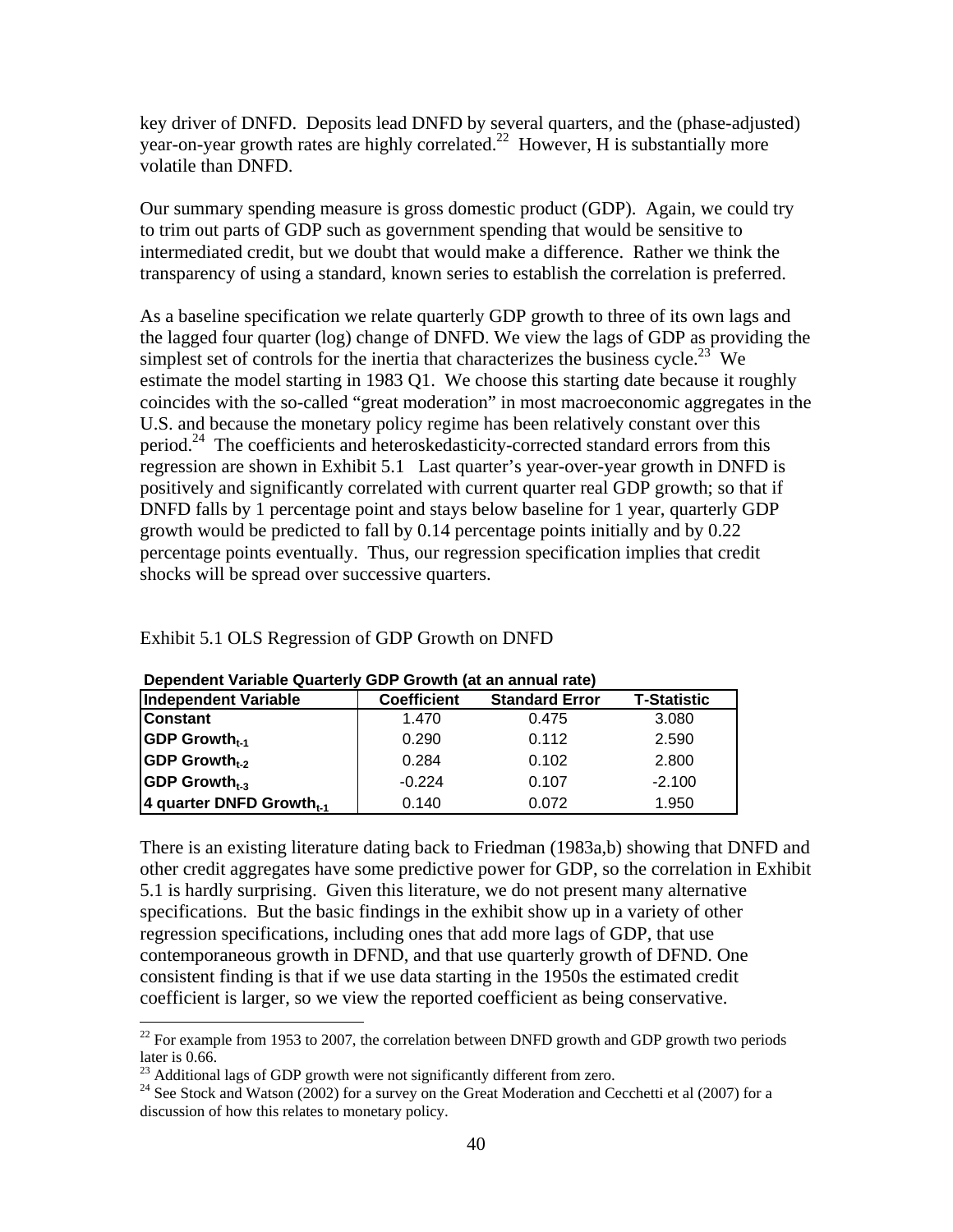key driver of DNFD. Deposits lead DNFD by several quarters, and the (phase-adjusted) year-on-year growth rates are highly correlated.[22] However, H is substantially more volatile than DNFD.

Our summary spending measure is gross domestic product (GDP). Again, we could try to trim out parts of GDP such as government spending that would be sensitive to intermediated credit, but we doubt that would make a difference. Rather we think the transparency of using a standard, known series to establish the correlation is preferred.

As a baseline specification we relate quarterly GDP growth to three of its own lags and the lagged four quarter (log) change of DNFD. We view the lags of GDP as providing the simplest set of controls for the inertia that characterizes the business cycle.[23] We estimate the model starting in 1983 Q1. We choose this starting date because it roughly coincides with the so-called "great moderation" in most macroeconomic aggregates in the U.S. and because the monetary policy regime has been relatively constant over this period.[24] The coefficients and heteroskedasticity-corrected standard errors from this regression are shown in Exhibit 5.1 Last quarter's year-over-year growth in DNFD is positively and significantly correlated with current quarter real GDP growth; so that if DNFD falls by 1 percentage point and stays below baseline for 1 year, quarterly GDP growth would be predicted to fall by 0.14 percentage points initially and by 0.22 percentage points eventually. Thus, our regression specification implies that credit shocks will be spread over successive quarters.

Exhibit 5.1 OLS Regression of GDP Growth on DNFD

**Dependent Variable Quarterly GDP Growth (at an annual rate)**

| Independent Variable | Coefficient | Standard Error | T-Statistic |
|---|---|---|---|
| **Constant** | 1.470 | 0.475 | 3.080 |
| **GDP Growth$_{t-1}$** | 0.290 | 0.112 | 2.590 |
| **GDP Growth$_{t-2}$** | 0.284 | 0.102 | 2.800 |
| **GDP Growth$_{t-3}$** | -0.224 | 0.107 | -2.100 |
| **4 quarter DNFD Growth$_{t-1}$** | 0.140 | 0.072 | 1.950 |

There is an existing literature dating back to Friedman (1983a,b) showing that DNFD and other credit aggregates have some predictive power for GDP, so the correlation in Exhibit 5.1 is hardly surprising. Given this literature, we do not present many alternative specifications. But the basic findings in the exhibit show up in a variety of other regression specifications, including ones that add more lags of GDP, that use contemporaneous growth in DFND, and that use quarterly growth of DFND. One consistent finding is that if we use data starting in the 1950s the estimated credit coefficient is larger, so we view the reported coefficient as being conservative.

[22] For example from 1953 to 2007, the correlation between DNFD growth and GDP growth two periods later is 0.66.

[23] Additional lags of GDP growth were not significantly different from zero.

[24] See Stock and Watson (2002) for a survey on the Great Moderation and Cecchetti et al (2007) for a discussion of how this relates to monetary policy.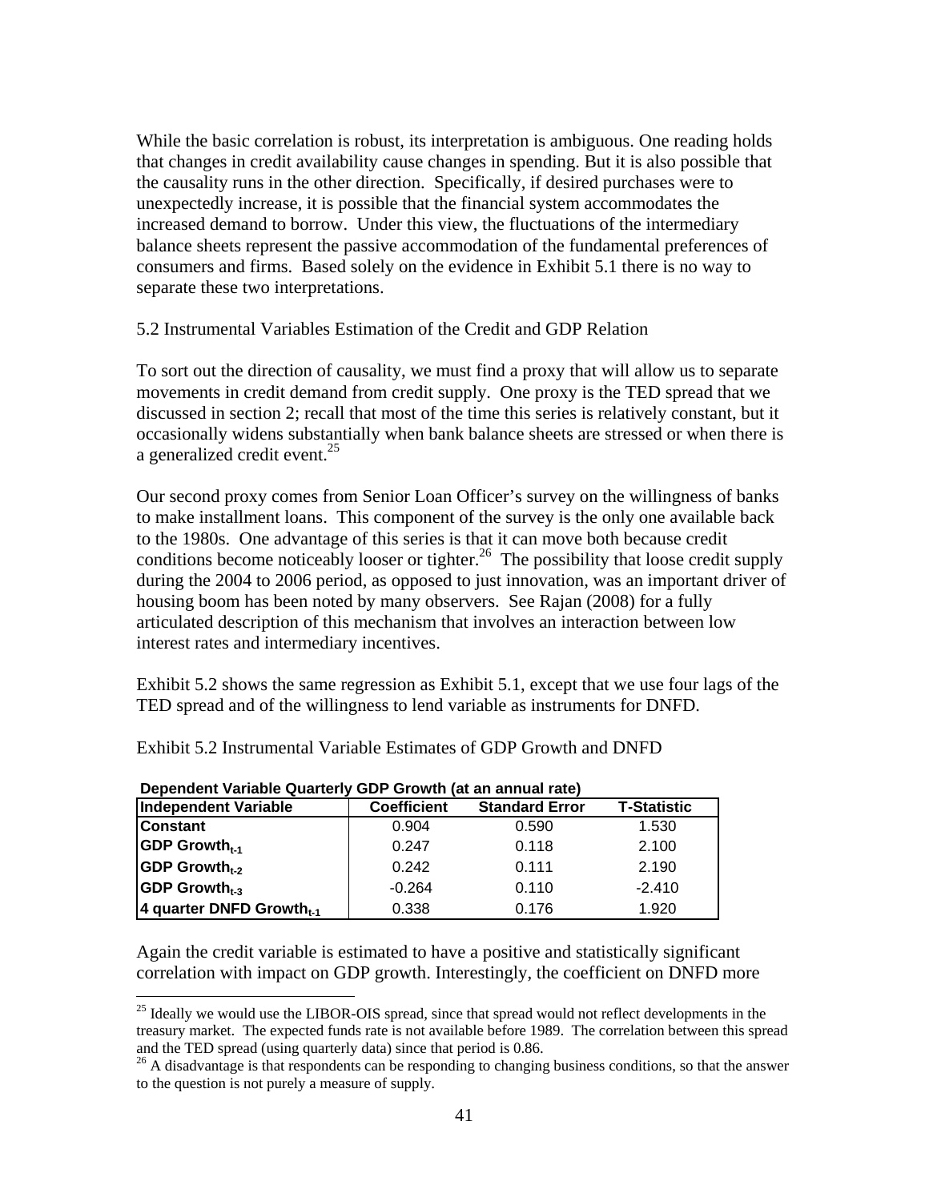While the basic correlation is robust, its interpretation is ambiguous. One reading holds that changes in credit availability cause changes in spending. But it is also possible that the causality runs in the other direction. Specifically, if desired purchases were to unexpectedly increase, it is possible that the financial system accommodates the increased demand to borrow. Under this view, the fluctuations of the intermediary balance sheets represent the passive accommodation of the fundamental preferences of consumers and firms. Based solely on the evidence in Exhibit 5.1 there is no way to separate these two interpretations.

## 5.2 Instrumental Variables Estimation of the Credit and GDP Relation

To sort out the direction of causality, we must find a proxy that will allow us to separate movements in credit demand from credit supply. One proxy is the TED spread that we discussed in section 2; recall that most of the time this series is relatively constant, but it occasionally widens substantially when bank balance sheets are stressed or when there is a generalized credit event.[25]

Our second proxy comes from Senior Loan Officer's survey on the willingness of banks to make installment loans. This component of the survey is the only one available back to the 1980s. One advantage of this series is that it can move both because credit conditions become noticeably looser or tighter.[26] The possibility that loose credit supply during the 2004 to 2006 period, as opposed to just innovation, was an important driver of housing boom has been noted by many observers. See Rajan (2008) for a fully articulated description of this mechanism that involves an interaction between low interest rates and intermediary incentives.

Exhibit 5.2 shows the same regression as Exhibit 5.1, except that we use four lags of the TED spread and of the willingness to lend variable as instruments for DNFD.

Exhibit 5.2 Instrumental Variable Estimates of GDP Growth and DNFD

**Dependent Variable Quarterly GDP Growth (at an annual rate)**

| Independent Variable | Coefficient | Standard Error | T-Statistic |
|---|---|---|---|
| **Constant** | 0.904 | 0.590 | 1.530 |
| **GDP Growth$_{t-1}$** | 0.247 | 0.118 | 2.100 |
| **GDP Growth$_{t-2}$** | 0.242 | 0.111 | 2.190 |
| **GDP Growth$_{t-3}$** | -0.264 | 0.110 | -2.410 |
| **4 quarter DNFD Growth$_{t-1}$** | 0.338 | 0.176 | 1.920 |

Again the credit variable is estimated to have a positive and statistically significant correlation with impact on GDP growth. Interestingly, the coefficient on DNFD more

[25] Ideally we would use the LIBOR-OIS spread, since that spread would not reflect developments in the treasury market. The expected funds rate is not available before 1989. The correlation between this spread and the TED spread (using quarterly data) since that period is 0.86.

[26] A disadvantage is that respondents can be responding to changing business conditions, so that the answer to the question is not purely a measure of supply.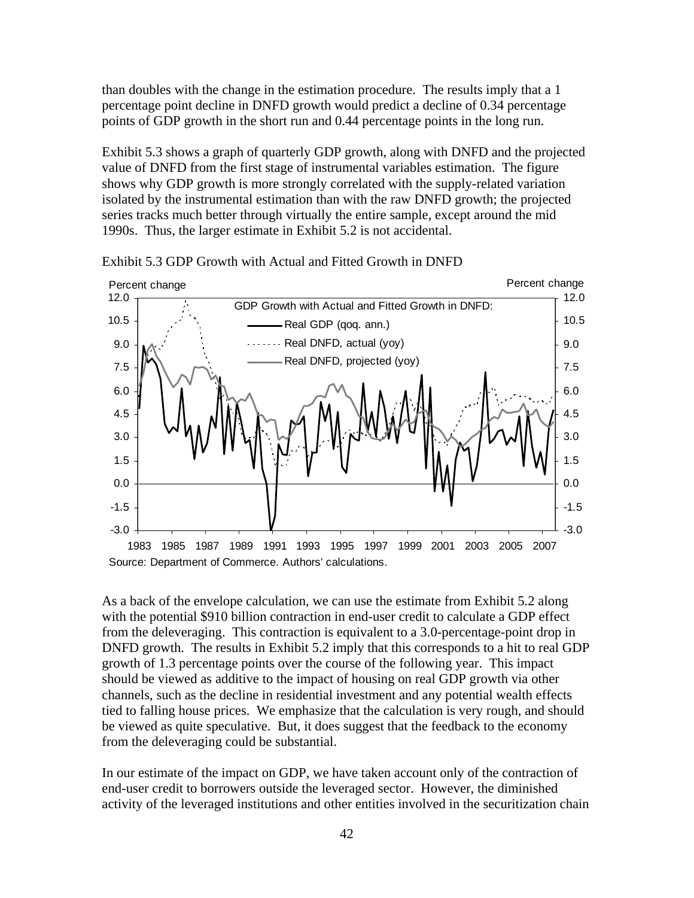than doubles with the change in the estimation procedure. The results imply that a 1 percentage point decline in DNFD growth would predict a decline of 0.34 percentage points of GDP growth in the short run and 0.44 percentage points in the long run.

Exhibit 5.3 shows a graph of quarterly GDP growth, along with DNFD and the projected value of DNFD from the first stage of instrumental variables estimation. The figure shows why GDP growth is more strongly correlated with the supply-related variation isolated by the instrumental estimation than with the raw DNFD growth; the projected series tracks much better through virtually the entire sample, except around the mid 1990s. Thus, the larger estimate in Exhibit 5.2 is not accidental.

Exhibit 5.3 GDP Growth with Actual and Fitted Growth in DNFD

Source: Department of Commerce. Authors' calculations.

As a back of the envelope calculation, we can use the estimate from Exhibit 5.2 along with the potential $910 billion contraction in end-user credit to calculate a GDP effect from the deleveraging. This contraction is equivalent to a 3.0-percentage-point drop in DNFD growth. The results in Exhibit 5.2 imply that this corresponds to a hit to real GDP growth of 1.3 percentage points over the course of the following year. This impact should be viewed as additive to the impact of housing on real GDP growth via other channels, such as the decline in residential investment and any potential wealth effects tied to falling house prices. We emphasize that the calculation is very rough, and should be viewed as quite speculative. But, it does suggest that the feedback to the economy from the deleveraging could be substantial.

In our estimate of the impact on GDP, we have taken account only of the contraction of end-user credit to borrowers outside the leveraged sector. However, the diminished activity of the leveraged institutions and other entities involved in the securitization chain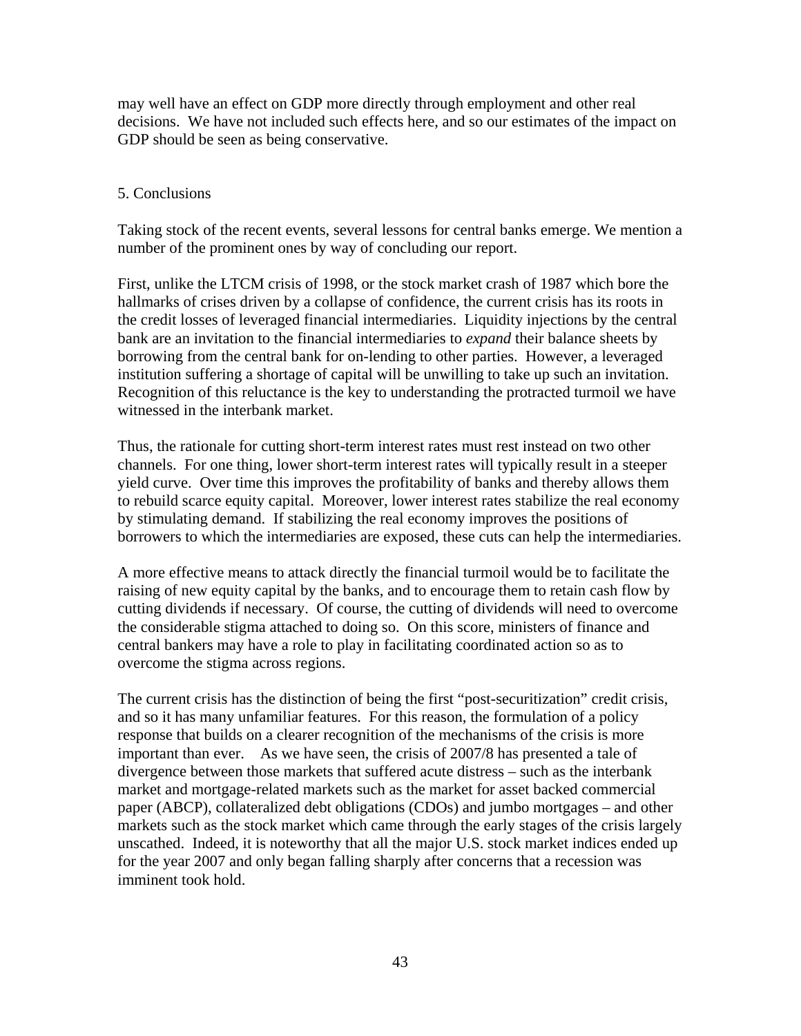may well have an effect on GDP more directly through employment and other real decisions. We have not included such effects here, and so our estimates of the impact on GDP should be seen as being conservative.

## 5. Conclusions

Taking stock of the recent events, several lessons for central banks emerge. We mention a number of the prominent ones by way of concluding our report.

First, unlike the LTCM crisis of 1998, or the stock market crash of 1987 which bore the hallmarks of crises driven by a collapse of confidence, the current crisis has its roots in the credit losses of leveraged financial intermediaries. Liquidity injections by the central bank are an invitation to the financial intermediaries to *expand* their balance sheets by borrowing from the central bank for on-lending to other parties. However, a leveraged institution suffering a shortage of capital will be unwilling to take up such an invitation. Recognition of this reluctance is the key to understanding the protracted turmoil we have witnessed in the interbank market.

Thus, the rationale for cutting short-term interest rates must rest instead on two other channels. For one thing, lower short-term interest rates will typically result in a steeper yield curve. Over time this improves the profitability of banks and thereby allows them to rebuild scarce equity capital. Moreover, lower interest rates stabilize the real economy by stimulating demand. If stabilizing the real economy improves the positions of borrowers to which the intermediaries are exposed, these cuts can help the intermediaries.

A more effective means to attack directly the financial turmoil would be to facilitate the raising of new equity capital by the banks, and to encourage them to retain cash flow by cutting dividends if necessary. Of course, the cutting of dividends will need to overcome the considerable stigma attached to doing so. On this score, ministers of finance and central bankers may have a role to play in facilitating coordinated action so as to overcome the stigma across regions.

The current crisis has the distinction of being the first "post-securitization" credit crisis, and so it has many unfamiliar features. For this reason, the formulation of a policy response that builds on a clearer recognition of the mechanisms of the crisis is more important than ever. As we have seen, the crisis of 2007/8 has presented a tale of divergence between those markets that suffered acute distress – such as the interbank market and mortgage-related markets such as the market for asset backed commercial paper (ABCP), collateralized debt obligations (CDOs) and jumbo mortgages – and other markets such as the stock market which came through the early stages of the crisis largely unscathed. Indeed, it is noteworthy that all the major U.S. stock market indices ended up for the year 2007 and only began falling sharply after concerns that a recession was imminent took hold.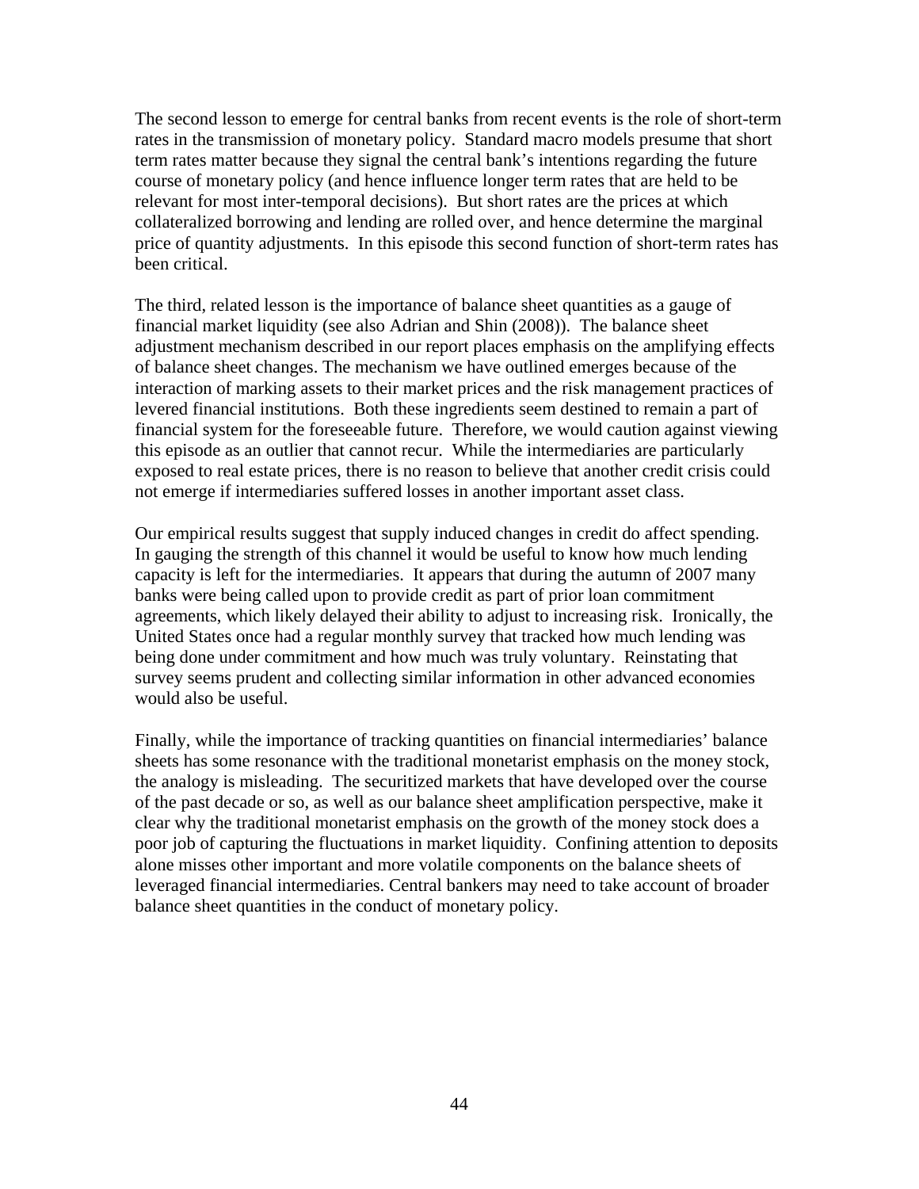The second lesson to emerge for central banks from recent events is the role of short-term rates in the transmission of monetary policy. Standard macro models presume that short term rates matter because they signal the central bank's intentions regarding the future course of monetary policy (and hence influence longer term rates that are held to be relevant for most inter-temporal decisions). But short rates are the prices at which collateralized borrowing and lending are rolled over, and hence determine the marginal price of quantity adjustments. In this episode this second function of short-term rates has been critical.

The third, related lesson is the importance of balance sheet quantities as a gauge of financial market liquidity (see also Adrian and Shin (2008)). The balance sheet adjustment mechanism described in our report places emphasis on the amplifying effects of balance sheet changes. The mechanism we have outlined emerges because of the interaction of marking assets to their market prices and the risk management practices of levered financial institutions. Both these ingredients seem destined to remain a part of financial system for the foreseeable future. Therefore, we would caution against viewing this episode as an outlier that cannot recur. While the intermediaries are particularly exposed to real estate prices, there is no reason to believe that another credit crisis could not emerge if intermediaries suffered losses in another important asset class.

Our empirical results suggest that supply induced changes in credit do affect spending. In gauging the strength of this channel it would be useful to know how much lending capacity is left for the intermediaries. It appears that during the autumn of 2007 many banks were being called upon to provide credit as part of prior loan commitment agreements, which likely delayed their ability to adjust to increasing risk. Ironically, the United States once had a regular monthly survey that tracked how much lending was being done under commitment and how much was truly voluntary. Reinstating that survey seems prudent and collecting similar information in other advanced economies would also be useful.

Finally, while the importance of tracking quantities on financial intermediaries' balance sheets has some resonance with the traditional monetarist emphasis on the money stock, the analogy is misleading. The securitized markets that have developed over the course of the past decade or so, as well as our balance sheet amplification perspective, make it clear why the traditional monetarist emphasis on the growth of the money stock does a poor job of capturing the fluctuations in market liquidity. Confining attention to deposits alone misses other important and more volatile components on the balance sheets of leveraged financial intermediaries. Central bankers may need to take account of broader balance sheet quantities in the conduct of monetary policy.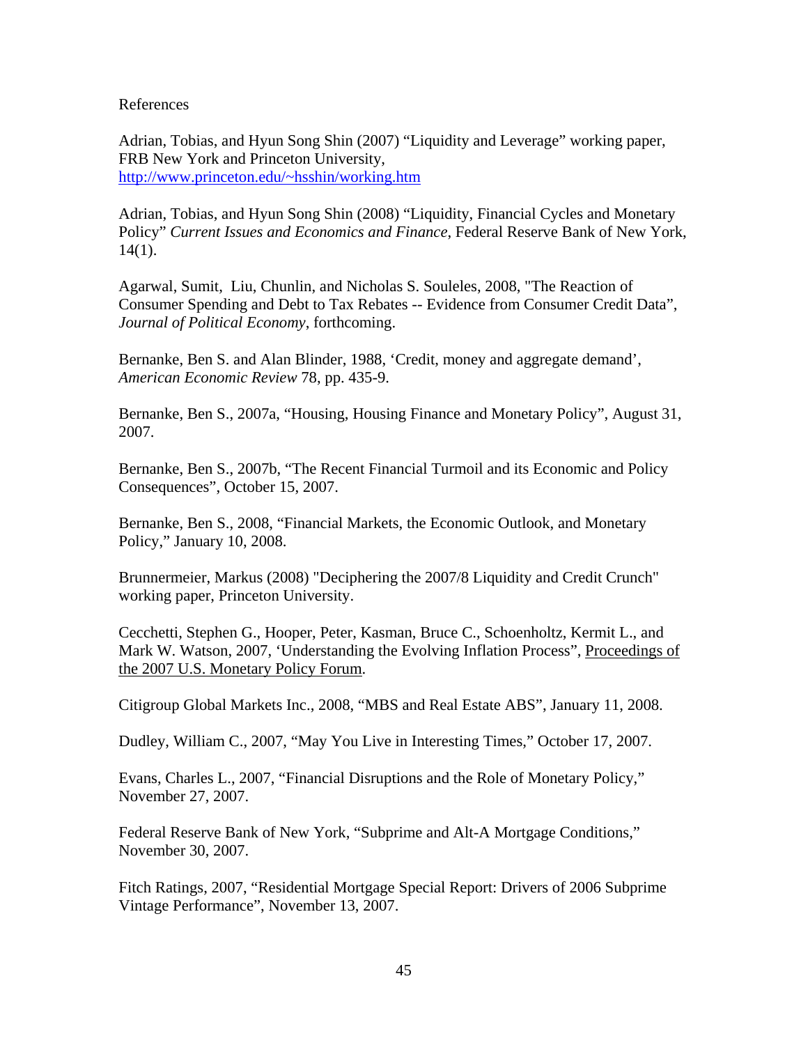References

Adrian, Tobias, and Hyun Song Shin (2007) "Liquidity and Leverage" working paper, FRB New York and Princeton University, http://www.princeton.edu/~hsshin/working.htm

Adrian, Tobias, and Hyun Song Shin (2008) "Liquidity, Financial Cycles and Monetary Policy" *Current Issues and Economics and Finance*, Federal Reserve Bank of New York, 14(1).

Agarwal, Sumit, Liu, Chunlin, and Nicholas S. Souleles, 2008, "The Reaction of Consumer Spending and Debt to Tax Rebates -- Evidence from Consumer Credit Data", *Journal of Political Economy*, forthcoming.

Bernanke, Ben S. and Alan Blinder, 1988, 'Credit, money and aggregate demand', *American Economic Review* 78, pp. 435-9.

Bernanke, Ben S., 2007a, "Housing, Housing Finance and Monetary Policy", August 31, 2007.

Bernanke, Ben S., 2007b, "The Recent Financial Turmoil and its Economic and Policy Consequences", October 15, 2007.

Bernanke, Ben S., 2008, "Financial Markets, the Economic Outlook, and Monetary Policy," January 10, 2008.

Brunnermeier, Markus (2008) "Deciphering the 2007/8 Liquidity and Credit Crunch" working paper, Princeton University.

Cecchetti, Stephen G., Hooper, Peter, Kasman, Bruce C., Schoenholtz, Kermit L., and Mark W. Watson, 2007, 'Understanding the Evolving Inflation Process", Proceedings of the 2007 U.S. Monetary Policy Forum.

Citigroup Global Markets Inc., 2008, "MBS and Real Estate ABS", January 11, 2008.

Dudley, William C., 2007, "May You Live in Interesting Times," October 17, 2007.

Evans, Charles L., 2007, "Financial Disruptions and the Role of Monetary Policy," November 27, 2007.

Federal Reserve Bank of New York, "Subprime and Alt-A Mortgage Conditions," November 30, 2007.

Fitch Ratings, 2007, "Residential Mortgage Special Report: Drivers of 2006 Subprime Vintage Performance", November 13, 2007.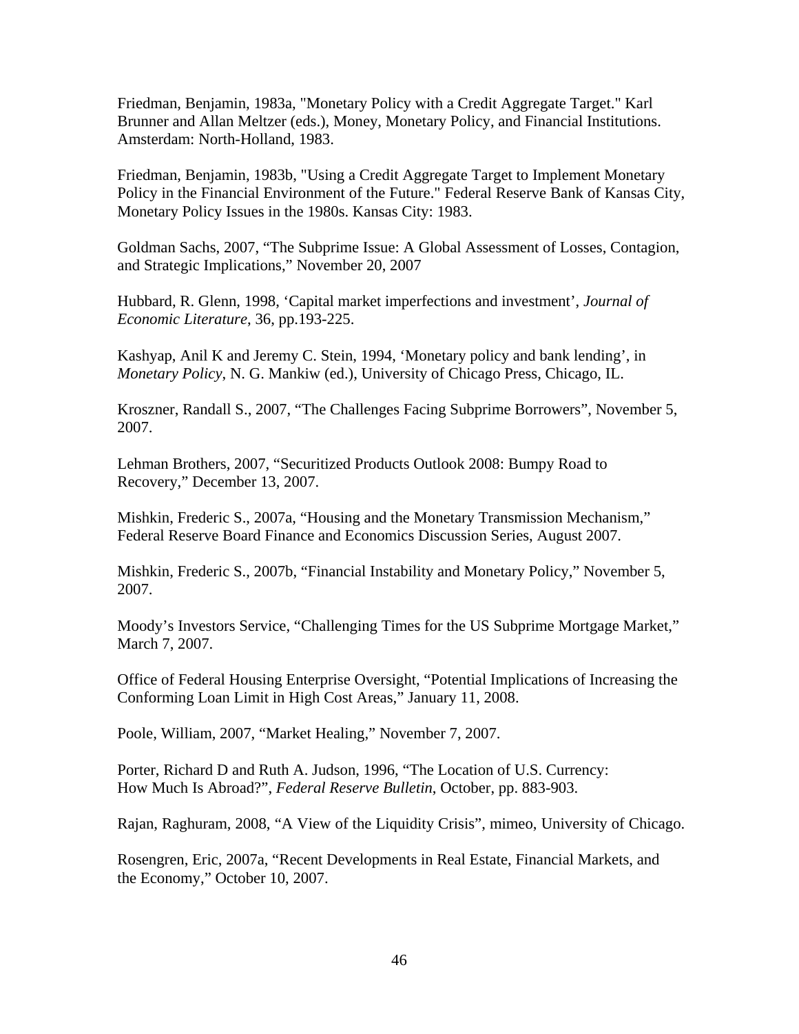Friedman, Benjamin, 1983a, "Monetary Policy with a Credit Aggregate Target." Karl Brunner and Allan Meltzer (eds.), Money, Monetary Policy, and Financial Institutions. Amsterdam: North-Holland, 1983.

Friedman, Benjamin, 1983b, "Using a Credit Aggregate Target to Implement Monetary Policy in the Financial Environment of the Future." Federal Reserve Bank of Kansas City, Monetary Policy Issues in the 1980s. Kansas City: 1983.

Goldman Sachs, 2007, "The Subprime Issue: A Global Assessment of Losses, Contagion, and Strategic Implications," November 20, 2007

Hubbard, R. Glenn, 1998, 'Capital market imperfections and investment', *Journal of Economic Literature*, 36, pp.193-225.

Kashyap, Anil K and Jeremy C. Stein, 1994, 'Monetary policy and bank lending', in *Monetary Policy*, N. G. Mankiw (ed.), University of Chicago Press, Chicago, IL.

Kroszner, Randall S., 2007, "The Challenges Facing Subprime Borrowers", November 5, 2007.

Lehman Brothers, 2007, "Securitized Products Outlook 2008: Bumpy Road to Recovery," December 13, 2007.

Mishkin, Frederic S., 2007a, "Housing and the Monetary Transmission Mechanism," Federal Reserve Board Finance and Economics Discussion Series, August 2007.

Mishkin, Frederic S., 2007b, "Financial Instability and Monetary Policy," November 5, 2007.

Moody's Investors Service, "Challenging Times for the US Subprime Mortgage Market," March 7, 2007.

Office of Federal Housing Enterprise Oversight, "Potential Implications of Increasing the Conforming Loan Limit in High Cost Areas," January 11, 2008.

Poole, William, 2007, "Market Healing," November 7, 2007.

Porter, Richard D and Ruth A. Judson, 1996, "The Location of U.S. Currency: How Much Is Abroad?", *Federal Reserve Bulletin*, October, pp. 883-903.

Rajan, Raghuram, 2008, "A View of the Liquidity Crisis", mimeo, University of Chicago.

Rosengren, Eric, 2007a, "Recent Developments in Real Estate, Financial Markets, and the Economy," October 10, 2007.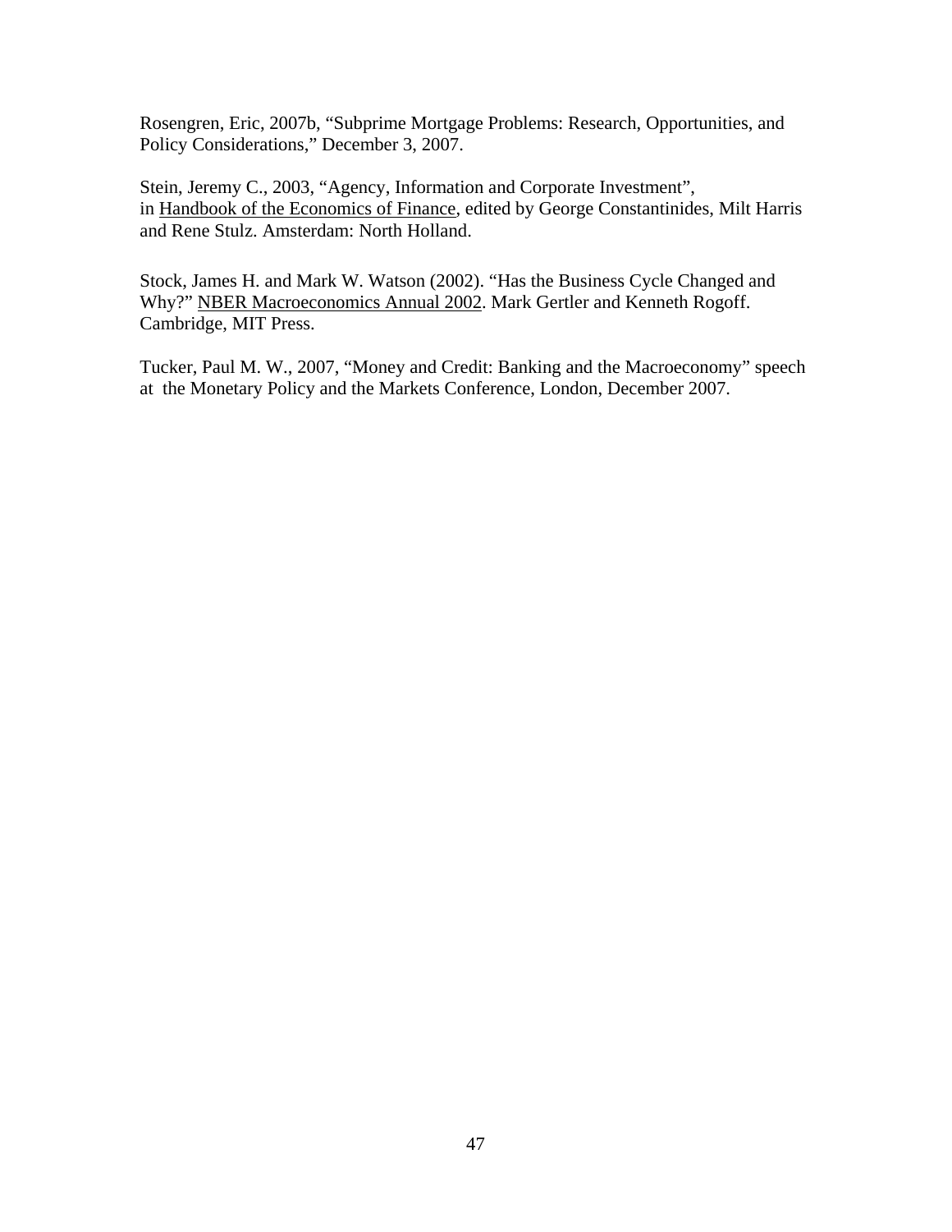Rosengren, Eric, 2007b, "Subprime Mortgage Problems: Research, Opportunities, and Policy Considerations," December 3, 2007.

Stein, Jeremy C., 2003, "Agency, Information and Corporate Investment", in Handbook of the Economics of Finance, edited by George Constantinides, Milt Harris and Rene Stulz. Amsterdam: North Holland.

Stock, James H. and Mark W. Watson (2002). "Has the Business Cycle Changed and Why?" NBER Macroeconomics Annual 2002. Mark Gertler and Kenneth Rogoff. Cambridge, MIT Press.

Tucker, Paul M. W., 2007, "Money and Credit: Banking and the Macroeconomy" speech at the Monetary Policy and the Markets Conference, London, December 2007.